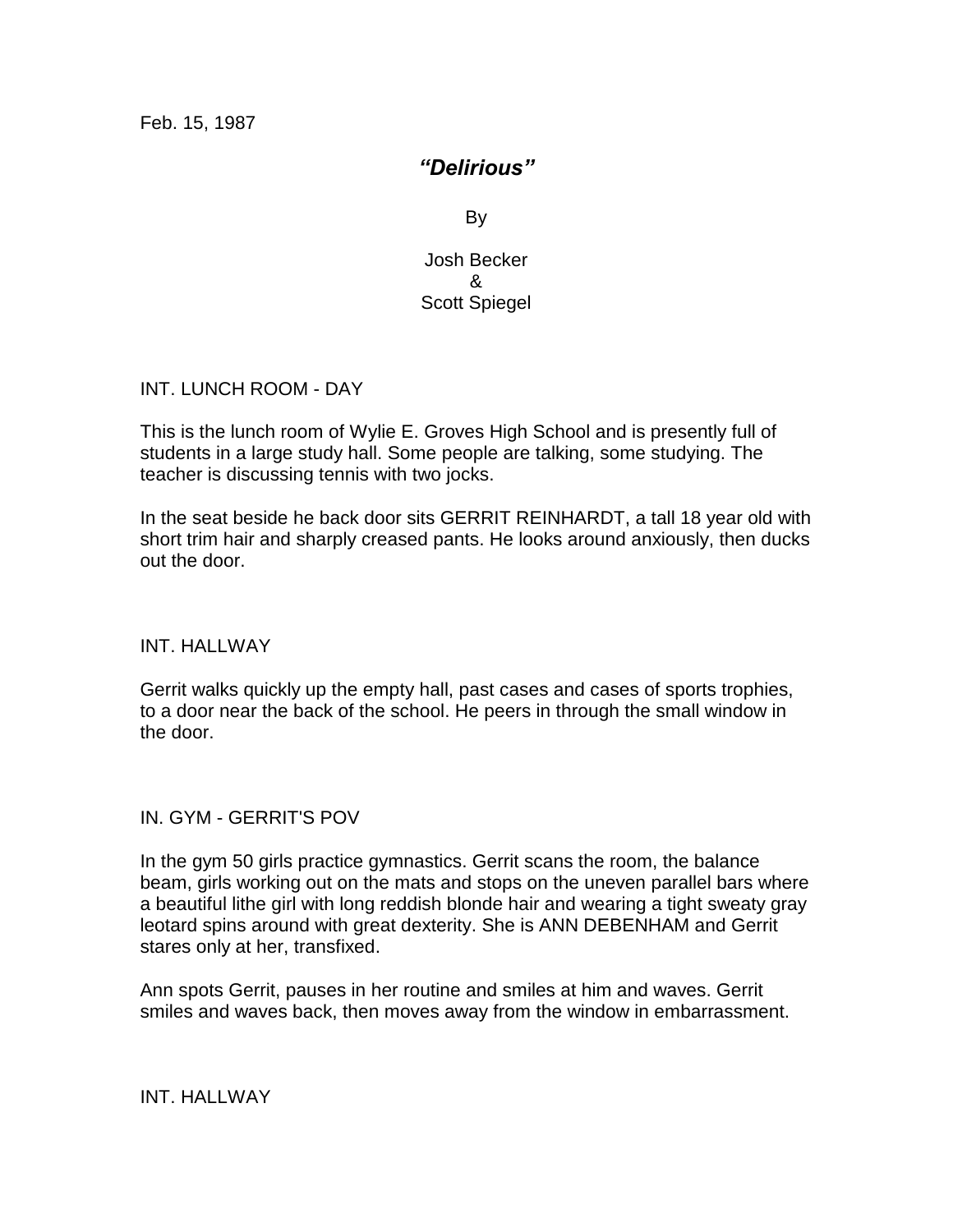Feb. 15, 1987

# *"Delirious"*

By

Josh Becker
&
Scott Spiegel

INT. LUNCH ROOM - DAY

This is the lunch room of Wylie E. Groves High School and is presently full of students in a large study hall. Some people are talking, some studying. The teacher is discussing tennis with two jocks.

In the seat beside he back door sits GERRIT REINHARDT, a tall 18 year old with short trim hair and sharply creased pants. He looks around anxiously, then ducks out the door.

INT. HALLWAY

Gerrit walks quickly up the empty hall, past cases and cases of sports trophies, to a door near the back of the school. He peers in through the small window in the door.

IN. GYM - GERRIT'S POV

In the gym 50 girls practice gymnastics. Gerrit scans the room, the balance beam, girls working out on the mats and stops on the uneven parallel bars where a beautiful lithe girl with long reddish blonde hair and wearing a tight sweaty gray leotard spins around with great dexterity. She is ANN DEBENHAM and Gerrit stares only at her, transfixed.

Ann spots Gerrit, pauses in her routine and smiles at him and waves. Gerrit smiles and waves back, then moves away from the window in embarrassment.

INT. HALLWAY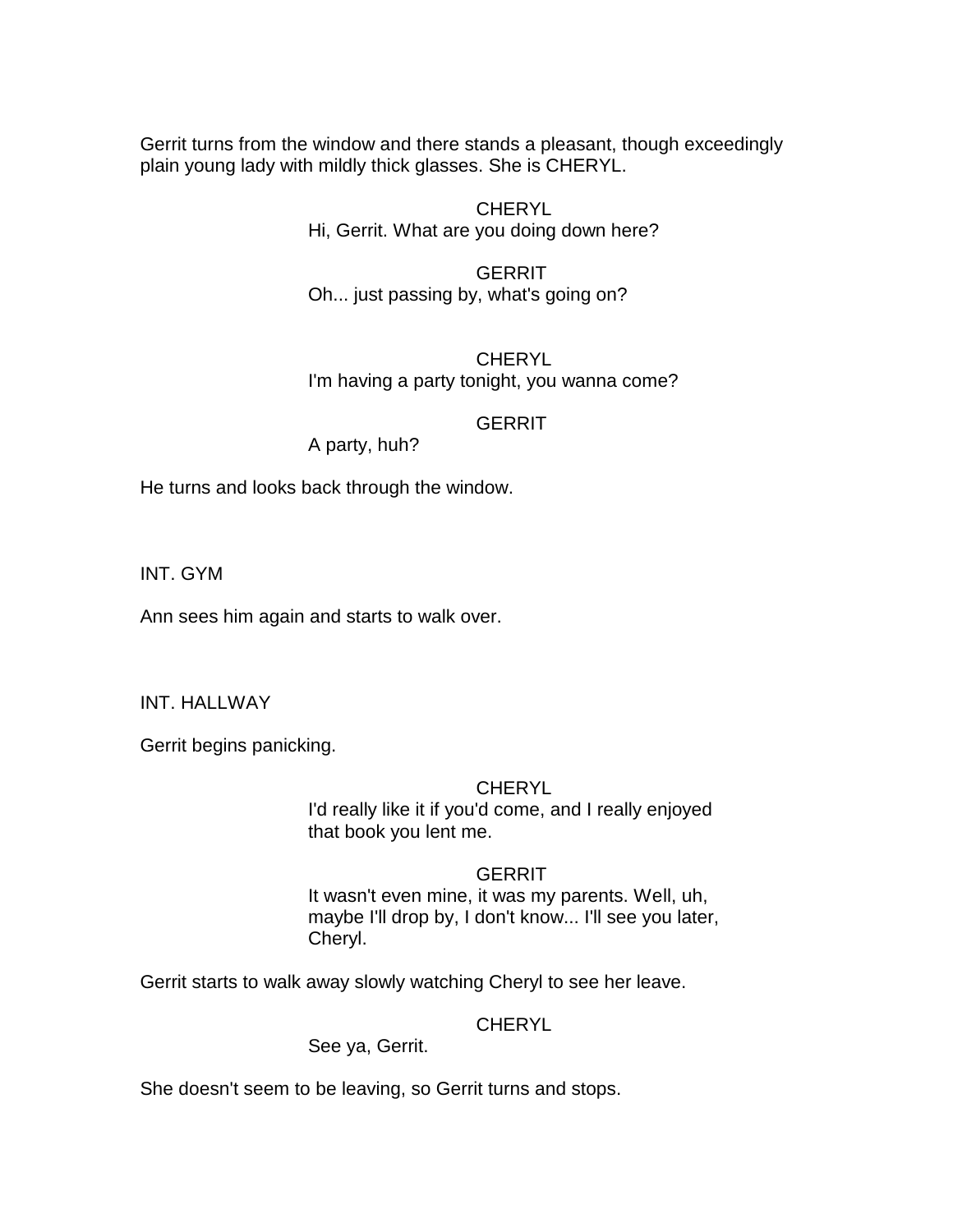Gerrit turns from the window and there stands a pleasant, though exceedingly plain young lady with mildly thick glasses. She is CHERYL.

CHERYL
Hi, Gerrit. What are you doing down here?

GERRIT
Oh... just passing by, what's going on?

CHERYL
I'm having a party tonight, you wanna come?

GERRIT
A party, huh?

He turns and looks back through the window.

INT. GYM

Ann sees him again and starts to walk over.

INT. HALLWAY

Gerrit begins panicking.

CHERYL
I'd really like it if you'd come, and I really enjoyed that book you lent me.

GERRIT
It wasn't even mine, it was my parents. Well, uh, maybe I'll drop by, I don't know... I'll see you later, Cheryl.

Gerrit starts to walk away slowly watching Cheryl to see her leave.

CHERYL
See ya, Gerrit.

She doesn't seem to be leaving, so Gerrit turns and stops.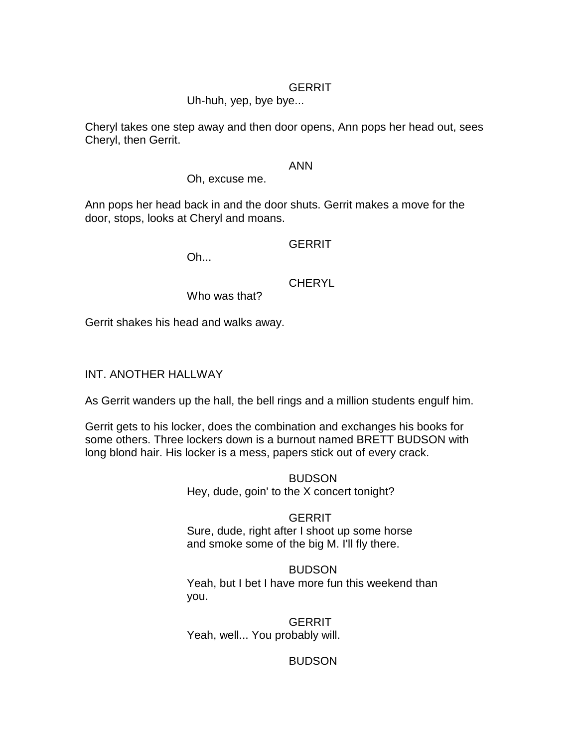GERRIT

Uh-huh, yep, bye bye...

Cheryl takes one step away and then door opens, Ann pops her head out, sees Cheryl, then Gerrit.

ANN

Oh, excuse me.

Ann pops her head back in and the door shuts. Gerrit makes a move for the door, stops, looks at Cheryl and moans.

GERRIT

Oh...

CHERYL

Who was that?

Gerrit shakes his head and walks away.

INT. ANOTHER HALLWAY

As Gerrit wanders up the hall, the bell rings and a million students engulf him.

Gerrit gets to his locker, does the combination and exchanges his books for some others. Three lockers down is a burnout named BRETT BUDSON with long blond hair. His locker is a mess, papers stick out of every crack.

BUDSON

Hey, dude, goin' to the X concert tonight?

GERRIT

Sure, dude, right after I shoot up some horse and smoke some of the big M. I'll fly there.

BUDSON

Yeah, but I bet I have more fun this weekend than you.

GERRIT

Yeah, well... You probably will.

BUDSON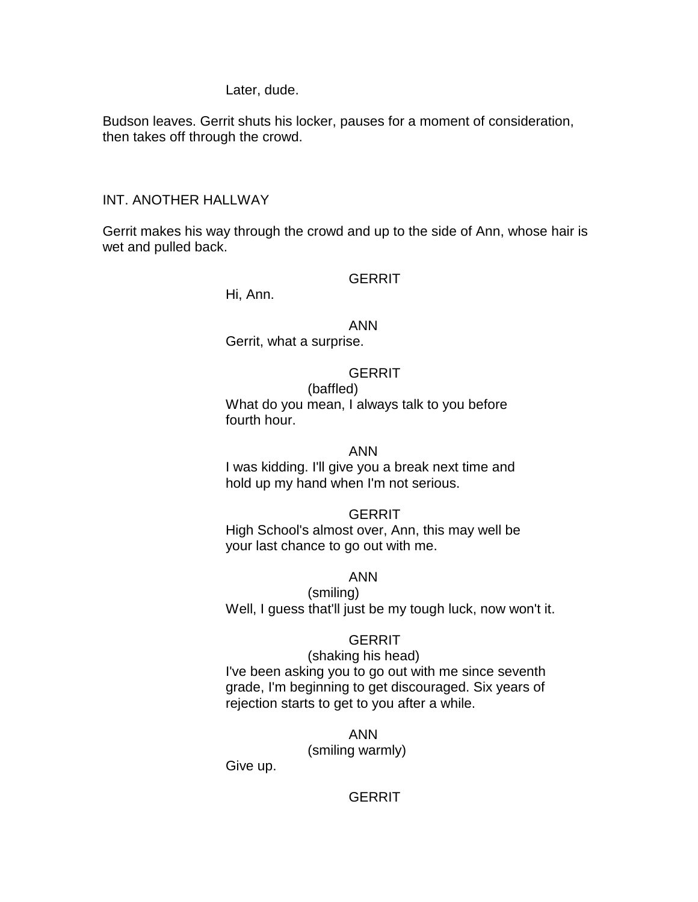Later, dude.

Budson leaves. Gerrit shuts his locker, pauses for a moment of consideration, then takes off through the crowd.

INT. ANOTHER HALLWAY

Gerrit makes his way through the crowd and up to the side of Ann, whose hair is wet and pulled back.

GERRIT

Hi, Ann.

ANN

Gerrit, what a surprise.

GERRIT

(baffled)

What do you mean, I always talk to you before fourth hour.

ANN

I was kidding. I'll give you a break next time and hold up my hand when I'm not serious.

GERRIT

High School's almost over, Ann, this may well be your last chance to go out with me.

ANN

(smiling)

Well, I guess that'll just be my tough luck, now won't it.

GERRIT

(shaking his head)

I've been asking you to go out with me since seventh grade, I'm beginning to get discouraged. Six years of rejection starts to get to you after a while.

ANN

(smiling warmly)

Give up.

GERRIT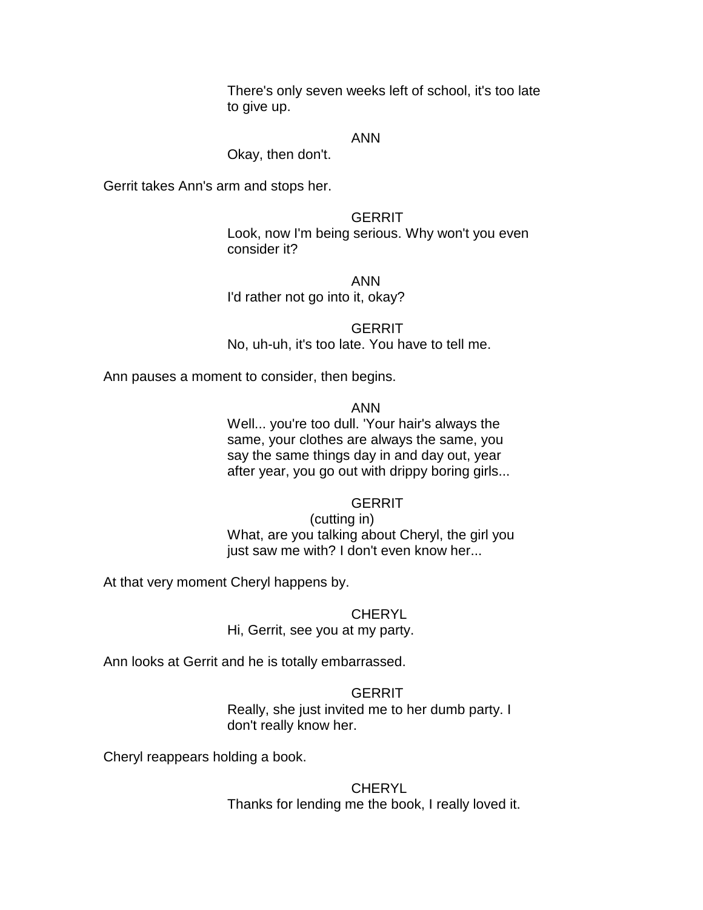There's only seven weeks left of school, it's too late to give up.

ANN

Okay, then don't.

Gerrit takes Ann's arm and stops her.

GERRIT

Look, now I'm being serious. Why won't you even consider it?

ANN

I'd rather not go into it, okay?

GERRIT

No, uh-uh, it's too late. You have to tell me.

Ann pauses a moment to consider, then begins.

ANN

Well... you're too dull. 'Your hair's always the same, your clothes are always the same, you say the same things day in and day out, year after year, you go out with drippy boring girls...

GERRIT

(cutting in)

What, are you talking about Cheryl, the girl you just saw me with? I don't even know her...

At that very moment Cheryl happens by.

CHERYL

Hi, Gerrit, see you at my party.

Ann looks at Gerrit and he is totally embarrassed.

GERRIT

Really, she just invited me to her dumb party. I don't really know her.

Cheryl reappears holding a book.

CHERYL

Thanks for lending me the book, I really loved it.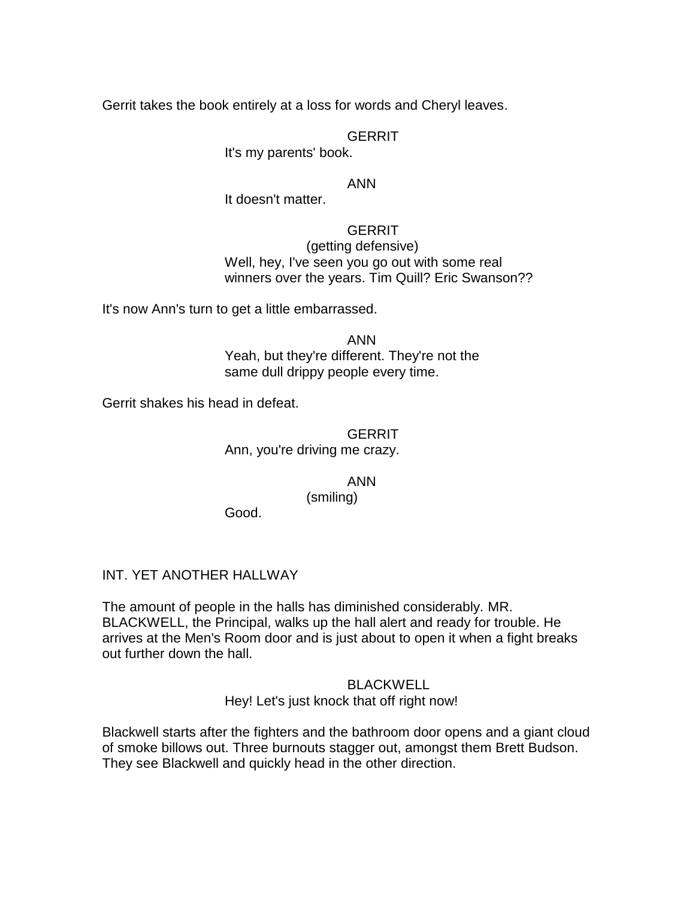Gerrit takes the book entirely at a loss for words and Cheryl leaves.

GERRIT
It's my parents' book.

ANN
It doesn't matter.

GERRIT
(getting defensive)
Well, hey, I've seen you go out with some real winners over the years. Tim Quill? Eric Swanson??

It's now Ann's turn to get a little embarrassed.

ANN
Yeah, but they're different. They're not the same dull drippy people every time.

Gerrit shakes his head in defeat.

GERRIT
Ann, you're driving me crazy.

ANN
(smiling)
Good.

INT. YET ANOTHER HALLWAY

The amount of people in the halls has diminished considerably. MR. BLACKWELL, the Principal, walks up the hall alert and ready for trouble. He arrives at the Men's Room door and is just about to open it when a fight breaks out further down the hall.

BLACKWELL
Hey! Let's just knock that off right now!

Blackwell starts after the fighters and the bathroom door opens and a giant cloud of smoke billows out. Three burnouts stagger out, amongst them Brett Budson. They see Blackwell and quickly head in the other direction.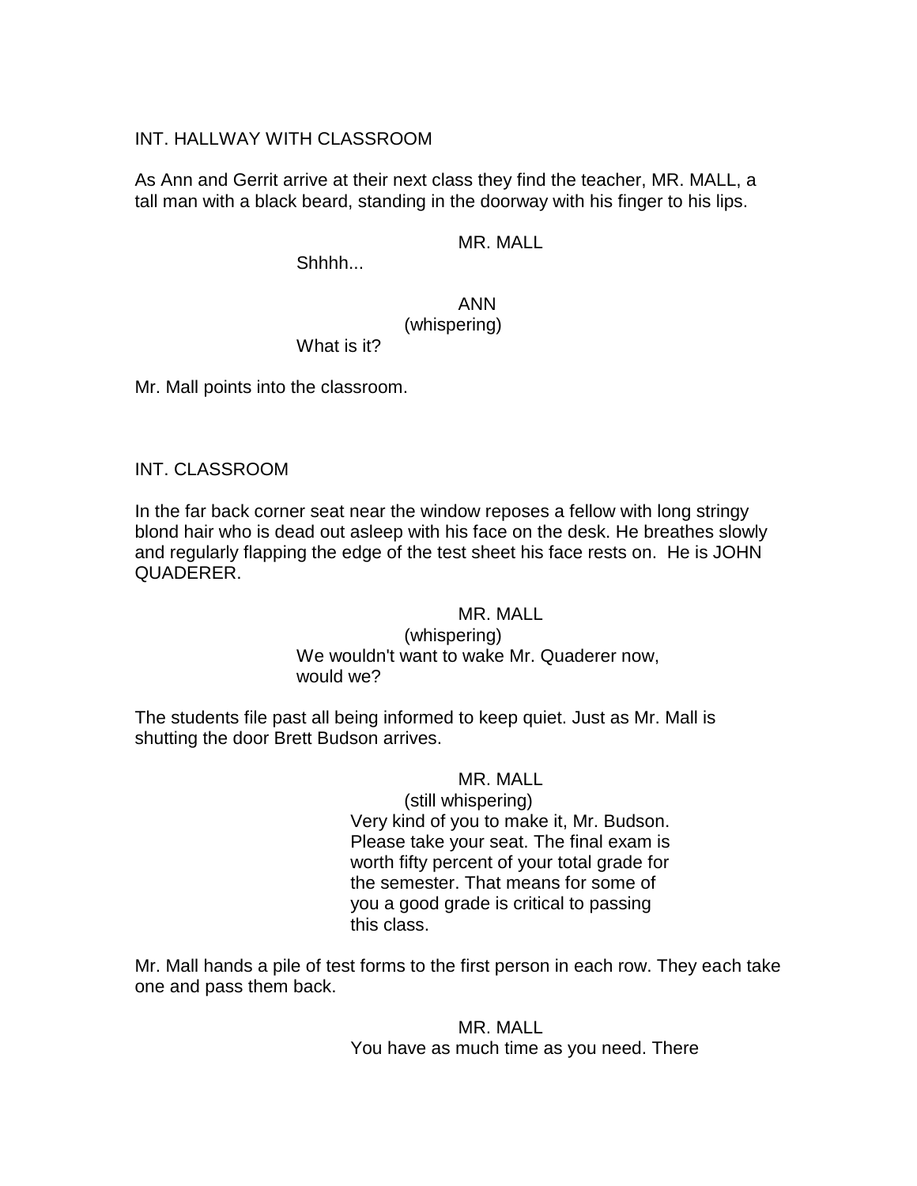INT. HALLWAY WITH CLASSROOM

As Ann and Gerrit arrive at their next class they find the teacher, MR. MALL, a tall man with a black beard, standing in the doorway with his finger to his lips.

MR. MALL

Shhhh...

ANN

(whispering)

What is it?

Mr. Mall points into the classroom.

INT. CLASSROOM

In the far back corner seat near the window reposes a fellow with long stringy blond hair who is dead out asleep with his face on the desk. He breathes slowly and regularly flapping the edge of the test sheet his face rests on. He is JOHN QUADERER.

MR. MALL

(whispering)

We wouldn't want to wake Mr. Quaderer now, would we?

The students file past all being informed to keep quiet. Just as Mr. Mall is shutting the door Brett Budson arrives.

MR. MALL

(still whispering)

Very kind of you to make it, Mr. Budson. Please take your seat. The final exam is worth fifty percent of your total grade for the semester. That means for some of you a good grade is critical to passing this class.

Mr. Mall hands a pile of test forms to the first person in each row. They each take one and pass them back.

MR. MALL

You have as much time as you need. There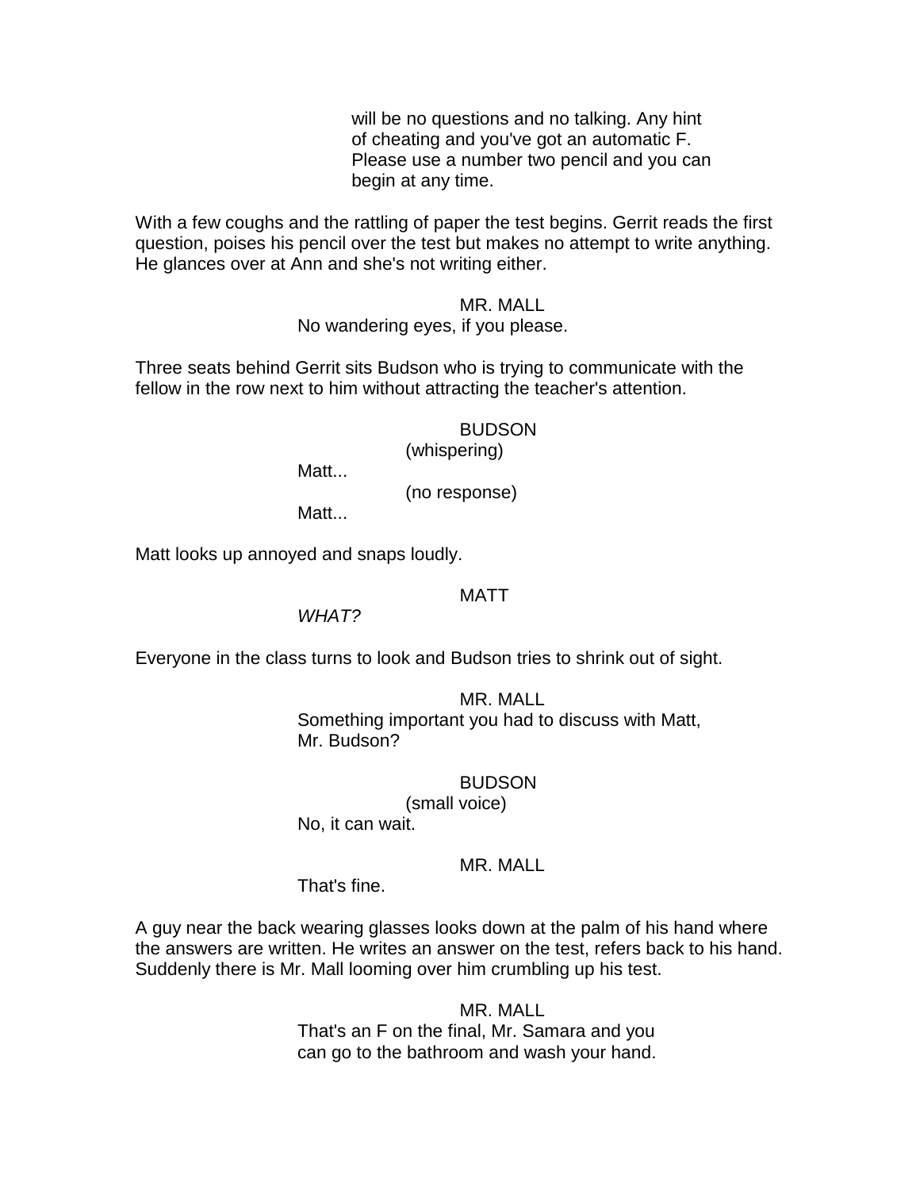will be no questions and no talking. Any hint of cheating and you've got an automatic F. Please use a number two pencil and you can begin at any time.

With a few coughs and the rattling of paper the test begins. Gerrit reads the first question, poises his pencil over the test but makes no attempt to write anything. He glances over at Ann and she's not writing either.

MR. MALL
No wandering eyes, if you please.

Three seats behind Gerrit sits Budson who is trying to communicate with the fellow in the row next to him without attracting the teacher's attention.

BUDSON
(whispering)
Matt...
(no response)
Matt...

Matt looks up annoyed and snaps loudly.

MATT
*WHAT?*

Everyone in the class turns to look and Budson tries to shrink out of sight.

MR. MALL
Something important you had to discuss with Matt, Mr. Budson?

BUDSON
(small voice)
No, it can wait.

MR. MALL
That's fine.

A guy near the back wearing glasses looks down at the palm of his hand where the answers are written. He writes an answer on the test, refers back to his hand. Suddenly there is Mr. Mall looming over him crumbling up his test.

MR. MALL
That's an F on the final, Mr. Samara and you can go to the bathroom and wash your hand.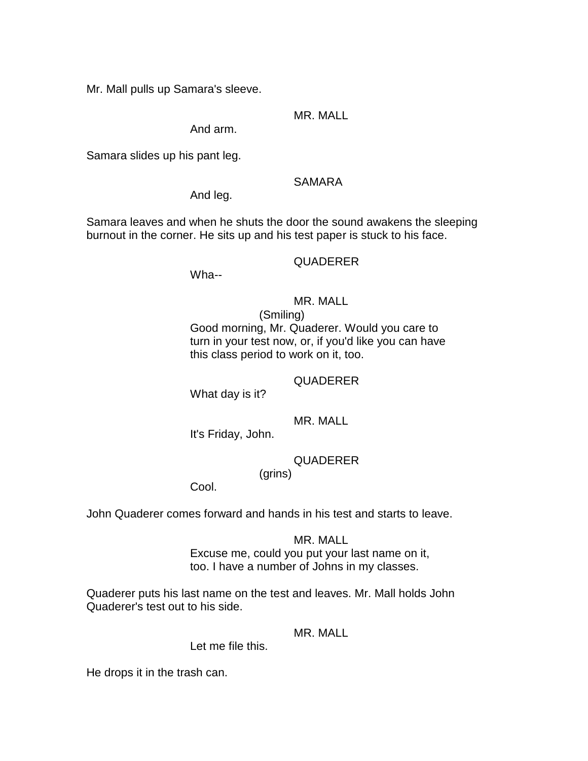Mr. Mall pulls up Samara's sleeve.

MR. MALL

And arm.

Samara slides up his pant leg.

SAMARA

And leg.

Samara leaves and when he shuts the door the sound awakens the sleeping burnout in the corner. He sits up and his test paper is stuck to his face.

QUADERER

Wha--

MR. MALL

(Smiling)

Good morning, Mr. Quaderer. Would you care to turn in your test now, or, if you'd like you can have this class period to work on it, too.

QUADERER

What day is it?

MR. MALL

It's Friday, John.

QUADERER

(grins)

Cool.

John Quaderer comes forward and hands in his test and starts to leave.

MR. MALL

Excuse me, could you put your last name on it, too. I have a number of Johns in my classes.

Quaderer puts his last name on the test and leaves. Mr. Mall holds John Quaderer's test out to his side.

MR. MALL

Let me file this.

He drops it in the trash can.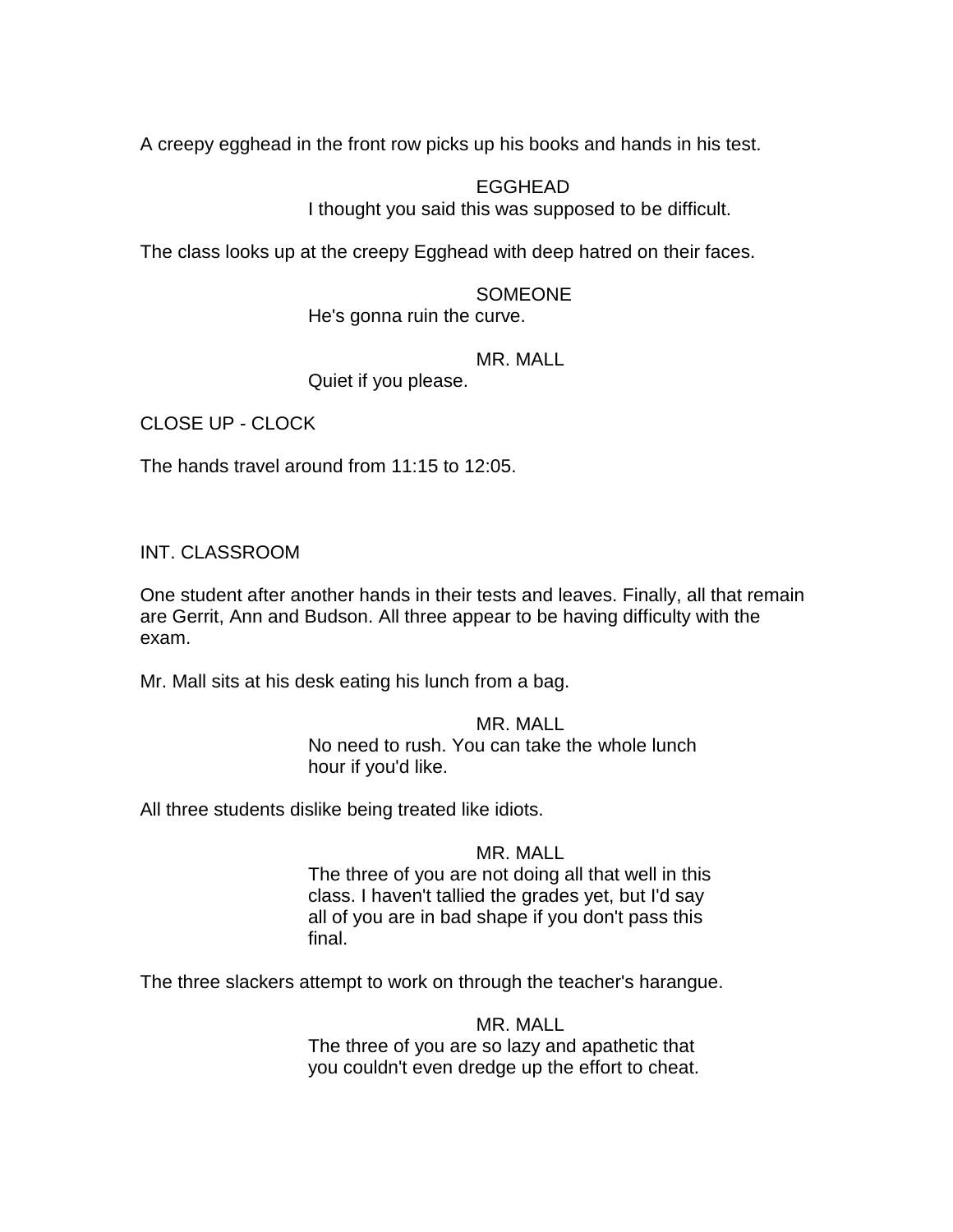A creepy egghead in the front row picks up his books and hands in his test.

EGGHEAD
I thought you said this was supposed to be difficult.

The class looks up at the creepy Egghead with deep hatred on their faces.

SOMEONE
He's gonna ruin the curve.

MR. MALL
Quiet if you please.

CLOSE UP - CLOCK

The hands travel around from 11:15 to 12:05.

INT. CLASSROOM

One student after another hands in their tests and leaves. Finally, all that remain are Gerrit, Ann and Budson. All three appear to be having difficulty with the exam.

Mr. Mall sits at his desk eating his lunch from a bag.

MR. MALL
No need to rush. You can take the whole lunch hour if you'd like.

All three students dislike being treated like idiots.

MR. MALL
The three of you are not doing all that well in this class. I haven't tallied the grades yet, but I'd say all of you are in bad shape if you don't pass this final.

The three slackers attempt to work on through the teacher's harangue.

MR. MALL
The three of you are so lazy and apathetic that you couldn't even dredge up the effort to cheat.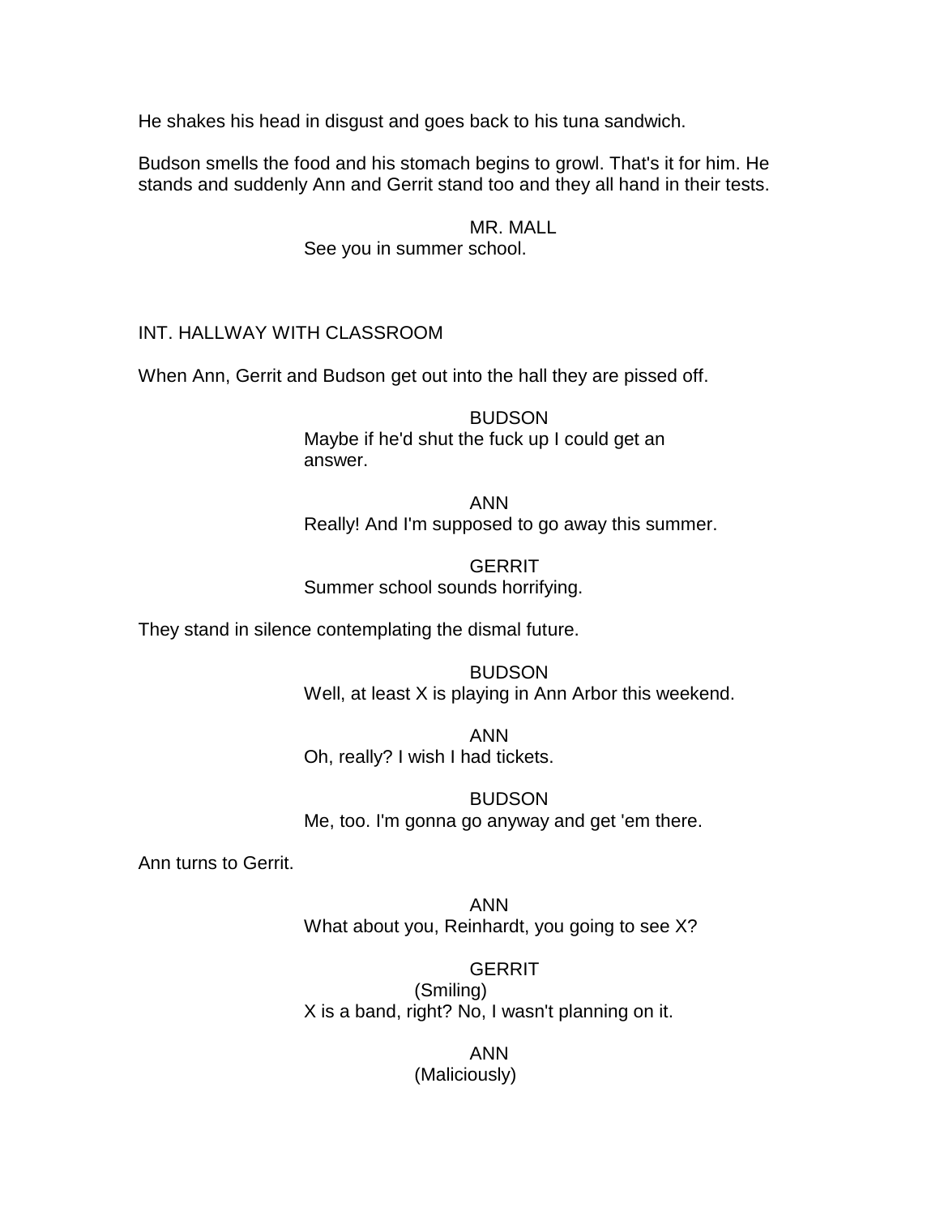He shakes his head in disgust and goes back to his tuna sandwich.

Budson smells the food and his stomach begins to growl. That's it for him. He stands and suddenly Ann and Gerrit stand too and they all hand in their tests.

MR. MALL
See you in summer school.

INT. HALLWAY WITH CLASSROOM

When Ann, Gerrit and Budson get out into the hall they are pissed off.

BUDSON
Maybe if he'd shut the fuck up I could get an answer.

ANN
Really! And I'm supposed to go away this summer.

GERRIT
Summer school sounds horrifying.

They stand in silence contemplating the dismal future.

BUDSON
Well, at least X is playing in Ann Arbor this weekend.

ANN
Oh, really? I wish I had tickets.

BUDSON
Me, too. I'm gonna go anyway and get 'em there.

Ann turns to Gerrit.

ANN
What about you, Reinhardt, you going to see X?

GERRIT
(Smiling)
X is a band, right? No, I wasn't planning on it.

ANN
(Maliciously)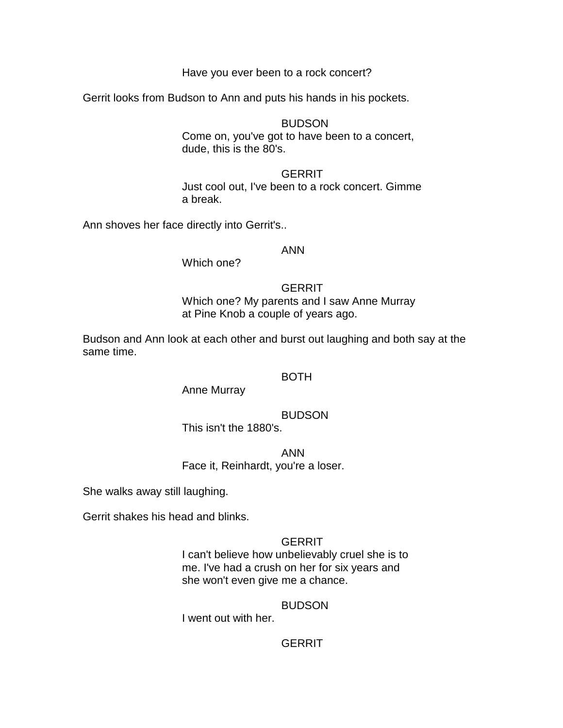Have you ever been to a rock concert?

Gerrit looks from Budson to Ann and puts his hands in his pockets.

BUDSON

Come on, you've got to have been to a concert, dude, this is the 80's.

GERRIT

Just cool out, I've been to a rock concert. Gimme a break.

Ann shoves her face directly into Gerrit's..

ANN

Which one?

GERRIT

Which one? My parents and I saw Anne Murray at Pine Knob a couple of years ago.

Budson and Ann look at each other and burst out laughing and both say at the same time.

BOTH

Anne Murray

BUDSON

This isn't the 1880's.

ANN

Face it, Reinhardt, you're a loser.

She walks away still laughing.

Gerrit shakes his head and blinks.

GERRIT

I can't believe how unbelievably cruel she is to me. I've had a crush on her for six years and she won't even give me a chance.

BUDSON

I went out with her.

GERRIT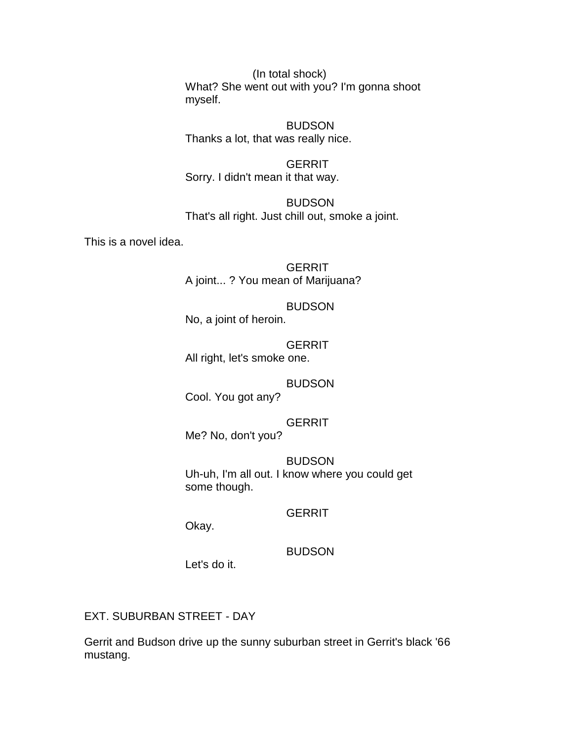(In total shock)
What? She went out with you? I'm gonna shoot myself.

BUDSON
Thanks a lot, that was really nice.

GERRIT
Sorry. I didn't mean it that way.

BUDSON
That's all right. Just chill out, smoke a joint.

This is a novel idea.

GERRIT
A joint... ? You mean of Marijuana?

BUDSON
No, a joint of heroin.

GERRIT
All right, let's smoke one.

BUDSON
Cool. You got any?

GERRIT
Me? No, don't you?

BUDSON
Uh-uh, I'm all out. I know where you could get some though.

GERRIT
Okay.

BUDSON
Let's do it.

EXT. SUBURBAN STREET - DAY

Gerrit and Budson drive up the sunny suburban street in Gerrit's black '66 mustang.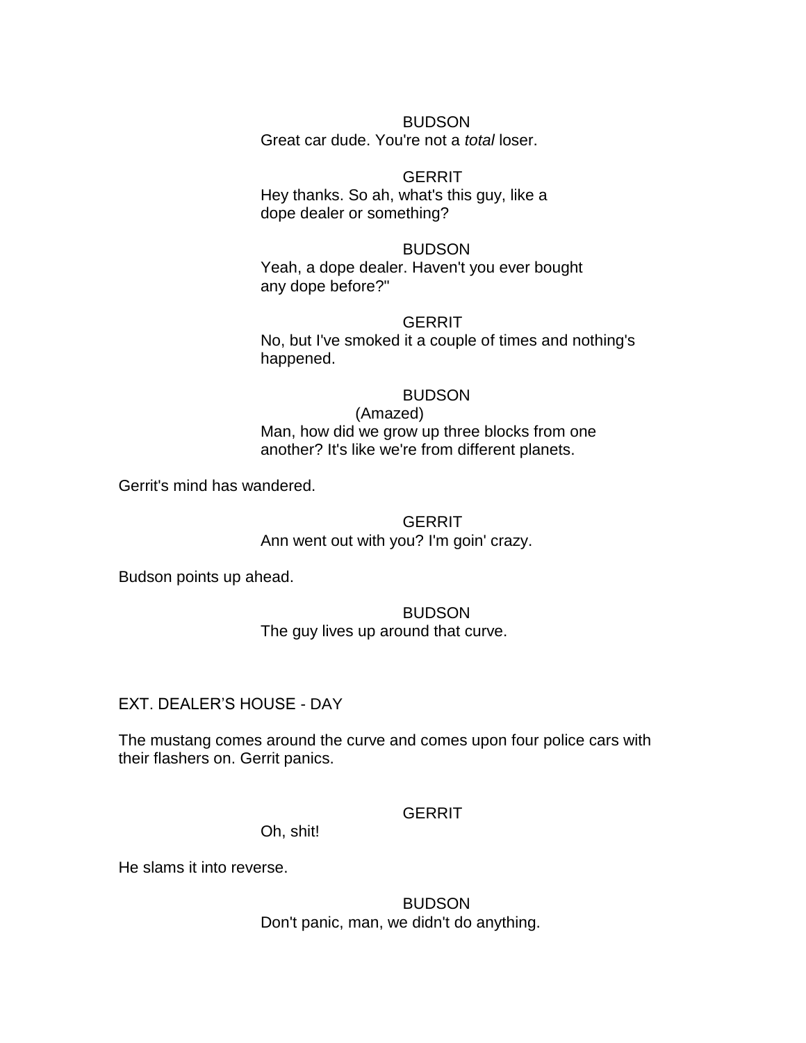BUDSON
Great car dude. You're not a *total* loser.

GERRIT
Hey thanks. So ah, what's this guy, like a dope dealer or something?

BUDSON
Yeah, a dope dealer. Haven't you ever bought any dope before?"

GERRIT
No, but I've smoked it a couple of times and nothing's happened.

BUDSON
(Amazed)
Man, how did we grow up three blocks from one another? It's like we're from different planets.

Gerrit's mind has wandered.

GERRIT
Ann went out with you? I'm goin' crazy.

Budson points up ahead.

BUDSON
The guy lives up around that curve.

EXT. DEALER'S HOUSE - DAY

The mustang comes around the curve and comes upon four police cars with their flashers on. Gerrit panics.

GERRIT
Oh, shit!

He slams it into reverse.

BUDSON
Don't panic, man, we didn't do anything.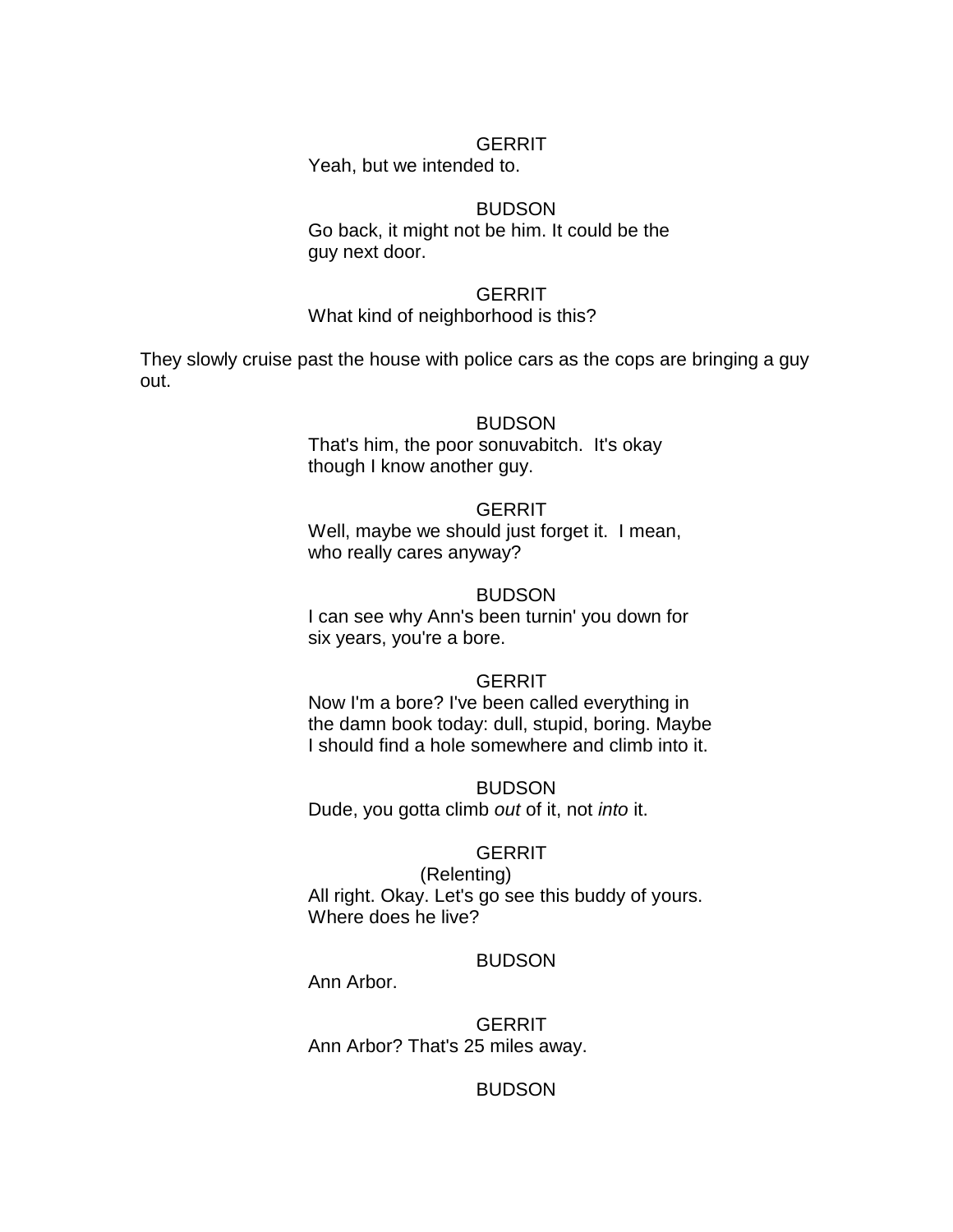GERRIT

Yeah, but we intended to.

BUDSON

Go back, it might not be him. It could be the guy next door.

GERRIT

What kind of neighborhood is this?

They slowly cruise past the house with police cars as the cops are bringing a guy out.

BUDSON

That's him, the poor sonuvabitch. It's okay though I know another guy.

GERRIT

Well, maybe we should just forget it. I mean, who really cares anyway?

BUDSON

I can see why Ann's been turnin' you down for six years, you're a bore.

GERRIT

Now I'm a bore? I've been called everything in the damn book today: dull, stupid, boring. Maybe I should find a hole somewhere and climb into it.

BUDSON

Dude, you gotta climb *out* of it, not *into* it.

GERRIT

(Relenting)

All right. Okay. Let's go see this buddy of yours. Where does he live?

BUDSON

Ann Arbor.

GERRIT

Ann Arbor? That's 25 miles away.

BUDSON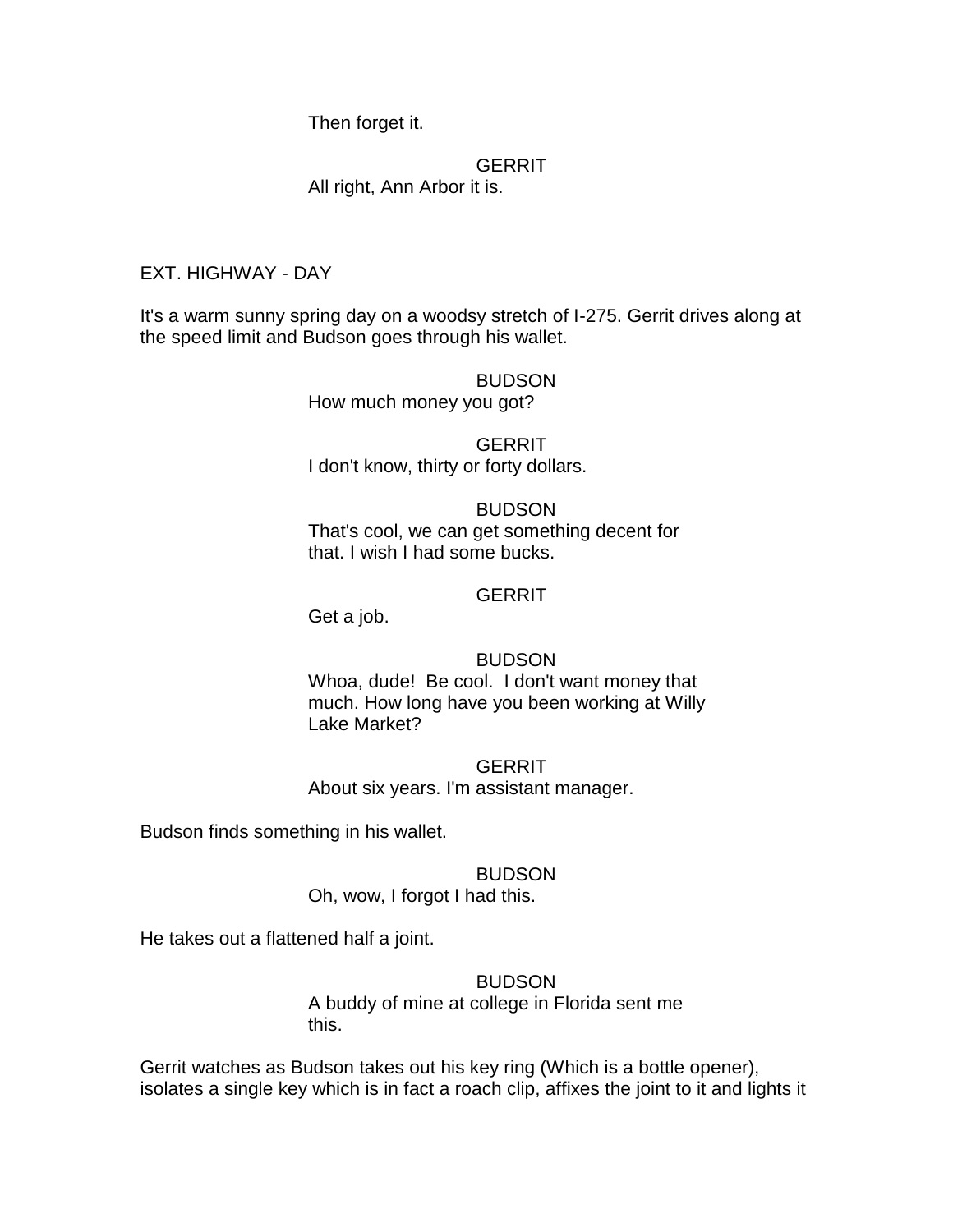Then forget it.

GERRIT
All right, Ann Arbor it is.

EXT. HIGHWAY - DAY

It's a warm sunny spring day on a woodsy stretch of I-275. Gerrit drives along at the speed limit and Budson goes through his wallet.

BUDSON
How much money you got?

GERRIT
I don't know, thirty or forty dollars.

BUDSON
That's cool, we can get something decent for that. I wish I had some bucks.

GERRIT
Get a job.

BUDSON
Whoa, dude! Be cool. I don't want money that much. How long have you been working at Willy Lake Market?

GERRIT
About six years. I'm assistant manager.

Budson finds something in his wallet.

BUDSON
Oh, wow, I forgot I had this.

He takes out a flattened half a joint.

BUDSON
A buddy of mine at college in Florida sent me this.

Gerrit watches as Budson takes out his key ring (Which is a bottle opener), isolates a single key which is in fact a roach clip, affixes the joint to it and lights it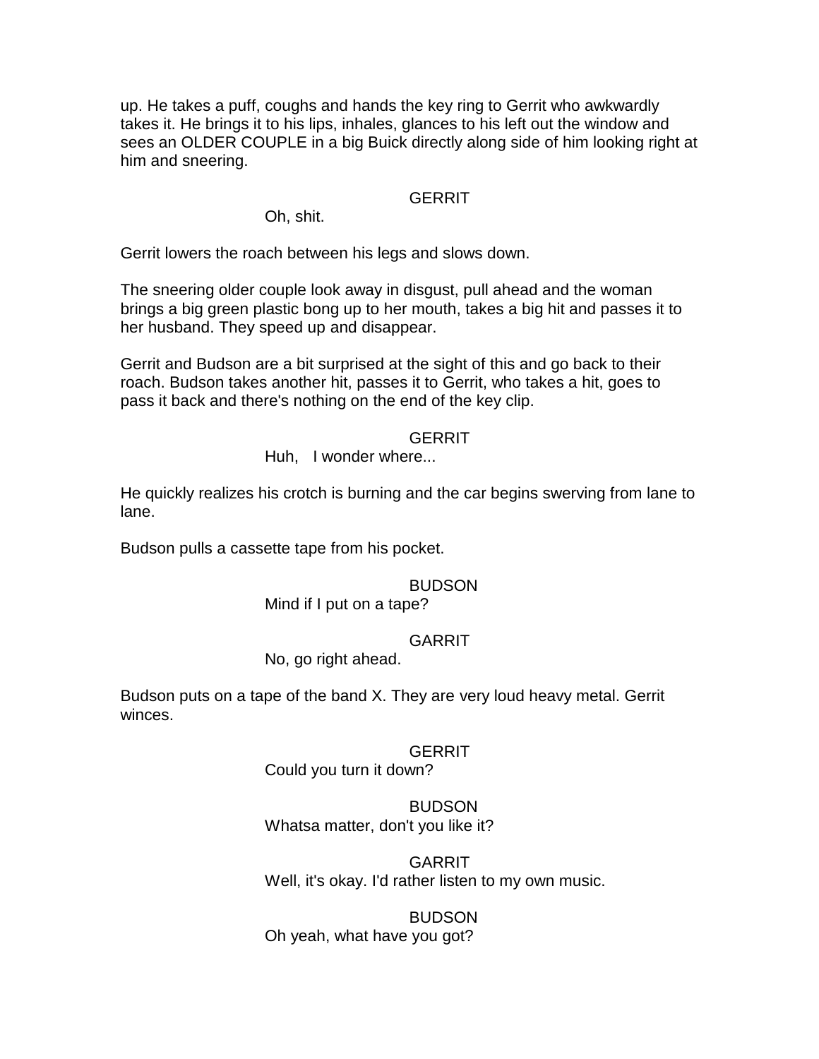up. He takes a puff, coughs and hands the key ring to Gerrit who awkwardly takes it. He brings it to his lips, inhales, glances to his left out the window and sees an OLDER COUPLE in a big Buick directly along side of him looking right at him and sneering.

GERRIT

Oh, shit.

Gerrit lowers the roach between his legs and slows down.

The sneering older couple look away in disgust, pull ahead and the woman brings a big green plastic bong up to her mouth, takes a big hit and passes it to her husband. They speed up and disappear.

Gerrit and Budson are a bit surprised at the sight of this and go back to their roach. Budson takes another hit, passes it to Gerrit, who takes a hit, goes to pass it back and there's nothing on the end of the key clip.

GERRIT

Huh, I wonder where...

He quickly realizes his crotch is burning and the car begins swerving from lane to lane.

Budson pulls a cassette tape from his pocket.

BUDSON

Mind if I put on a tape?

GARRIT

No, go right ahead.

Budson puts on a tape of the band X. They are very loud heavy metal. Gerrit winces.

GERRIT

Could you turn it down?

BUDSON

Whatsa matter, don't you like it?

GARRIT

Well, it's okay. I'd rather listen to my own music.

BUDSON

Oh yeah, what have you got?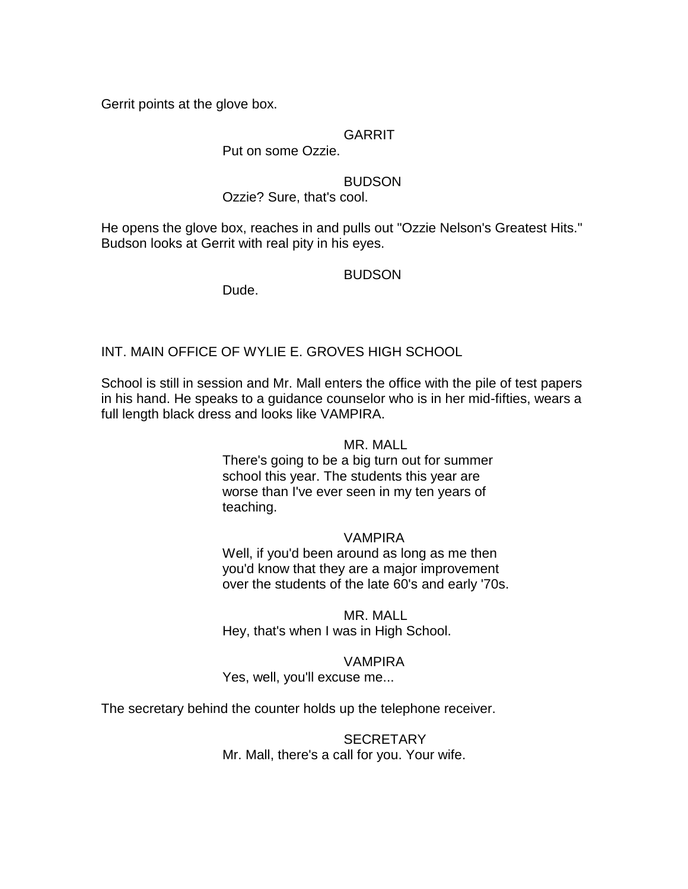Gerrit points at the glove box.

GARRIT

Put on some Ozzie.

BUDSON

Ozzie? Sure, that's cool.

He opens the glove box, reaches in and pulls out "Ozzie Nelson's Greatest Hits." Budson looks at Gerrit with real pity in his eyes.

BUDSON

Dude.

INT. MAIN OFFICE OF WYLIE E. GROVES HIGH SCHOOL

School is still in session and Mr. Mall enters the office with the pile of test papers in his hand. He speaks to a guidance counselor who is in her mid-fifties, wears a full length black dress and looks like VAMPIRA.

MR. MALL

There's going to be a big turn out for summer school this year. The students this year are worse than I've ever seen in my ten years of teaching.

VAMPIRA

Well, if you'd been around as long as me then you'd know that they are a major improvement over the students of the late 60's and early '70s.

MR. MALL

Hey, that's when I was in High School.

VAMPIRA

Yes, well, you'll excuse me...

The secretary behind the counter holds up the telephone receiver.

SECRETARY

Mr. Mall, there's a call for you. Your wife.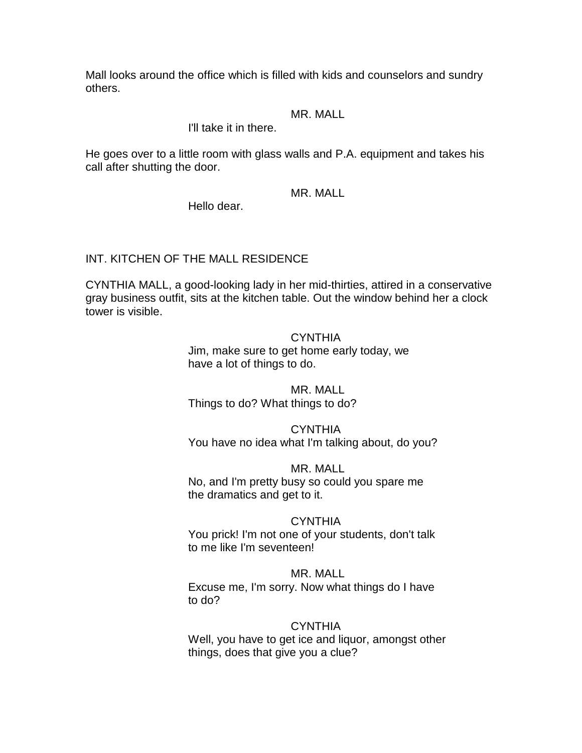Mall looks around the office which is filled with kids and counselors and sundry others.

MR. MALL

I'll take it in there.

He goes over to a little room with glass walls and P.A. equipment and takes his call after shutting the door.

MR. MALL

Hello dear.

INT. KITCHEN OF THE MALL RESIDENCE

CYNTHIA MALL, a good-looking lady in her mid-thirties, attired in a conservative gray business outfit, sits at the kitchen table. Out the window behind her a clock tower is visible.

CYNTHIA

Jim, make sure to get home early today, we have a lot of things to do.

MR. MALL

Things to do? What things to do?

CYNTHIA

You have no idea what I'm talking about, do you?

MR. MALL

No, and I'm pretty busy so could you spare me the dramatics and get to it.

CYNTHIA

You prick! I'm not one of your students, don't talk to me like I'm seventeen!

MR. MALL

Excuse me, I'm sorry. Now what things do I have to do?

CYNTHIA

Well, you have to get ice and liquor, amongst other things, does that give you a clue?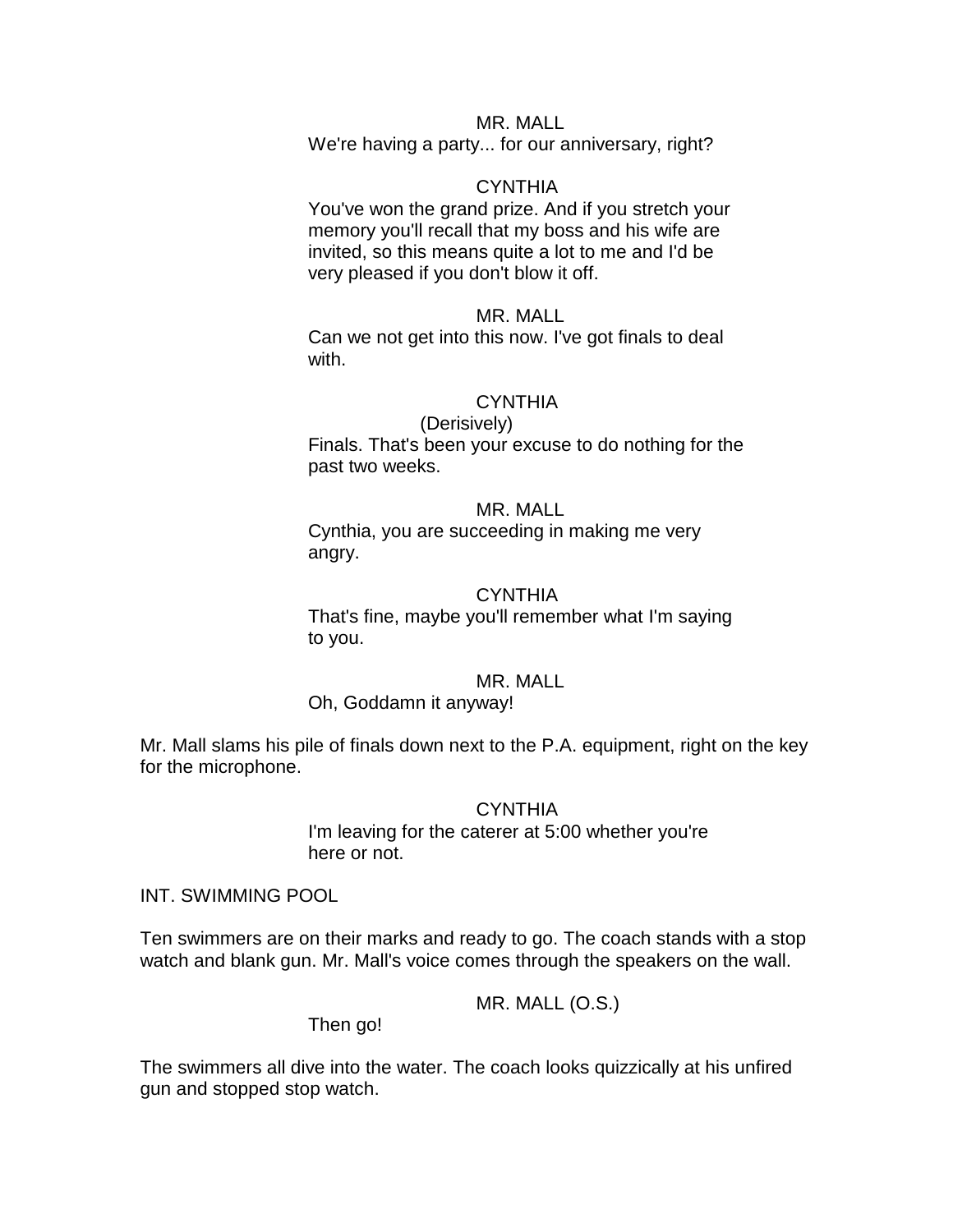MR. MALL

We're having a party... for our anniversary, right?

CYNTHIA

You've won the grand prize. And if you stretch your memory you'll recall that my boss and his wife are invited, so this means quite a lot to me and I'd be very pleased if you don't blow it off.

MR. MALL

Can we not get into this now. I've got finals to deal with.

CYNTHIA

(Derisively)

Finals. That's been your excuse to do nothing for the past two weeks.

MR. MALL

Cynthia, you are succeeding in making me very angry.

CYNTHIA

That's fine, maybe you'll remember what I'm saying to you.

MR. MALL

Oh, Goddamn it anyway!

Mr. Mall slams his pile of finals down next to the P.A. equipment, right on the key for the microphone.

CYNTHIA

I'm leaving for the caterer at 5:00 whether you're here or not.

INT. SWIMMING POOL

Ten swimmers are on their marks and ready to go. The coach stands with a stop watch and blank gun. Mr. Mall's voice comes through the speakers on the wall.

MR. MALL (O.S.)

Then go!

The swimmers all dive into the water. The coach looks quizzically at his unfired gun and stopped stop watch.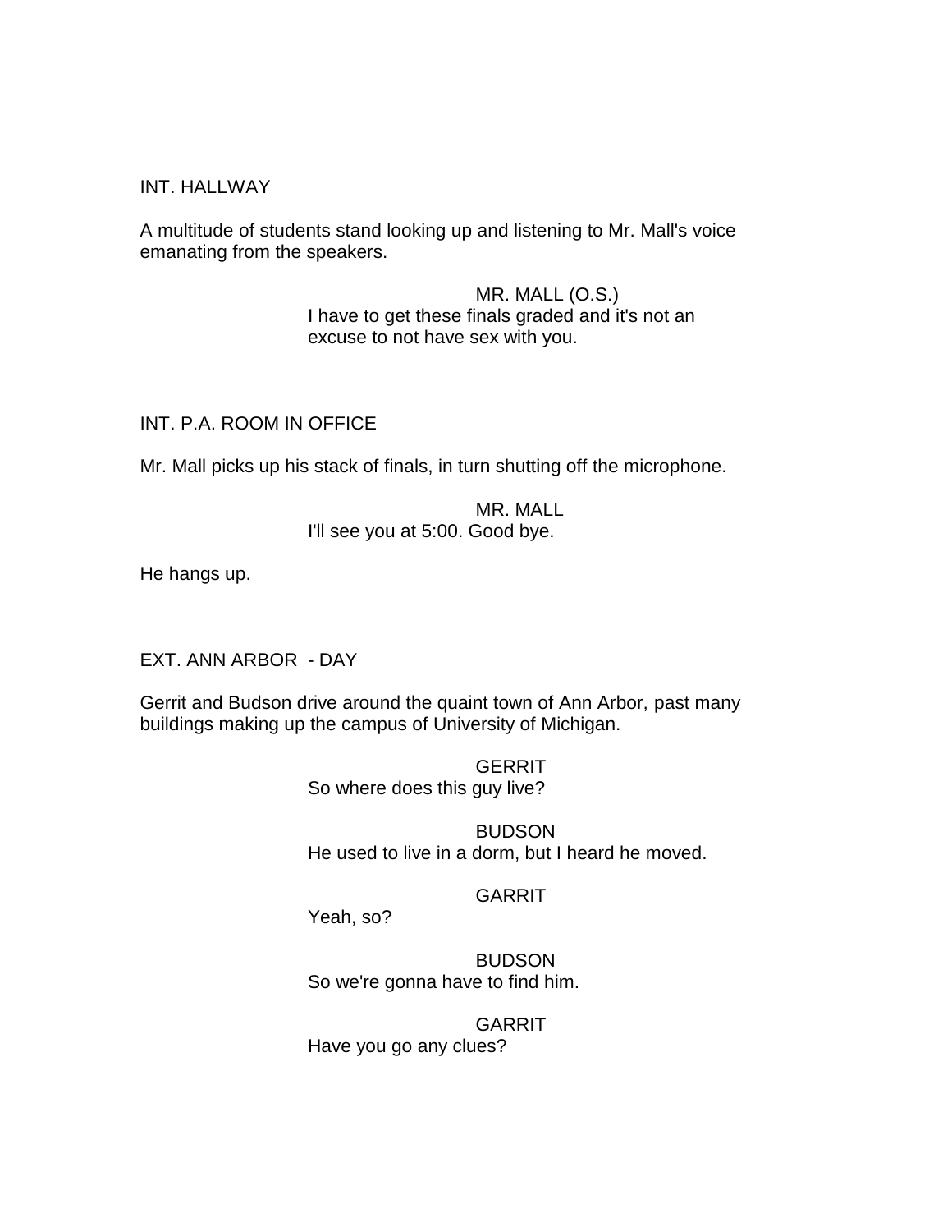INT. HALLWAY

A multitude of students stand looking up and listening to Mr. Mall's voice emanating from the speakers.

MR. MALL (O.S.)
I have to get these finals graded and it's not an excuse to not have sex with you.

INT. P.A. ROOM IN OFFICE

Mr. Mall picks up his stack of finals, in turn shutting off the microphone.

MR. MALL
I'll see you at 5:00. Good bye.

He hangs up.

EXT. ANN ARBOR - DAY

Gerrit and Budson drive around the quaint town of Ann Arbor, past many buildings making up the campus of University of Michigan.

GERRIT
So where does this guy live?

BUDSON
He used to live in a dorm, but I heard he moved.

GARRIT
Yeah, so?

BUDSON
So we're gonna have to find him.

GARRIT
Have you go any clues?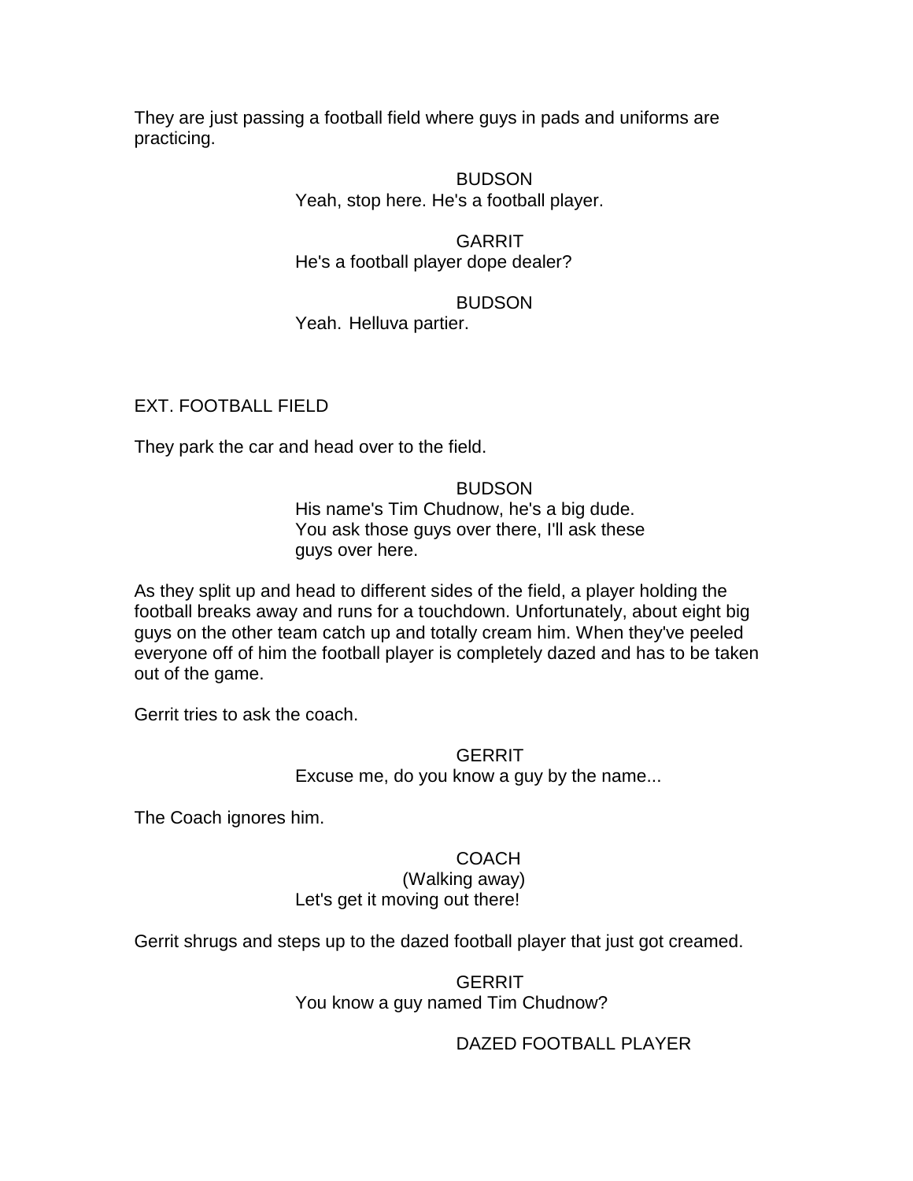They are just passing a football field where guys in pads and uniforms are practicing.

BUDSON
Yeah, stop here. He's a football player.

GARRIT
He's a football player dope dealer?

BUDSON
Yeah. Helluva partier.

EXT. FOOTBALL FIELD

They park the car and head over to the field.

BUDSON
His name's Tim Chudnow, he's a big dude. You ask those guys over there, I'll ask these guys over here.

As they split up and head to different sides of the field, a player holding the football breaks away and runs for a touchdown. Unfortunately, about eight big guys on the other team catch up and totally cream him. When they've peeled everyone off of him the football player is completely dazed and has to be taken out of the game.

Gerrit tries to ask the coach.

GERRIT
Excuse me, do you know a guy by the name...

The Coach ignores him.

COACH
(Walking away)
Let's get it moving out there!

Gerrit shrugs and steps up to the dazed football player that just got creamed.

GERRIT
You know a guy named Tim Chudnow?

DAZED FOOTBALL PLAYER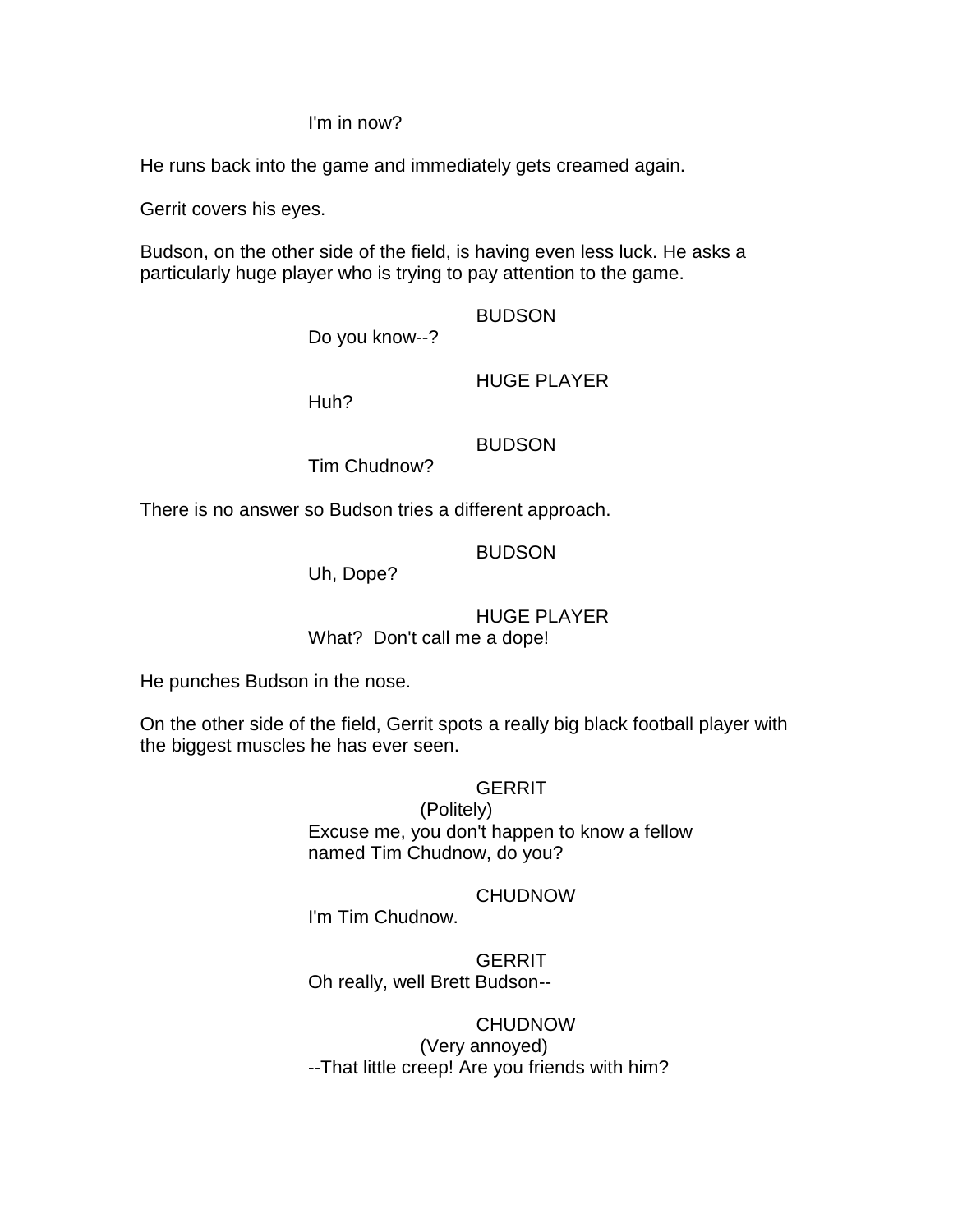I'm in now?

He runs back into the game and immediately gets creamed again.

Gerrit covers his eyes.

Budson, on the other side of the field, is having even less luck. He asks a particularly huge player who is trying to pay attention to the game.

BUDSON
Do you know--?

HUGE PLAYER
Huh?

BUDSON
Tim Chudnow?

There is no answer so Budson tries a different approach.

BUDSON
Uh, Dope?

HUGE PLAYER
What? Don't call me a dope!

He punches Budson in the nose.

On the other side of the field, Gerrit spots a really big black football player with the biggest muscles he has ever seen.

GERRIT
(Politely)
Excuse me, you don't happen to know a fellow named Tim Chudnow, do you?

CHUDNOW
I'm Tim Chudnow.

GERRIT
Oh really, well Brett Budson--

CHUDNOW
(Very annoyed)
--That little creep! Are you friends with him?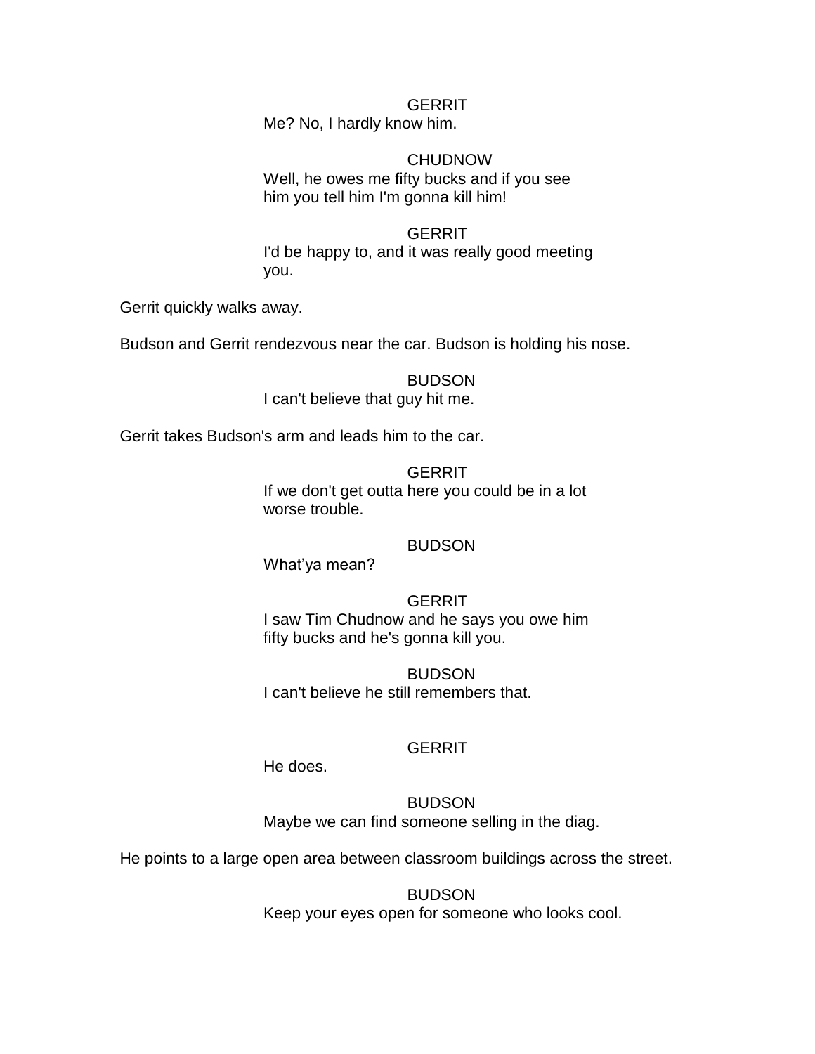GERRIT

Me? No, I hardly know him.

CHUDNOW

Well, he owes me fifty bucks and if you see him you tell him I'm gonna kill him!

GERRIT

I'd be happy to, and it was really good meeting you.

Gerrit quickly walks away.

Budson and Gerrit rendezvous near the car. Budson is holding his nose.

BUDSON

I can't believe that guy hit me.

Gerrit takes Budson's arm and leads him to the car.

GERRIT

If we don't get outta here you could be in a lot worse trouble.

BUDSON

What'ya mean?

GERRIT

I saw Tim Chudnow and he says you owe him fifty bucks and he's gonna kill you.

BUDSON

I can't believe he still remembers that.

GERRIT

He does.

BUDSON

Maybe we can find someone selling in the diag.

He points to a large open area between classroom buildings across the street.

BUDSON

Keep your eyes open for someone who looks cool.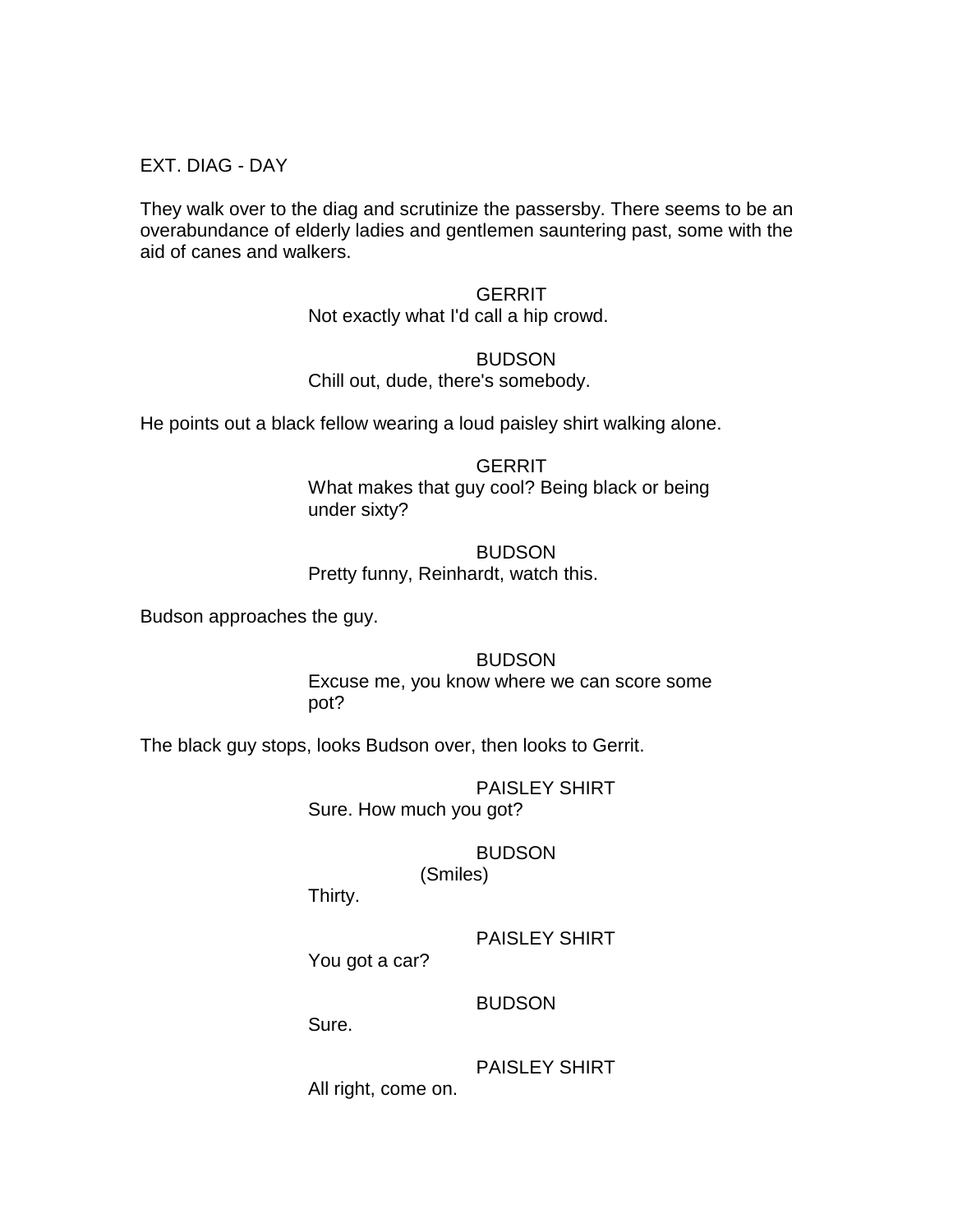EXT. DIAG - DAY

They walk over to the diag and scrutinize the passersby. There seems to be an overabundance of elderly ladies and gentlemen sauntering past, some with the aid of canes and walkers.

GERRIT
Not exactly what I'd call a hip crowd.

BUDSON
Chill out, dude, there's somebody.

He points out a black fellow wearing a loud paisley shirt walking alone.

GERRIT
What makes that guy cool? Being black or being under sixty?

BUDSON
Pretty funny, Reinhardt, watch this.

Budson approaches the guy.

BUDSON
Excuse me, you know where we can score some pot?

The black guy stops, looks Budson over, then looks to Gerrit.

PAISLEY SHIRT
Sure. How much you got?

BUDSON
(Smiles)
Thirty.

PAISLEY SHIRT
You got a car?

BUDSON
Sure.

PAISLEY SHIRT
All right, come on.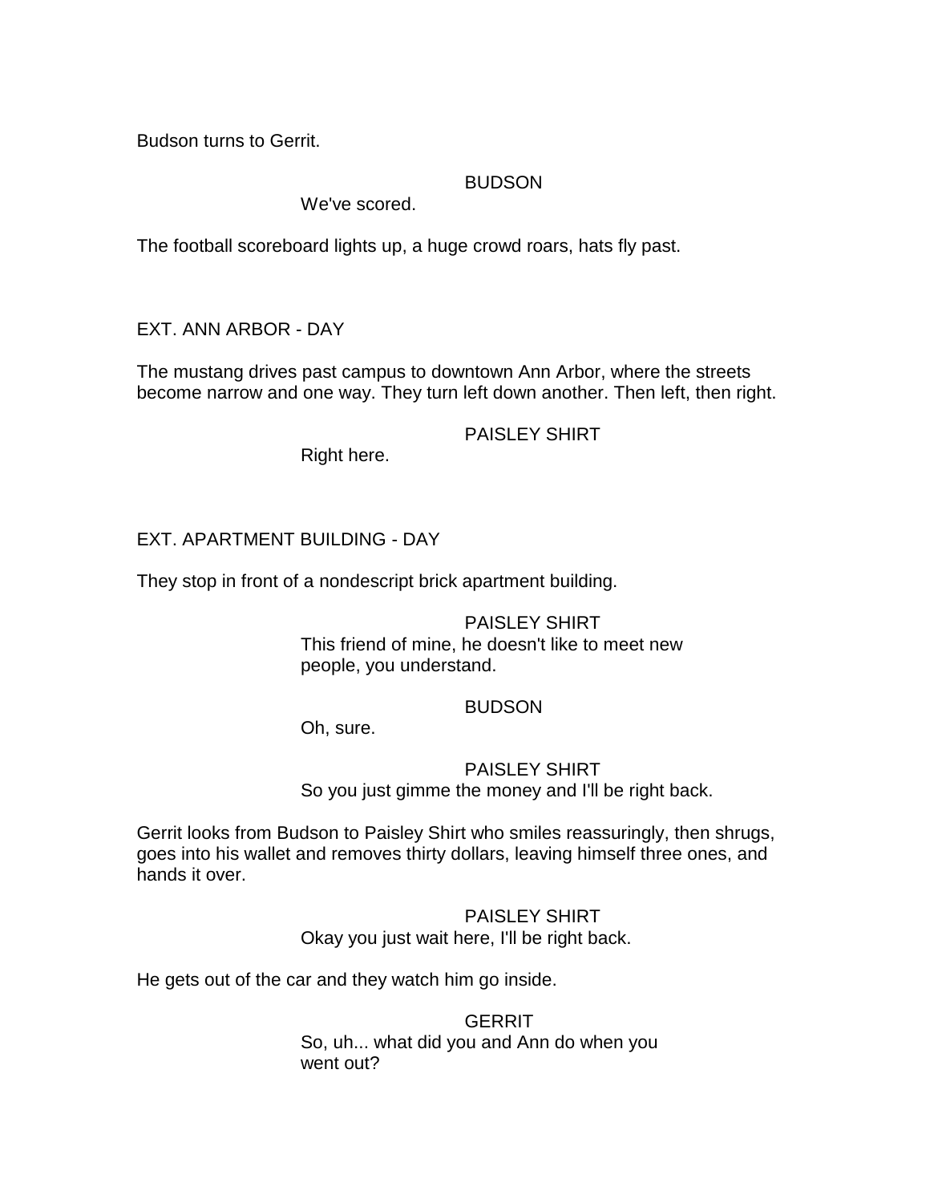Budson turns to Gerrit.

BUDSON

We've scored.

The football scoreboard lights up, a huge crowd roars, hats fly past.

EXT. ANN ARBOR - DAY

The mustang drives past campus to downtown Ann Arbor, where the streets become narrow and one way. They turn left down another. Then left, then right.

PAISLEY SHIRT

Right here.

EXT. APARTMENT BUILDING - DAY

They stop in front of a nondescript brick apartment building.

PAISLEY SHIRT

This friend of mine, he doesn't like to meet new people, you understand.

BUDSON

Oh, sure.

PAISLEY SHIRT

So you just gimme the money and I'll be right back.

Gerrit looks from Budson to Paisley Shirt who smiles reassuringly, then shrugs, goes into his wallet and removes thirty dollars, leaving himself three ones, and hands it over.

PAISLEY SHIRT

Okay you just wait here, I'll be right back.

He gets out of the car and they watch him go inside.

GERRIT

So, uh... what did you and Ann do when you went out?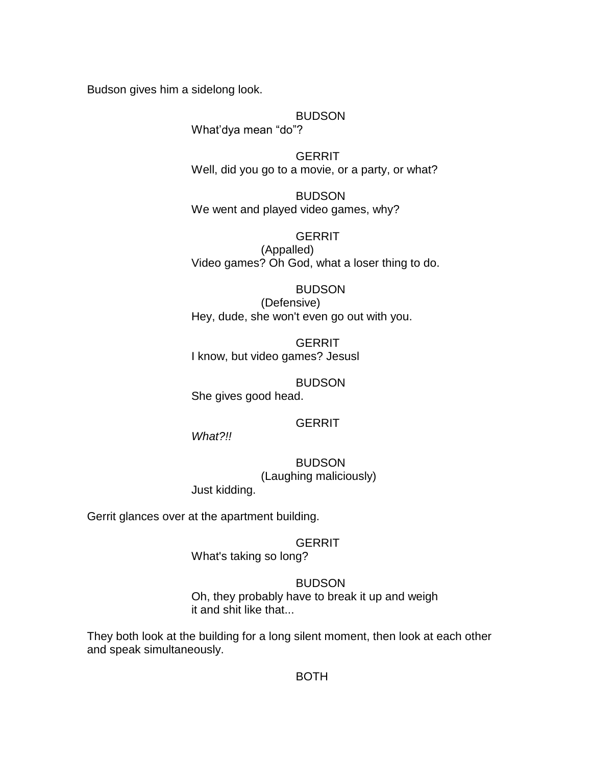Budson gives him a sidelong look.

BUDSON
What'dya mean "do"?

GERRIT
Well, did you go to a movie, or a party, or what?

BUDSON
We went and played video games, why?

GERRIT
(Appalled)
Video games? Oh God, what a loser thing to do.

BUDSON
(Defensive)
Hey, dude, she won't even go out with you.

GERRIT
I know, but video games? Jesusl

BUDSON
She gives good head.

GERRIT
*What?!!*

BUDSON
(Laughing maliciously)
Just kidding.

Gerrit glances over at the apartment building.

GERRIT
What's taking so long?

BUDSON
Oh, they probably have to break it up and weigh it and shit like that...

They both look at the building for a long silent moment, then look at each other and speak simultaneously.

BOTH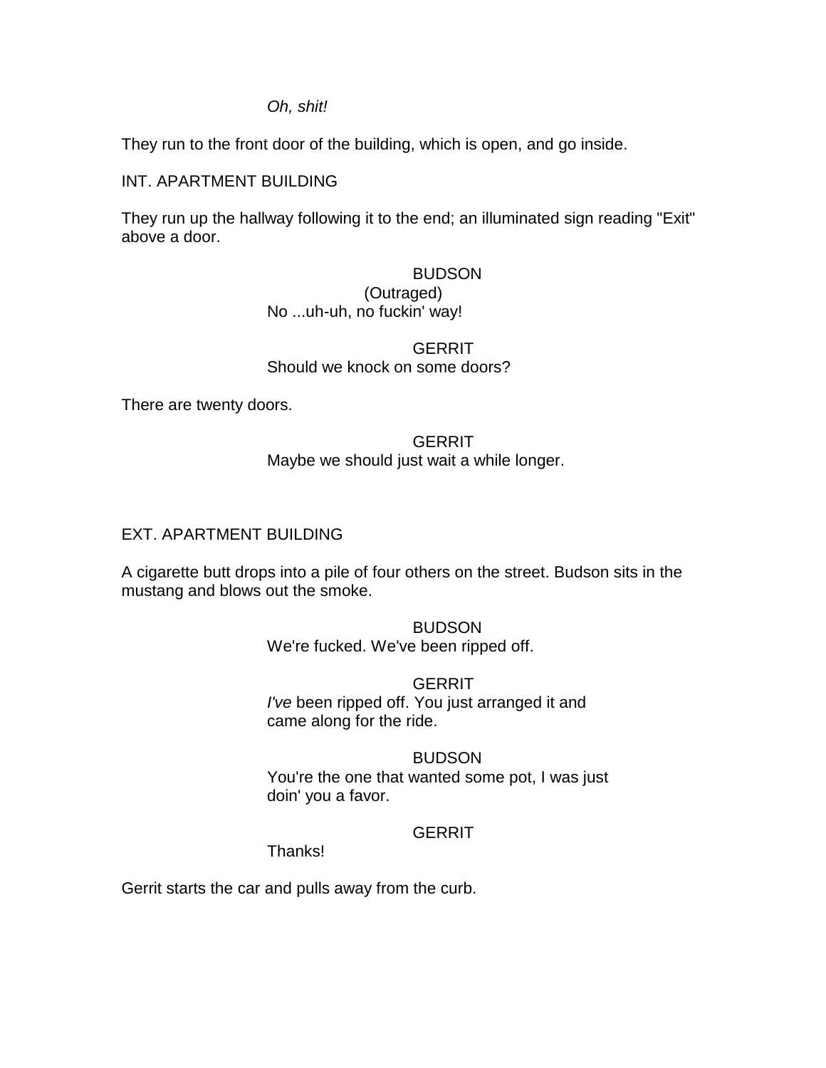*Oh, shit!*

They run to the front door of the building, which is open, and go inside.

INT. APARTMENT BUILDING

They run up the hallway following it to the end; an illuminated sign reading "Exit" above a door.

BUDSON
(Outraged)
No ...uh-uh, no fuckin' way!

GERRIT
Should we knock on some doors?

There are twenty doors.

GERRIT
Maybe we should just wait a while longer.

EXT. APARTMENT BUILDING

A cigarette butt drops into a pile of four others on the street. Budson sits in the mustang and blows out the smoke.

BUDSON
We're fucked. We've been ripped off.

GERRIT
*I've* been ripped off. You just arranged it and came along for the ride.

BUDSON
You're the one that wanted some pot, I was just doin' you a favor.

GERRIT
Thanks!

Gerrit starts the car and pulls away from the curb.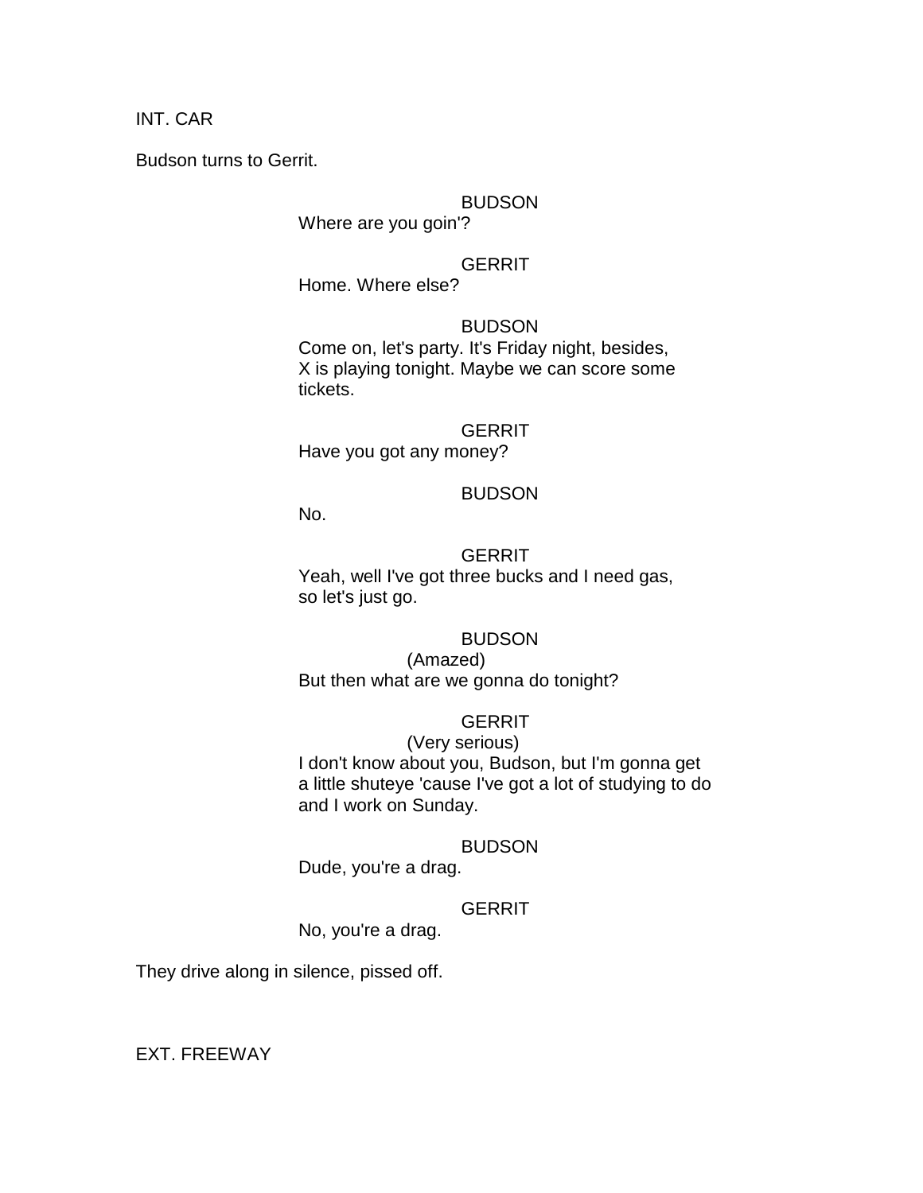INT. CAR

Budson turns to Gerrit.

BUDSON
Where are you goin'?

GERRIT
Home. Where else?

BUDSON
Come on, let's party. It's Friday night, besides, X is playing tonight. Maybe we can score some tickets.

GERRIT
Have you got any money?

BUDSON
No.

GERRIT
Yeah, well I've got three bucks and I need gas, so let's just go.

BUDSON
(Amazed)
But then what are we gonna do tonight?

GERRIT
(Very serious)
I don't know about you, Budson, but I'm gonna get a little shuteye 'cause I've got a lot of studying to do and I work on Sunday.

BUDSON
Dude, you're a drag.

GERRIT
No, you're a drag.

They drive along in silence, pissed off.

EXT. FREEWAY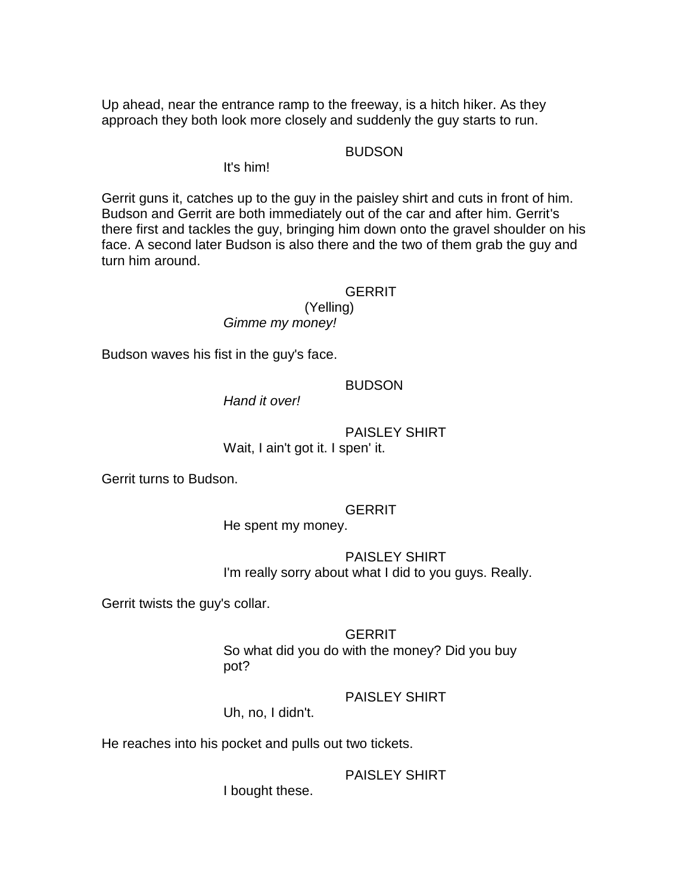Up ahead, near the entrance ramp to the freeway, is a hitch hiker. As they approach they both look more closely and suddenly the guy starts to run.

BUDSON

It's him!

Gerrit guns it, catches up to the guy in the paisley shirt and cuts in front of him. Budson and Gerrit are both immediately out of the car and after him. Gerrit's there first and tackles the guy, bringing him down onto the gravel shoulder on his face. A second later Budson is also there and the two of them grab the guy and turn him around.

GERRIT

(Yelling)

*Gimme my money!*

Budson waves his fist in the guy's face.

BUDSON

*Hand it over!*

PAISLEY SHIRT

Wait, I ain't got it. I spen' it.

Gerrit turns to Budson.

GERRIT

He spent my money.

PAISLEY SHIRT

I'm really sorry about what I did to you guys. Really.

Gerrit twists the guy's collar.

GERRIT

So what did you do with the money? Did you buy pot?

PAISLEY SHIRT

Uh, no, I didn't.

He reaches into his pocket and pulls out two tickets.

PAISLEY SHIRT

I bought these.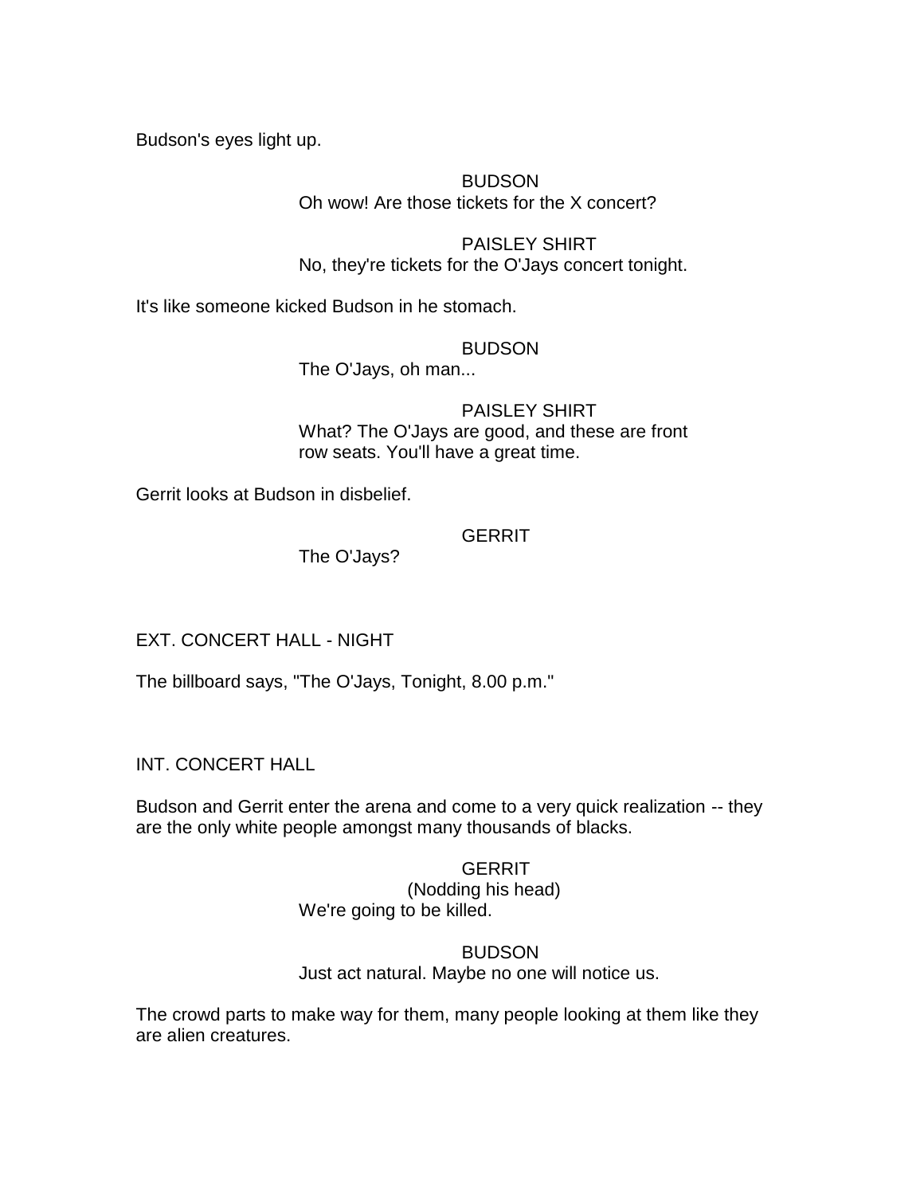Budson's eyes light up.

BUDSON
Oh wow! Are those tickets for the X concert?

PAISLEY SHIRT
No, they're tickets for the O'Jays concert tonight.

It's like someone kicked Budson in he stomach.

BUDSON
The O'Jays, oh man...

PAISLEY SHIRT
What? The O'Jays are good, and these are front row seats. You'll have a great time.

Gerrit looks at Budson in disbelief.

GERRIT
The O'Jays?

EXT. CONCERT HALL - NIGHT

The billboard says, "The O'Jays, Tonight, 8.00 p.m."

INT. CONCERT HALL

Budson and Gerrit enter the arena and come to a very quick realization -- they are the only white people amongst many thousands of blacks.

GERRIT
(Nodding his head)
We're going to be killed.

BUDSON
Just act natural. Maybe no one will notice us.

The crowd parts to make way for them, many people looking at them like they are alien creatures.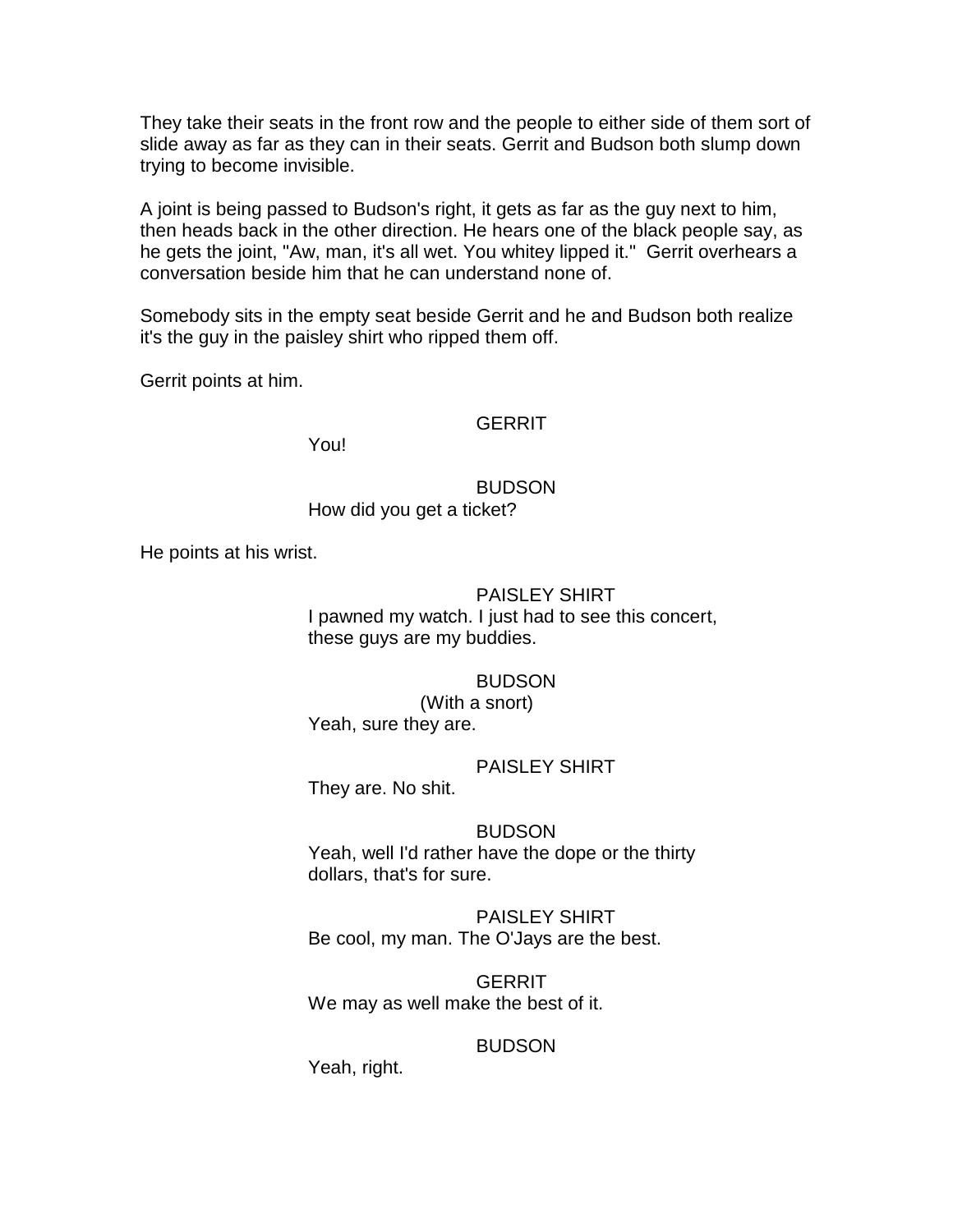They take their seats in the front row and the people to either side of them sort of slide away as far as they can in their seats. Gerrit and Budson both slump down trying to become invisible.

A joint is being passed to Budson's right, it gets as far as the guy next to him, then heads back in the other direction. He hears one of the black people say, as he gets the joint, "Aw, man, it's all wet. You whitey lipped it." Gerrit overhears a conversation beside him that he can understand none of.

Somebody sits in the empty seat beside Gerrit and he and Budson both realize it's the guy in the paisley shirt who ripped them off.

Gerrit points at him.

GERRIT

You!

BUDSON

How did you get a ticket?

He points at his wrist.

PAISLEY SHIRT

I pawned my watch. I just had to see this concert, these guys are my buddies.

BUDSON

(With a snort)

Yeah, sure they are.

PAISLEY SHIRT

They are. No shit.

BUDSON

Yeah, well I'd rather have the dope or the thirty dollars, that's for sure.

PAISLEY SHIRT

Be cool, my man. The O'Jays are the best.

GERRIT

We may as well make the best of it.

BUDSON

Yeah, right.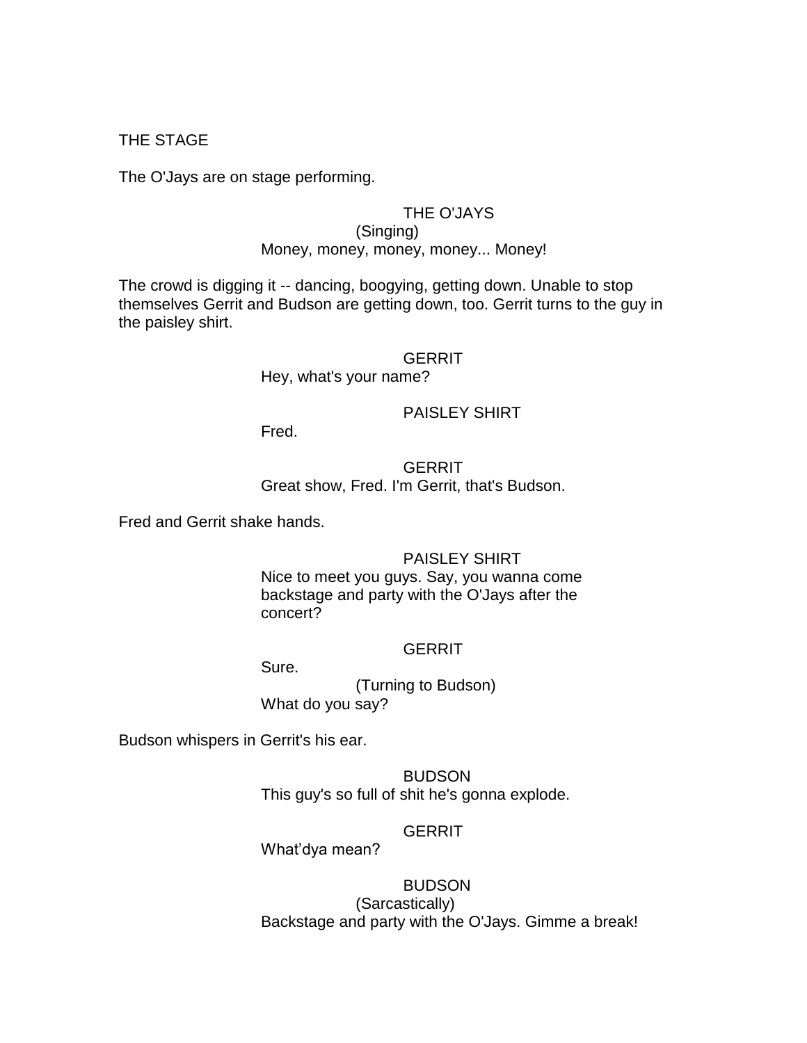THE STAGE

The O'Jays are on stage performing.

THE O'JAYS
(Singing)
Money, money, money, money... Money!

The crowd is digging it -- dancing, boogying, getting down. Unable to stop themselves Gerrit and Budson are getting down, too. Gerrit turns to the guy in the paisley shirt.

GERRIT
Hey, what's your name?

PAISLEY SHIRT
Fred.

GERRIT
Great show, Fred. I'm Gerrit, that's Budson.

Fred and Gerrit shake hands.

PAISLEY SHIRT
Nice to meet you guys. Say, you wanna come backstage and party with the O'Jays after the concert?

GERRIT
Sure.
(Turning to Budson)
What do you say?

Budson whispers in Gerrit's his ear.

BUDSON
This guy's so full of shit he's gonna explode.

GERRIT
What'dya mean?

BUDSON
(Sarcastically)
Backstage and party with the O'Jays. Gimme a break!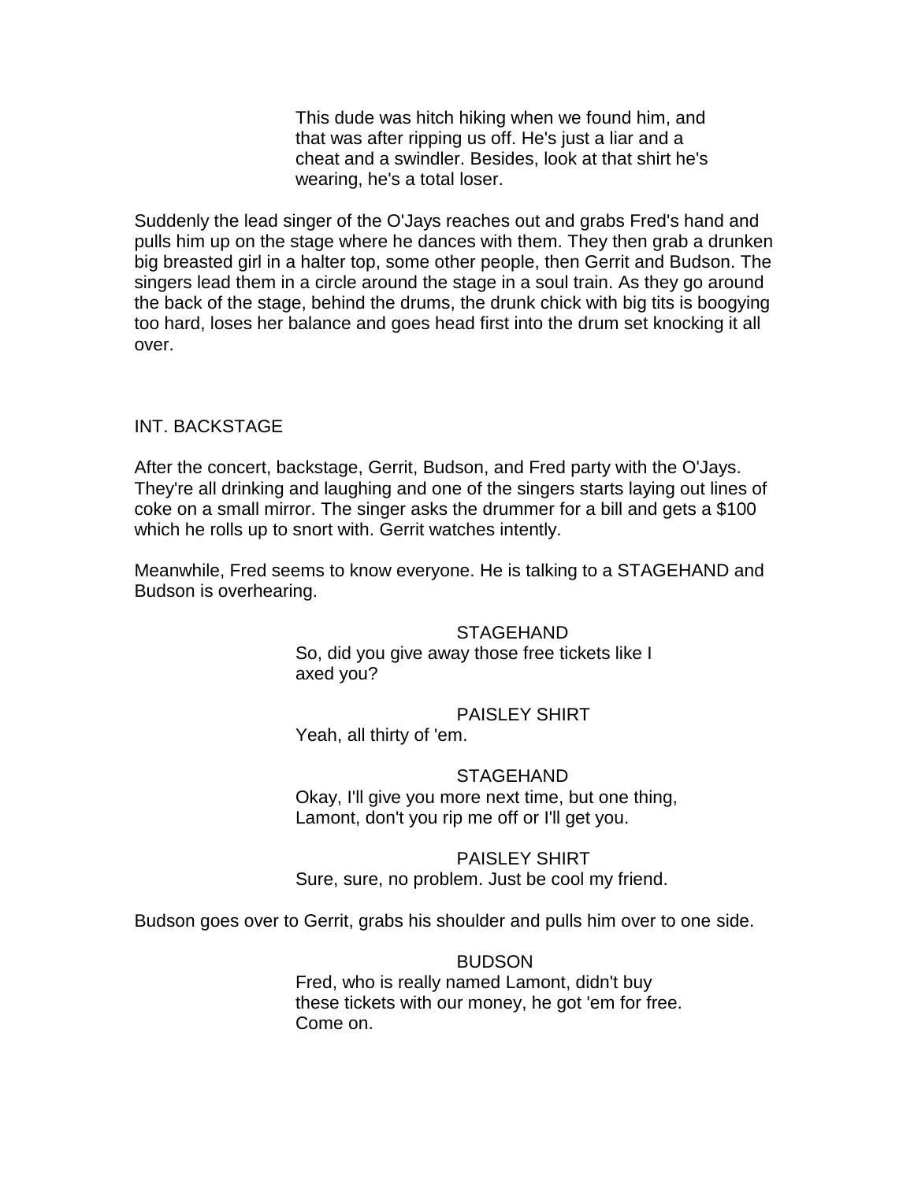This dude was hitch hiking when we found him, and that was after ripping us off. He's just a liar and a cheat and a swindler. Besides, look at that shirt he's wearing, he's a total loser.

Suddenly the lead singer of the O'Jays reaches out and grabs Fred's hand and pulls him up on the stage where he dances with them. They then grab a drunken big breasted girl in a halter top, some other people, then Gerrit and Budson. The singers lead them in a circle around the stage in a soul train. As they go around the back of the stage, behind the drums, the drunk chick with big tits is boogying too hard, loses her balance and goes head first into the drum set knocking it all over.

INT. BACKSTAGE

After the concert, backstage, Gerrit, Budson, and Fred party with the O'Jays. They're all drinking and laughing and one of the singers starts laying out lines of coke on a small mirror. The singer asks the drummer for a bill and gets a $100 which he rolls up to snort with. Gerrit watches intently.

Meanwhile, Fred seems to know everyone. He is talking to a STAGEHAND and Budson is overhearing.

STAGEHAND

So, did you give away those free tickets like I axed you?

PAISLEY SHIRT

Yeah, all thirty of 'em.

STAGEHAND

Okay, I'll give you more next time, but one thing, Lamont, don't you rip me off or I'll get you.

PAISLEY SHIRT

Sure, sure, no problem. Just be cool my friend.

Budson goes over to Gerrit, grabs his shoulder and pulls him over to one side.

BUDSON

Fred, who is really named Lamont, didn't buy these tickets with our money, he got 'em for free. Come on.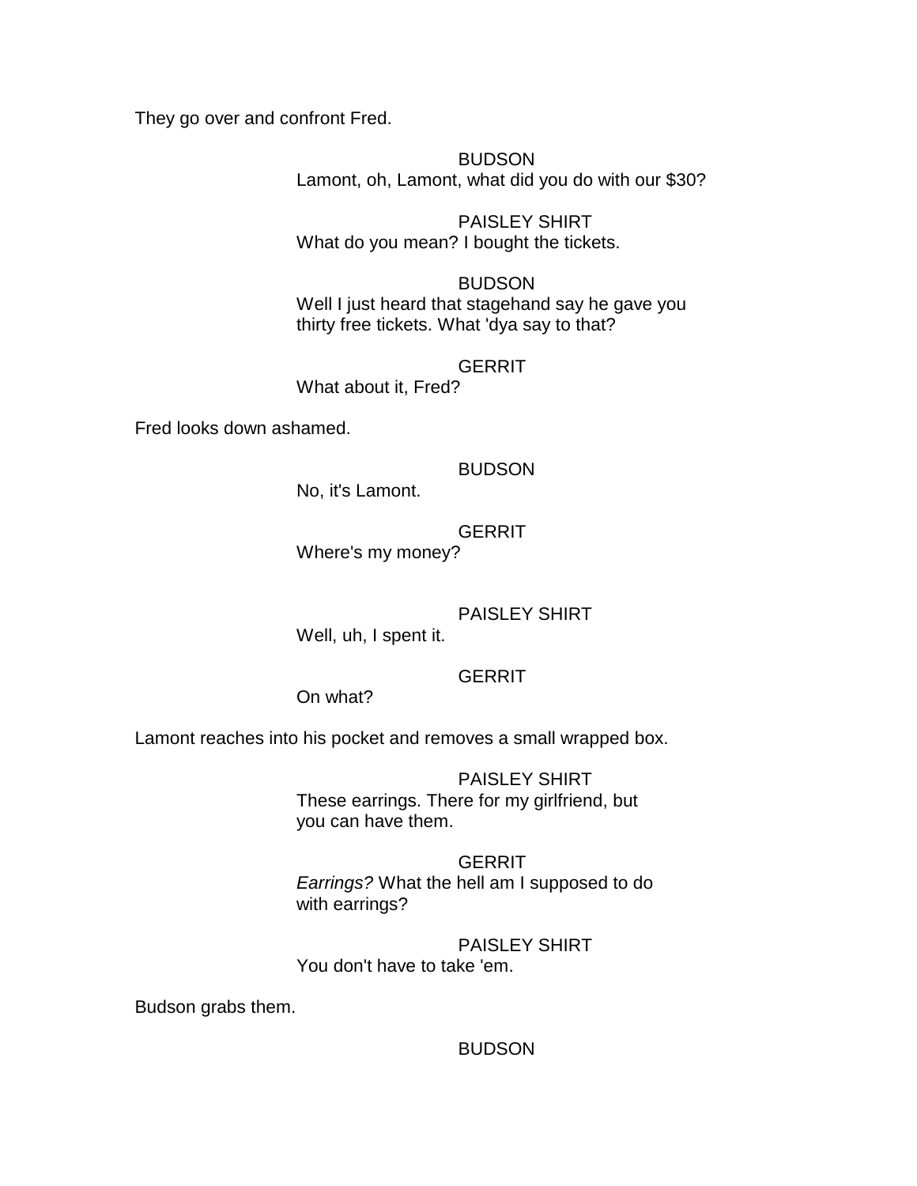They go over and confront Fred.

BUDSON
Lamont, oh, Lamont, what did you do with our $30?

PAISLEY SHIRT
What do you mean? I bought the tickets.

BUDSON
Well I just heard that stagehand say he gave you thirty free tickets. What 'dya say to that?

GERRIT
What about it, Fred?

Fred looks down ashamed.

BUDSON
No, it's Lamont.

GERRIT
Where's my money?

PAISLEY SHIRT
Well, uh, I spent it.

GERRIT
On what?

Lamont reaches into his pocket and removes a small wrapped box.

PAISLEY SHIRT
These earrings. There for my girlfriend, but you can have them.

GERRIT
*Earrings?* What the hell am I supposed to do with earrings?

PAISLEY SHIRT
You don't have to take 'em.

Budson grabs them.

BUDSON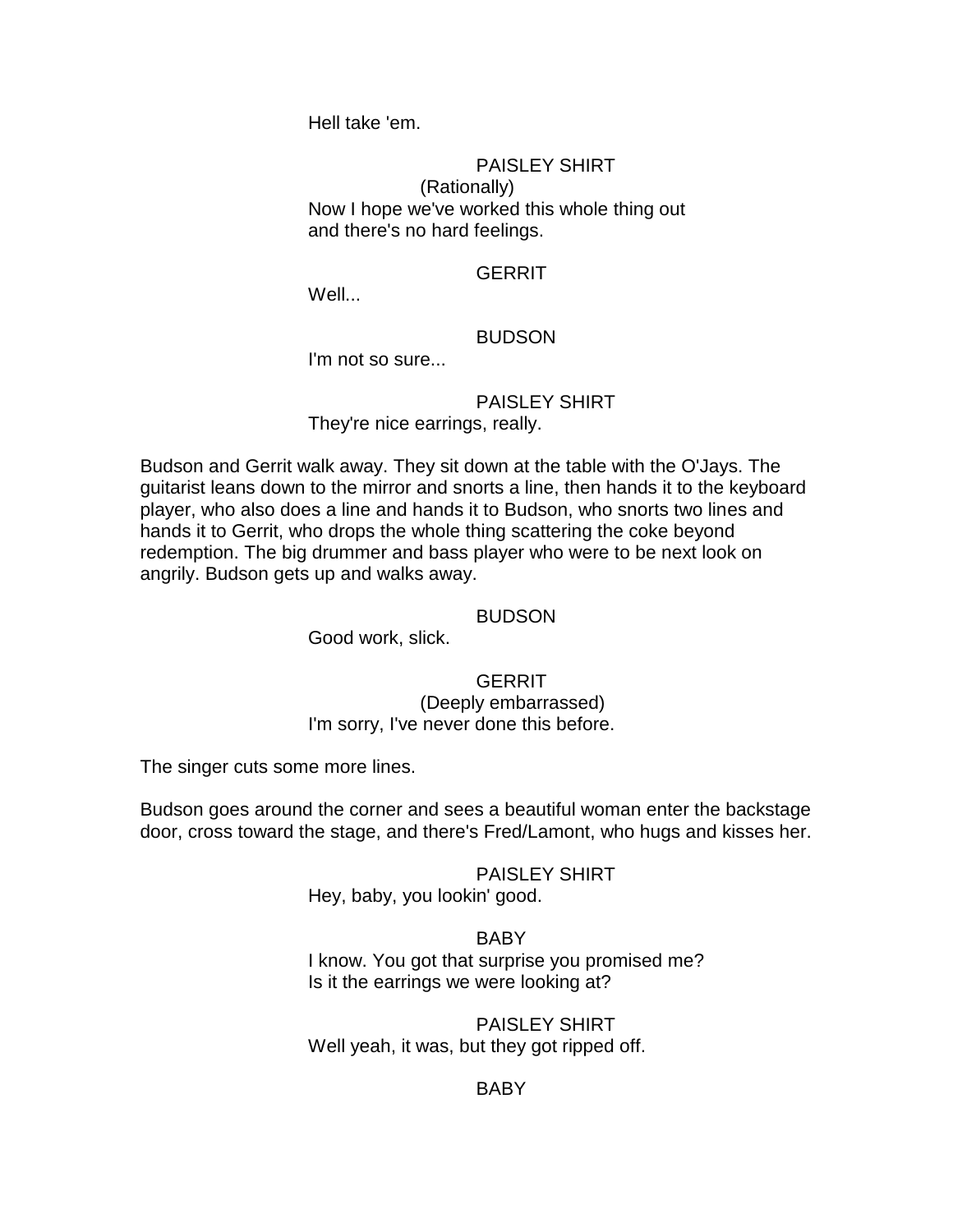Hell take 'em.

PAISLEY SHIRT
(Rationally)
Now I hope we've worked this whole thing out
and there's no hard feelings.

GERRIT
Well...

BUDSON
I'm not so sure...

PAISLEY SHIRT
They're nice earrings, really.

Budson and Gerrit walk away. They sit down at the table with the O'Jays. The guitarist leans down to the mirror and snorts a line, then hands it to the keyboard player, who also does a line and hands it to Budson, who snorts two lines and hands it to Gerrit, who drops the whole thing scattering the coke beyond redemption. The big drummer and bass player who were to be next look on angrily. Budson gets up and walks away.

BUDSON
Good work, slick.

GERRIT
(Deeply embarrassed)
I'm sorry, I've never done this before.

The singer cuts some more lines.

Budson goes around the corner and sees a beautiful woman enter the backstage door, cross toward the stage, and there's Fred/Lamont, who hugs and kisses her.

PAISLEY SHIRT
Hey, baby, you lookin' good.

BABY
I know. You got that surprise you promised me?
Is it the earrings we were looking at?

PAISLEY SHIRT
Well yeah, it was, but they got ripped off.

BABY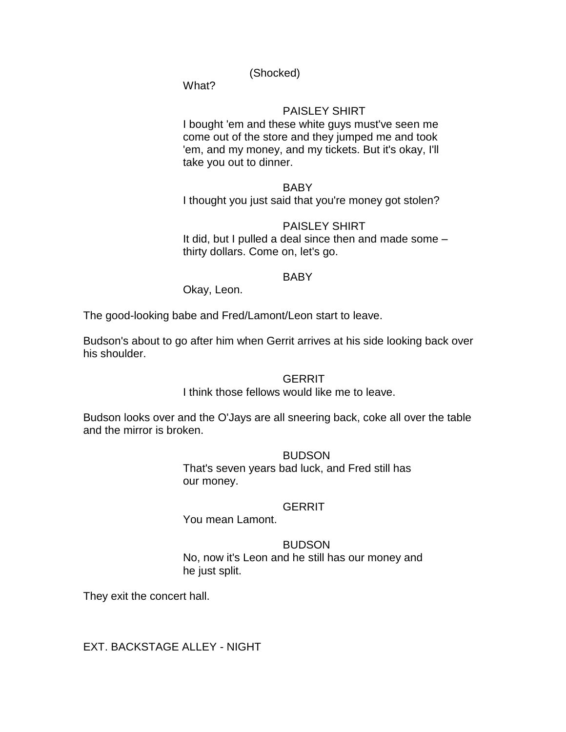(Shocked)

What?

PAISLEY SHIRT

I bought 'em and these white guys must've seen me come out of the store and they jumped me and took 'em, and my money, and my tickets. But it's okay, I'll take you out to dinner.

BABY

I thought you just said that you're money got stolen?

PAISLEY SHIRT

It did, but I pulled a deal since then and made some – thirty dollars. Come on, let's go.

BABY

Okay, Leon.

The good-looking babe and Fred/Lamont/Leon start to leave.

Budson's about to go after him when Gerrit arrives at his side looking back over his shoulder.

GERRIT

I think those fellows would like me to leave.

Budson looks over and the O'Jays are all sneering back, coke all over the table and the mirror is broken.

BUDSON

That's seven years bad luck, and Fred still has our money.

GERRIT

You mean Lamont.

BUDSON

No, now it's Leon and he still has our money and he just split.

They exit the concert hall.

EXT. BACKSTAGE ALLEY - NIGHT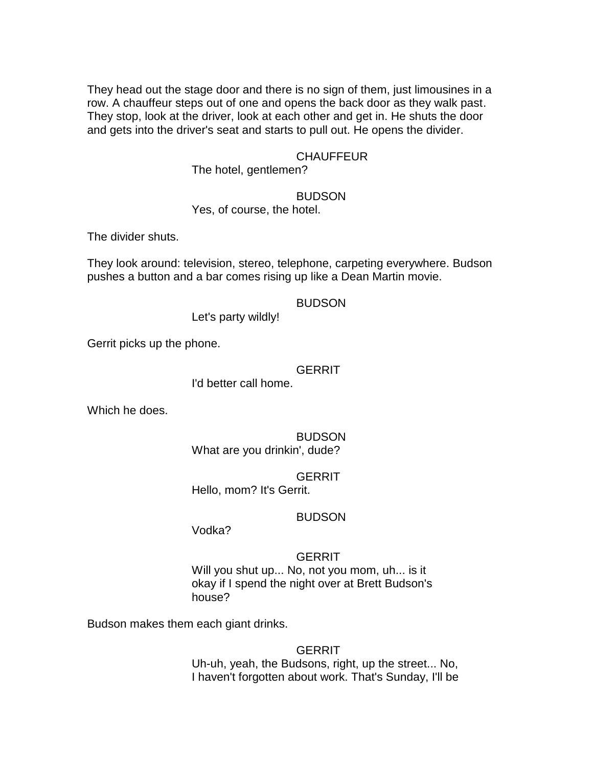They head out the stage door and there is no sign of them, just limousines in a row. A chauffeur steps out of one and opens the back door as they walk past. They stop, look at the driver, look at each other and get in. He shuts the door and gets into the driver's seat and starts to pull out. He opens the divider.

CHAUFFEUR
The hotel, gentlemen?

BUDSON
Yes, of course, the hotel.

The divider shuts.

They look around: television, stereo, telephone, carpeting everywhere. Budson pushes a button and a bar comes rising up like a Dean Martin movie.

BUDSON
Let's party wildly!

Gerrit picks up the phone.

GERRIT
I'd better call home.

Which he does.

BUDSON
What are you drinkin', dude?

GERRIT
Hello, mom? It's Gerrit.

BUDSON
Vodka?

GERRIT
Will you shut up... No, not you mom, uh... is it okay if I spend the night over at Brett Budson's house?

Budson makes them each giant drinks.

GERRIT
Uh-uh, yeah, the Budsons, right, up the street... No, I haven't forgotten about work. That's Sunday, I'll be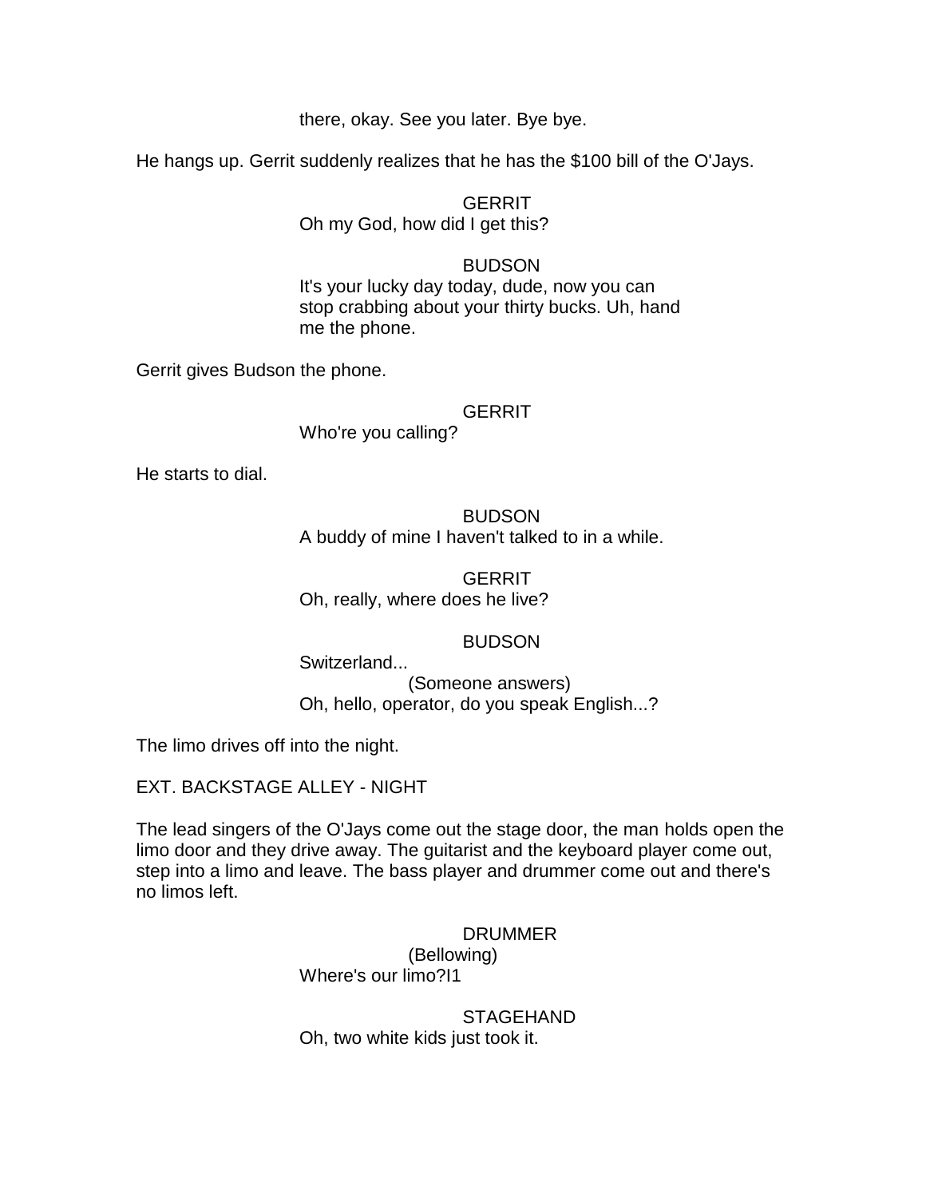there, okay. See you later. Bye bye.

He hangs up. Gerrit suddenly realizes that he has the $100 bill of the O'Jays.

GERRIT
Oh my God, how did I get this?

BUDSON
It's your lucky day today, dude, now you can stop crabbing about your thirty bucks. Uh, hand me the phone.

Gerrit gives Budson the phone.

GERRIT
Who're you calling?

He starts to dial.

BUDSON
A buddy of mine I haven't talked to in a while.

GERRIT
Oh, really, where does he live?

BUDSON
Switzerland...
(Someone answers)
Oh, hello, operator, do you speak English...?

The limo drives off into the night.

EXT. BACKSTAGE ALLEY - NIGHT

The lead singers of the O'Jays come out the stage door, the man holds open the limo door and they drive away. The guitarist and the keyboard player come out, step into a limo and leave. The bass player and drummer come out and there's no limos left.

DRUMMER
(Bellowing)
Where's our limo?I1

STAGEHAND
Oh, two white kids just took it.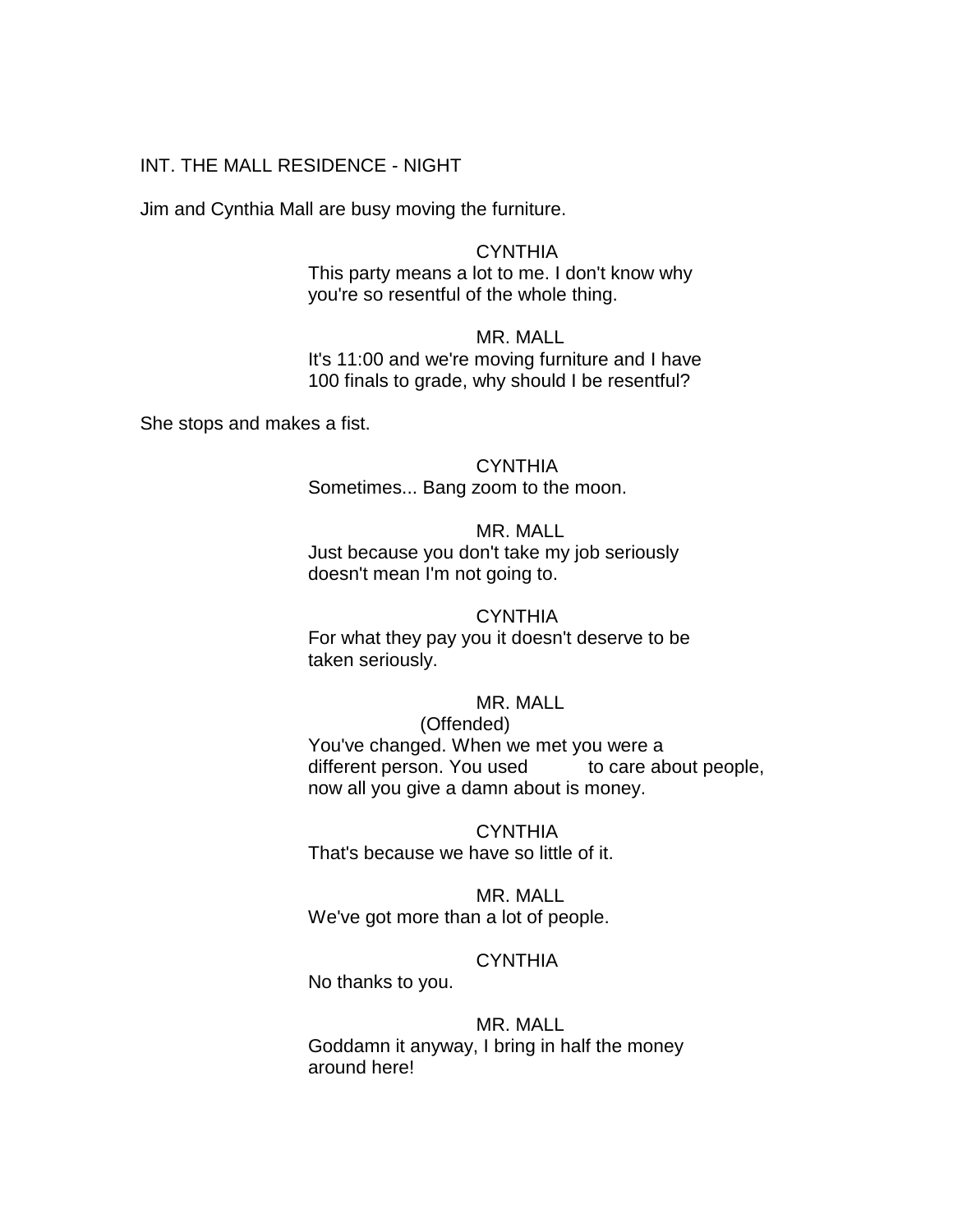INT. THE MALL RESIDENCE - NIGHT

Jim and Cynthia Mall are busy moving the furniture.

CYNTHIA
This party means a lot to me. I don't know why you're so resentful of the whole thing.

MR. MALL
It's 11:00 and we're moving furniture and I have 100 finals to grade, why should I be resentful?

She stops and makes a fist.

CYNTHIA
Sometimes... Bang zoom to the moon.

MR. MALL
Just because you don't take my job seriously doesn't mean I'm not going to.

CYNTHIA
For what they pay you it doesn't deserve to be taken seriously.

MR. MALL
(Offended)
You've changed. When we met you were a different person. You used to care about people, now all you give a damn about is money.

CYNTHIA
That's because we have so little of it.

MR. MALL
We've got more than a lot of people.

CYNTHIA
No thanks to you.

MR. MALL
Goddamn it anyway, I bring in half the money around here!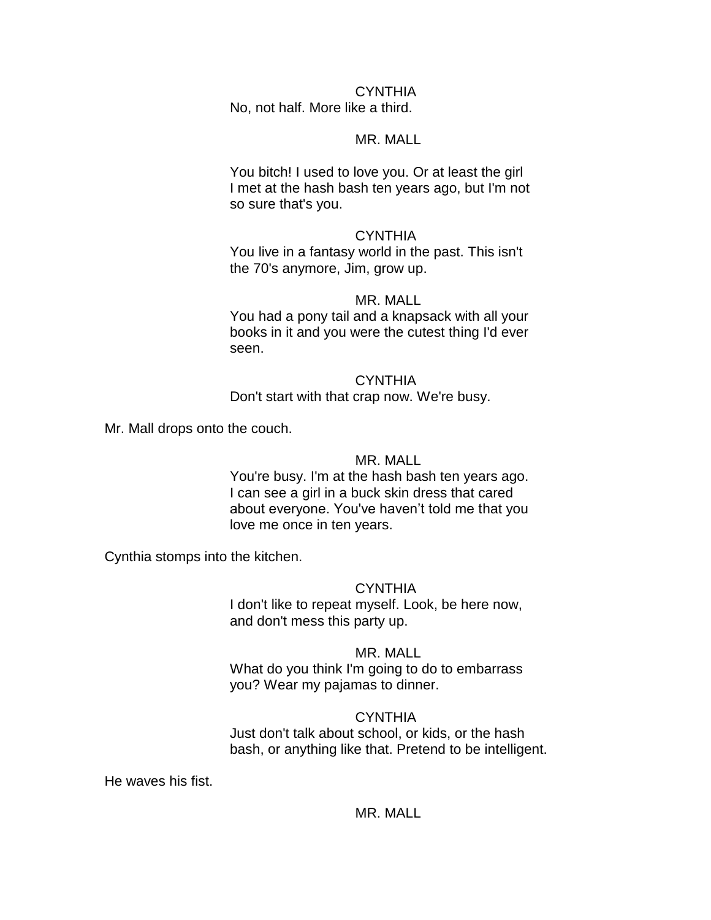CYNTHIA

No, not half. More like a third.

MR. MALL

You bitch! I used to love you. Or at least the girl I met at the hash bash ten years ago, but I'm not so sure that's you.

CYNTHIA

You live in a fantasy world in the past. This isn't the 70's anymore, Jim, grow up.

MR. MALL

You had a pony tail and a knapsack with all your books in it and you were the cutest thing I'd ever seen.

CYNTHIA

Don't start with that crap now. We're busy.

Mr. Mall drops onto the couch.

MR. MALL

You're busy. I'm at the hash bash ten years ago. I can see a girl in a buck skin dress that cared about everyone. You've haven't told me that you love me once in ten years.

Cynthia stomps into the kitchen.

CYNTHIA

I don't like to repeat myself. Look, be here now, and don't mess this party up.

MR. MALL

What do you think I'm going to do to embarrass you? Wear my pajamas to dinner.

CYNTHIA

Just don't talk about school, or kids, or the hash bash, or anything like that. Pretend to be intelligent.

He waves his fist.

MR. MALL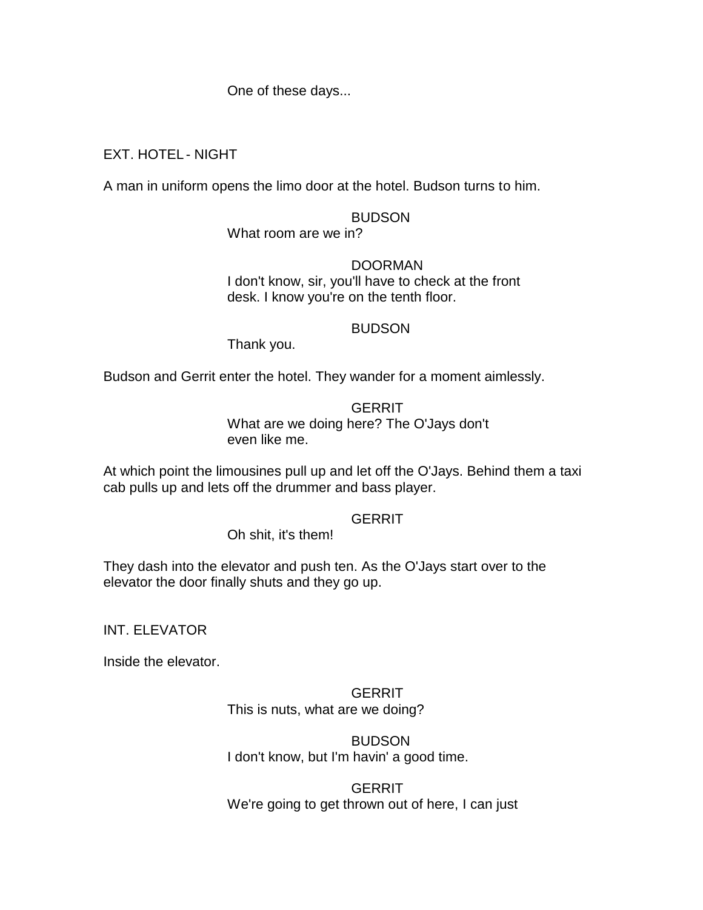One of these days...

EXT. HOTEL - NIGHT

A man in uniform opens the limo door at the hotel. Budson turns to him.

BUDSON
What room are we in?

DOORMAN
I don't know, sir, you'll have to check at the front desk. I know you're on the tenth floor.

BUDSON
Thank you.

Budson and Gerrit enter the hotel. They wander for a moment aimlessly.

GERRIT
What are we doing here? The O'Jays don't even like me.

At which point the limousines pull up and let off the O'Jays. Behind them a taxi cab pulls up and lets off the drummer and bass player.

GERRIT
Oh shit, it's them!

They dash into the elevator and push ten. As the O'Jays start over to the elevator the door finally shuts and they go up.

INT. ELEVATOR

Inside the elevator.

GERRIT
This is nuts, what are we doing?

BUDSON
I don't know, but I'm havin' a good time.

GERRIT
We're going to get thrown out of here, I can just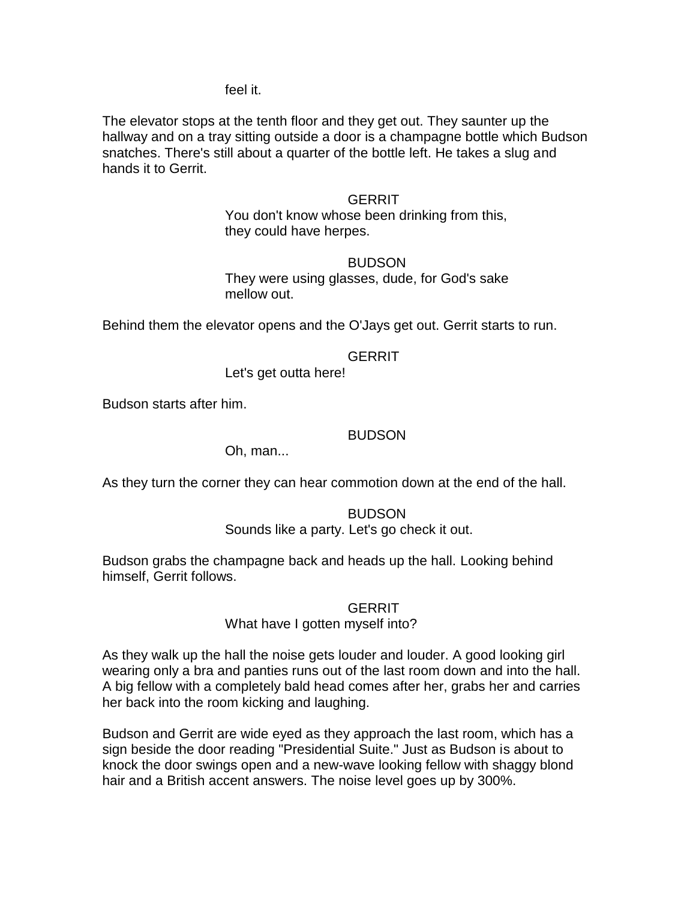feel it.

The elevator stops at the tenth floor and they get out. They saunter up the hallway and on a tray sitting outside a door is a champagne bottle which Budson snatches. There's still about a quarter of the bottle left. He takes a slug and hands it to Gerrit.

GERRIT
You don't know whose been drinking from this, they could have herpes.

BUDSON
They were using glasses, dude, for God's sake mellow out.

Behind them the elevator opens and the O'Jays get out. Gerrit starts to run.

GERRIT
Let's get outta here!

Budson starts after him.

BUDSON
Oh, man...

As they turn the corner they can hear commotion down at the end of the hall.

BUDSON
Sounds like a party. Let's go check it out.

Budson grabs the champagne back and heads up the hall. Looking behind himself, Gerrit follows.

GERRIT
What have I gotten myself into?

As they walk up the hall the noise gets louder and louder. A good looking girl wearing only a bra and panties runs out of the last room down and into the hall. A big fellow with a completely bald head comes after her, grabs her and carries her back into the room kicking and laughing.

Budson and Gerrit are wide eyed as they approach the last room, which has a sign beside the door reading "Presidential Suite." Just as Budson is about to knock the door swings open and a new-wave looking fellow with shaggy blond hair and a British accent answers. The noise level goes up by 300%.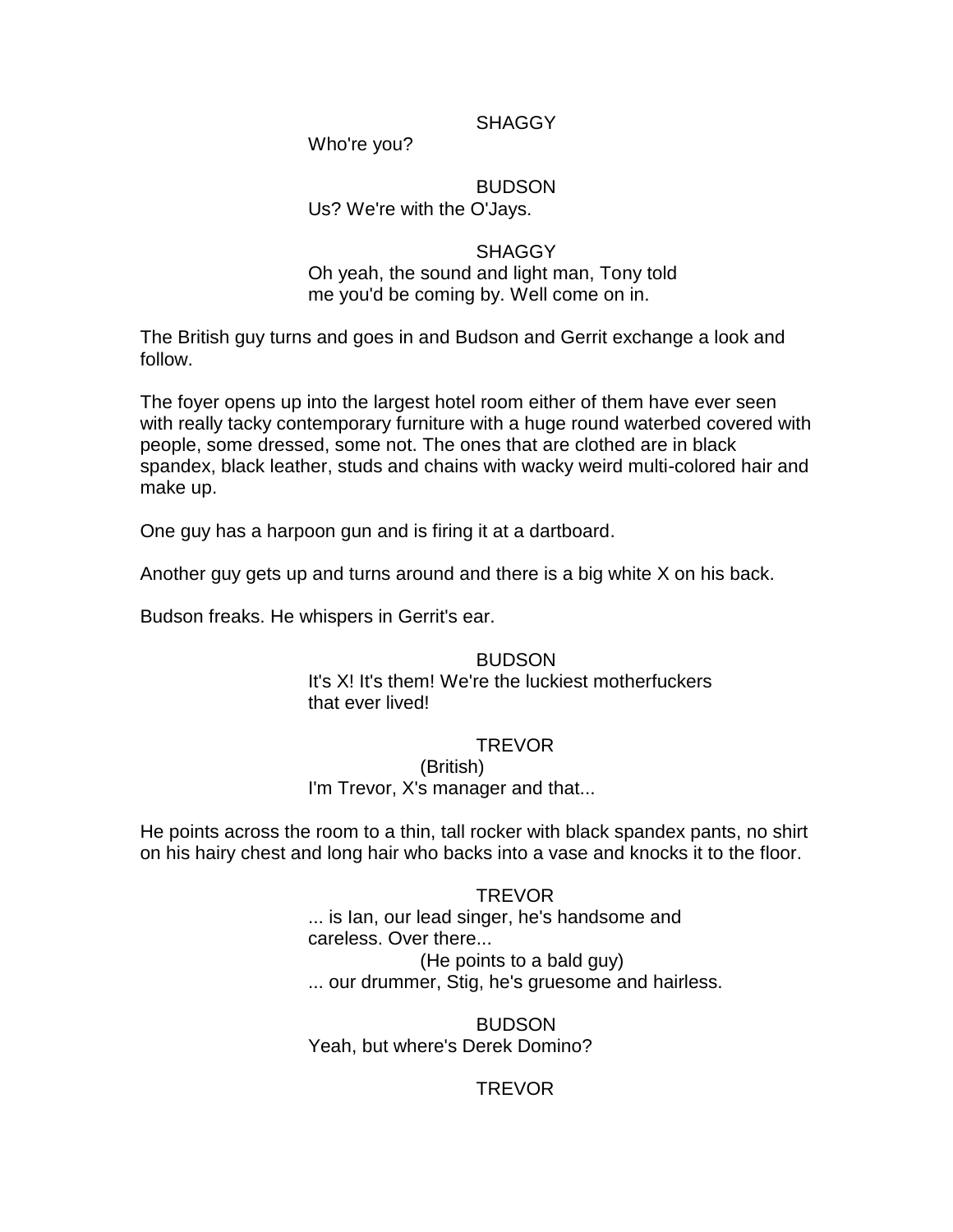SHAGGY

Who're you?

BUDSON

Us? We're with the O'Jays.

SHAGGY

Oh yeah, the sound and light man, Tony told me you'd be coming by. Well come on in.

The British guy turns and goes in and Budson and Gerrit exchange a look and follow.

The foyer opens up into the largest hotel room either of them have ever seen with really tacky contemporary furniture with a huge round waterbed covered with people, some dressed, some not. The ones that are clothed are in black spandex, black leather, studs and chains with wacky weird multi-colored hair and make up.

One guy has a harpoon gun and is firing it at a dartboard.

Another guy gets up and turns around and there is a big white X on his back.

Budson freaks. He whispers in Gerrit's ear.

BUDSON

It's X! It's them! We're the luckiest motherfuckers that ever lived!

TREVOR

(British)

I'm Trevor, X's manager and that...

He points across the room to a thin, tall rocker with black spandex pants, no shirt on his hairy chest and long hair who backs into a vase and knocks it to the floor.

TREVOR

... is Ian, our lead singer, he's handsome and careless. Over there...

(He points to a bald guy)

... our drummer, Stig, he's gruesome and hairless.

BUDSON

Yeah, but where's Derek Domino?

TREVOR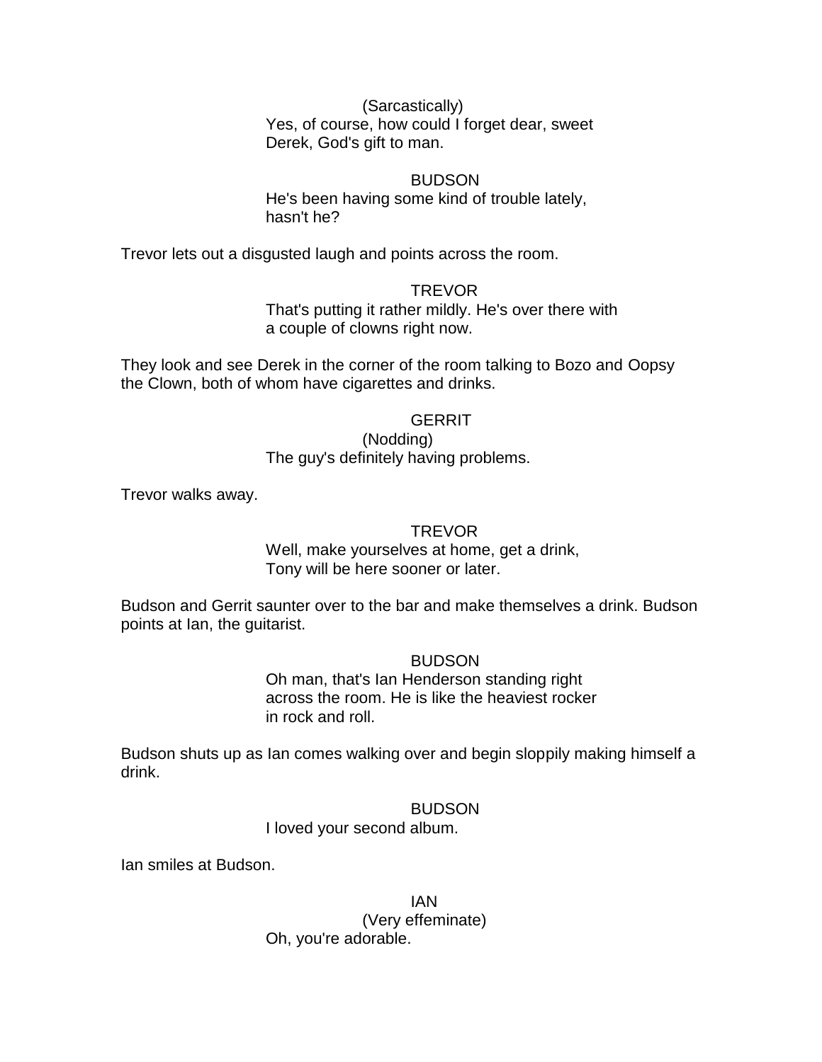(Sarcastically)
Yes, of course, how could I forget dear, sweet Derek, God's gift to man.

BUDSON
He's been having some kind of trouble lately, hasn't he?

Trevor lets out a disgusted laugh and points across the room.

TREVOR
That's putting it rather mildly. He's over there with a couple of clowns right now.

They look and see Derek in the corner of the room talking to Bozo and Oopsy the Clown, both of whom have cigarettes and drinks.

GERRIT
(Nodding)
The guy's definitely having problems.

Trevor walks away.

TREVOR
Well, make yourselves at home, get a drink, Tony will be here sooner or later.

Budson and Gerrit saunter over to the bar and make themselves a drink. Budson points at Ian, the guitarist.

BUDSON
Oh man, that's Ian Henderson standing right across the room. He is like the heaviest rocker in rock and roll.

Budson shuts up as Ian comes walking over and begin sloppily making himself a drink.

BUDSON
I loved your second album.

Ian smiles at Budson.

IAN
(Very effeminate)
Oh, you're adorable.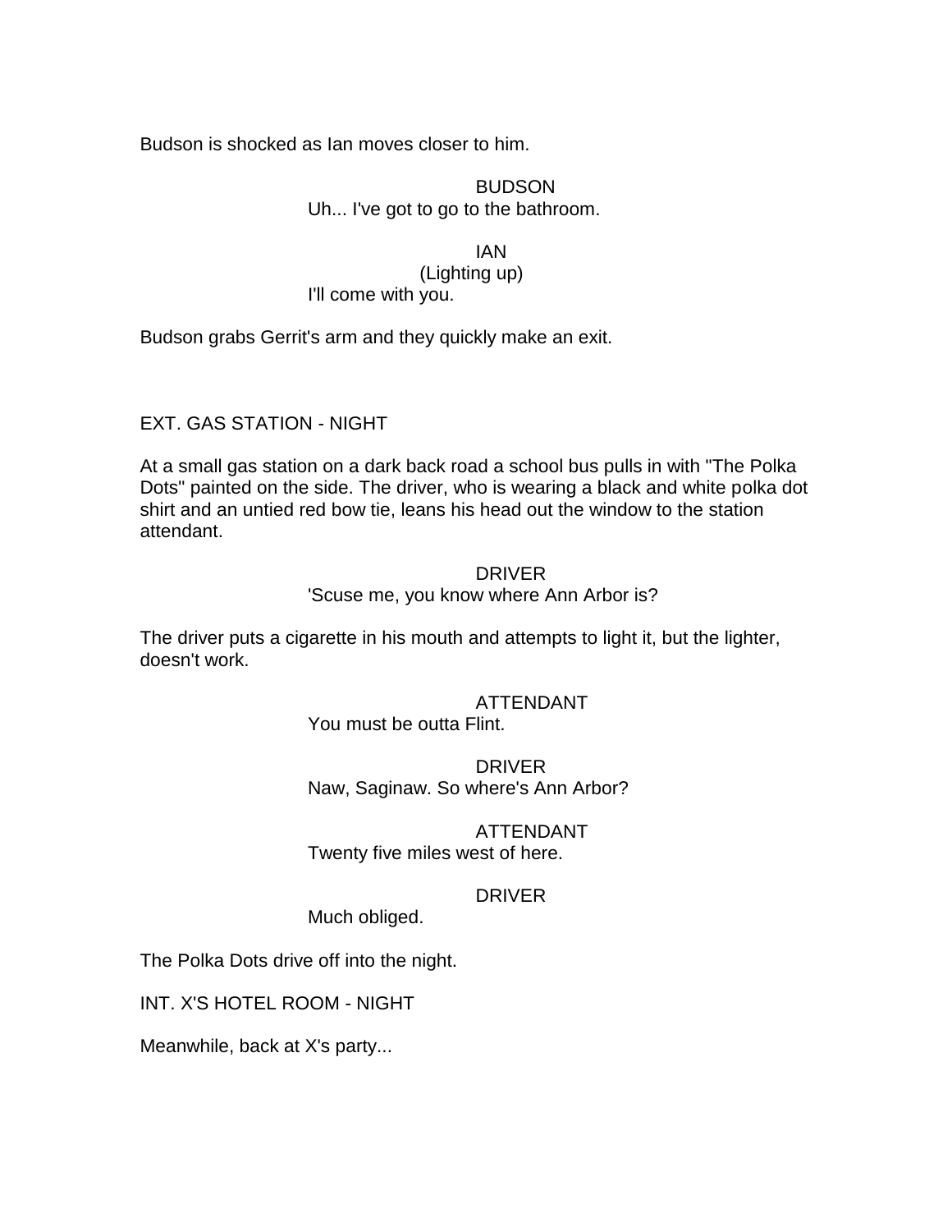Budson is shocked as Ian moves closer to him.

BUDSON
Uh... I've got to go to the bathroom.

IAN
(Lighting up)
I'll come with you.

Budson grabs Gerrit's arm and they quickly make an exit.

EXT. GAS STATION - NIGHT

At a small gas station on a dark back road a school bus pulls in with "The Polka Dots" painted on the side. The driver, who is wearing a black and white polka dot shirt and an untied red bow tie, leans his head out the window to the station attendant.

DRIVER
'Scuse me, you know where Ann Arbor is?

The driver puts a cigarette in his mouth and attempts to light it, but the lighter, doesn't work.

ATTENDANT
You must be outta Flint.

DRIVER
Naw, Saginaw. So where's Ann Arbor?

ATTENDANT
Twenty five miles west of here.

DRIVER
Much obliged.

The Polka Dots drive off into the night.

INT. X'S HOTEL ROOM - NIGHT

Meanwhile, back at X's party...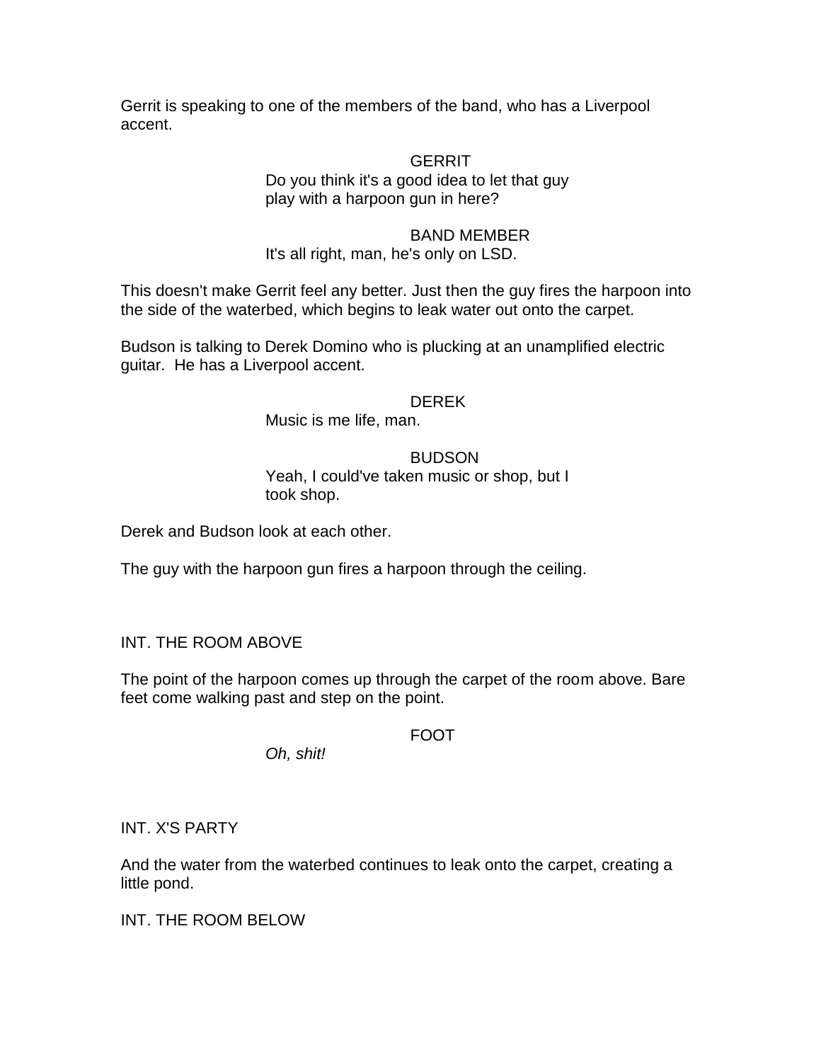Gerrit is speaking to one of the members of the band, who has a Liverpool accent.

GERRIT
Do you think it's a good idea to let that guy play with a harpoon gun in here?

BAND MEMBER
It's all right, man, he's only on LSD.

This doesn't make Gerrit feel any better. Just then the guy fires the harpoon into the side of the waterbed, which begins to leak water out onto the carpet.

Budson is talking to Derek Domino who is plucking at an unamplified electric guitar. He has a Liverpool accent.

DEREK
Music is me life, man.

BUDSON
Yeah, I could've taken music or shop, but I took shop.

Derek and Budson look at each other.

The guy with the harpoon gun fires a harpoon through the ceiling.

INT. THE ROOM ABOVE

The point of the harpoon comes up through the carpet of the room above. Bare feet come walking past and step on the point.

FOOT
*Oh, shit!*

INT. X'S PARTY

And the water from the waterbed continues to leak onto the carpet, creating a little pond.

INT. THE ROOM BELOW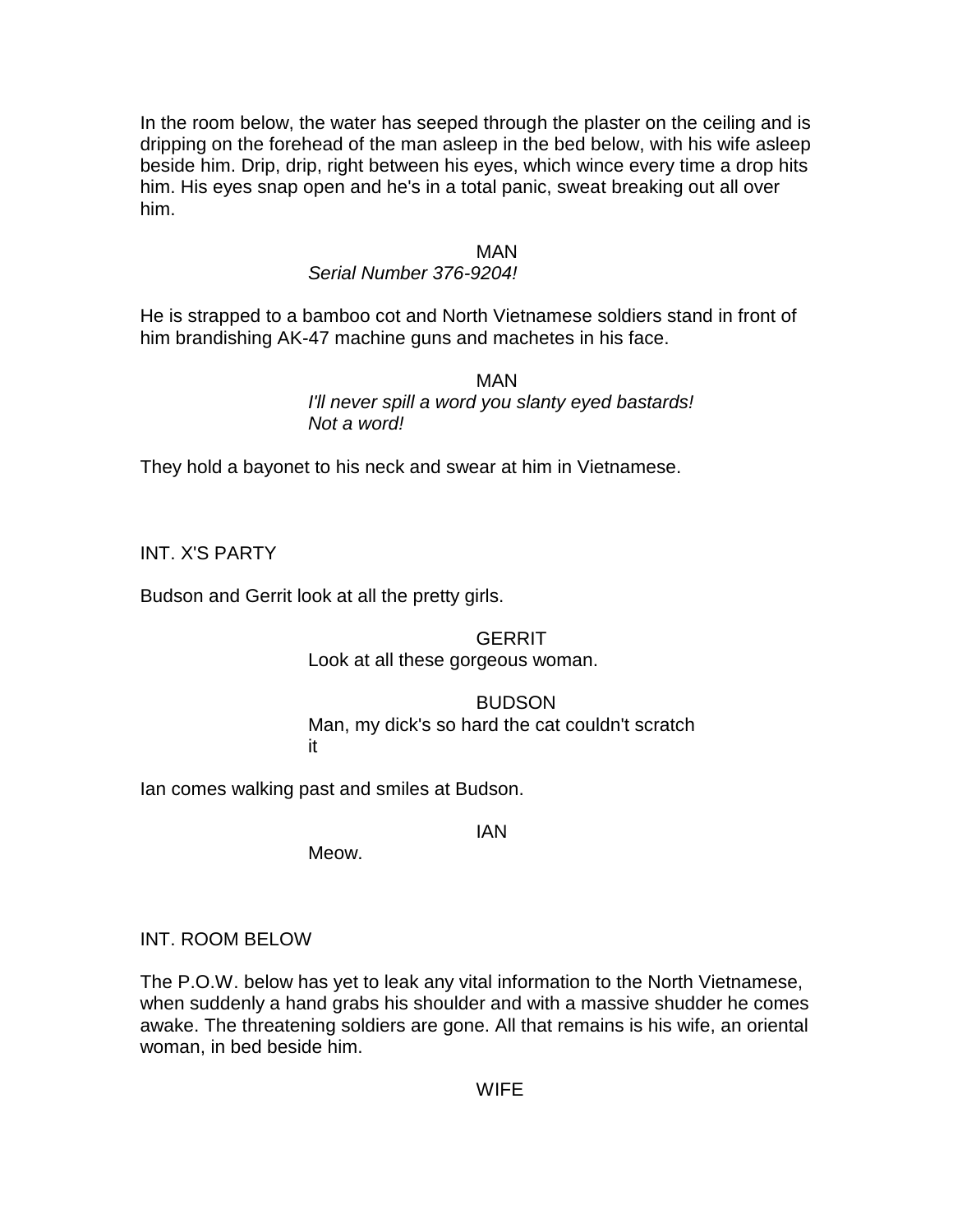In the room below, the water has seeped through the plaster on the ceiling and is dripping on the forehead of the man asleep in the bed below, with his wife asleep beside him. Drip, drip, right between his eyes, which wince every time a drop hits him. His eyes snap open and he's in a total panic, sweat breaking out all over him.

MAN
*Serial Number 376-9204!*

He is strapped to a bamboo cot and North Vietnamese soldiers stand in front of him brandishing AK-47 machine guns and machetes in his face.

MAN
*I'll never spill a word you slanty eyed bastards! Not a word!*

They hold a bayonet to his neck and swear at him in Vietnamese.

INT. X'S PARTY

Budson and Gerrit look at all the pretty girls.

GERRIT
Look at all these gorgeous woman.

BUDSON
Man, my dick's so hard the cat couldn't scratch it

Ian comes walking past and smiles at Budson.

IAN
Meow.

INT. ROOM BELOW

The P.O.W. below has yet to leak any vital information to the North Vietnamese, when suddenly a hand grabs his shoulder and with a massive shudder he comes awake. The threatening soldiers are gone. All that remains is his wife, an oriental woman, in bed beside him.

WIFE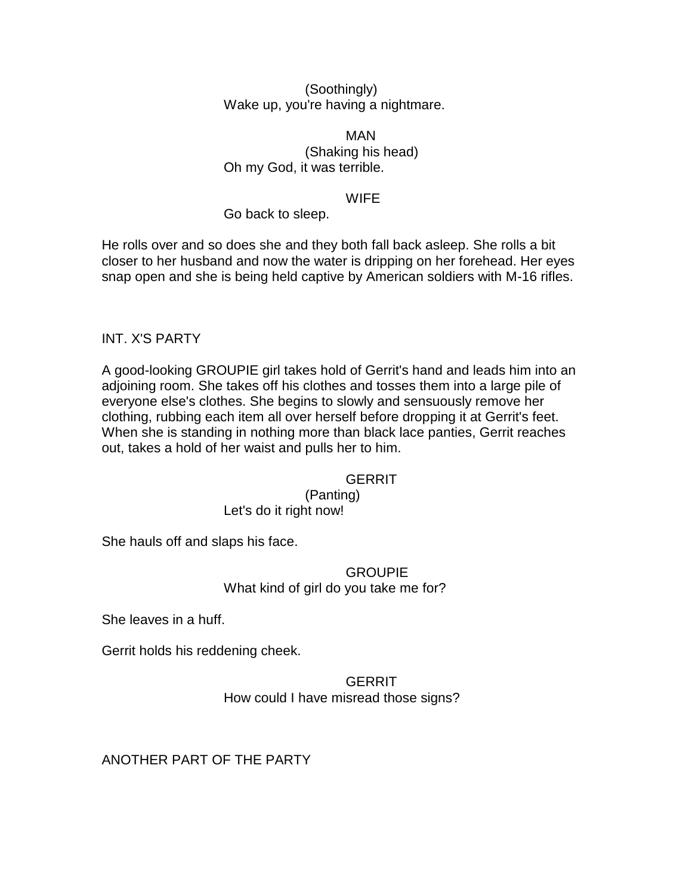(Soothingly)
Wake up, you're having a nightmare.

MAN
(Shaking his head)
Oh my God, it was terrible.

WIFE
Go back to sleep.

He rolls over and so does she and they both fall back asleep. She rolls a bit closer to her husband and now the water is dripping on her forehead. Her eyes snap open and she is being held captive by American soldiers with M-16 rifles.

INT. X'S PARTY

A good-looking GROUPIE girl takes hold of Gerrit's hand and leads him into an adjoining room. She takes off his clothes and tosses them into a large pile of everyone else's clothes. She begins to slowly and sensuously remove her clothing, rubbing each item all over herself before dropping it at Gerrit's feet. When she is standing in nothing more than black lace panties, Gerrit reaches out, takes a hold of her waist and pulls her to him.

GERRIT
(Panting)
Let's do it right now!

She hauls off and slaps his face.

GROUPIE
What kind of girl do you take me for?

She leaves in a huff.

Gerrit holds his reddening cheek.

GERRIT
How could I have misread those signs?

ANOTHER PART OF THE PARTY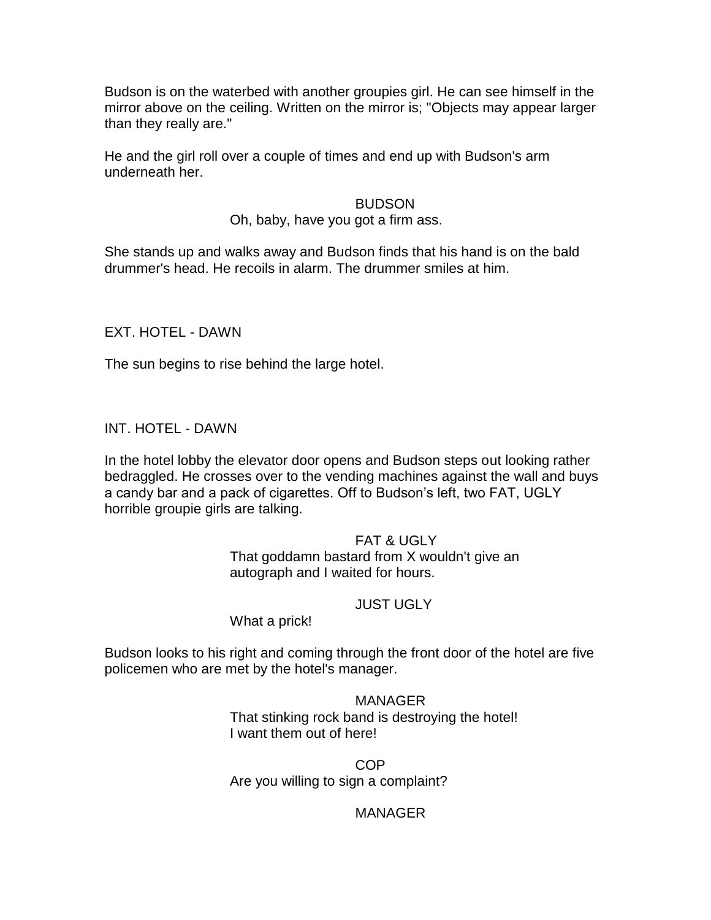Budson is on the waterbed with another groupies girl. He can see himself in the mirror above on the ceiling. Written on the mirror is; "Objects may appear larger than they really are."

He and the girl roll over a couple of times and end up with Budson's arm underneath her.

BUDSON

Oh, baby, have you got a firm ass.

She stands up and walks away and Budson finds that his hand is on the bald drummer's head. He recoils in alarm. The drummer smiles at him.

EXT. HOTEL - DAWN

The sun begins to rise behind the large hotel.

INT. HOTEL - DAWN

In the hotel lobby the elevator door opens and Budson steps out looking rather bedraggled. He crosses over to the vending machines against the wall and buys a candy bar and a pack of cigarettes. Off to Budson's left, two FAT, UGLY horrible groupie girls are talking.

FAT & UGLY

That goddamn bastard from X wouldn't give an autograph and I waited for hours.

JUST UGLY

What a prick!

Budson looks to his right and coming through the front door of the hotel are five policemen who are met by the hotel's manager.

MANAGER

That stinking rock band is destroying the hotel! I want them out of here!

COP

Are you willing to sign a complaint?

MANAGER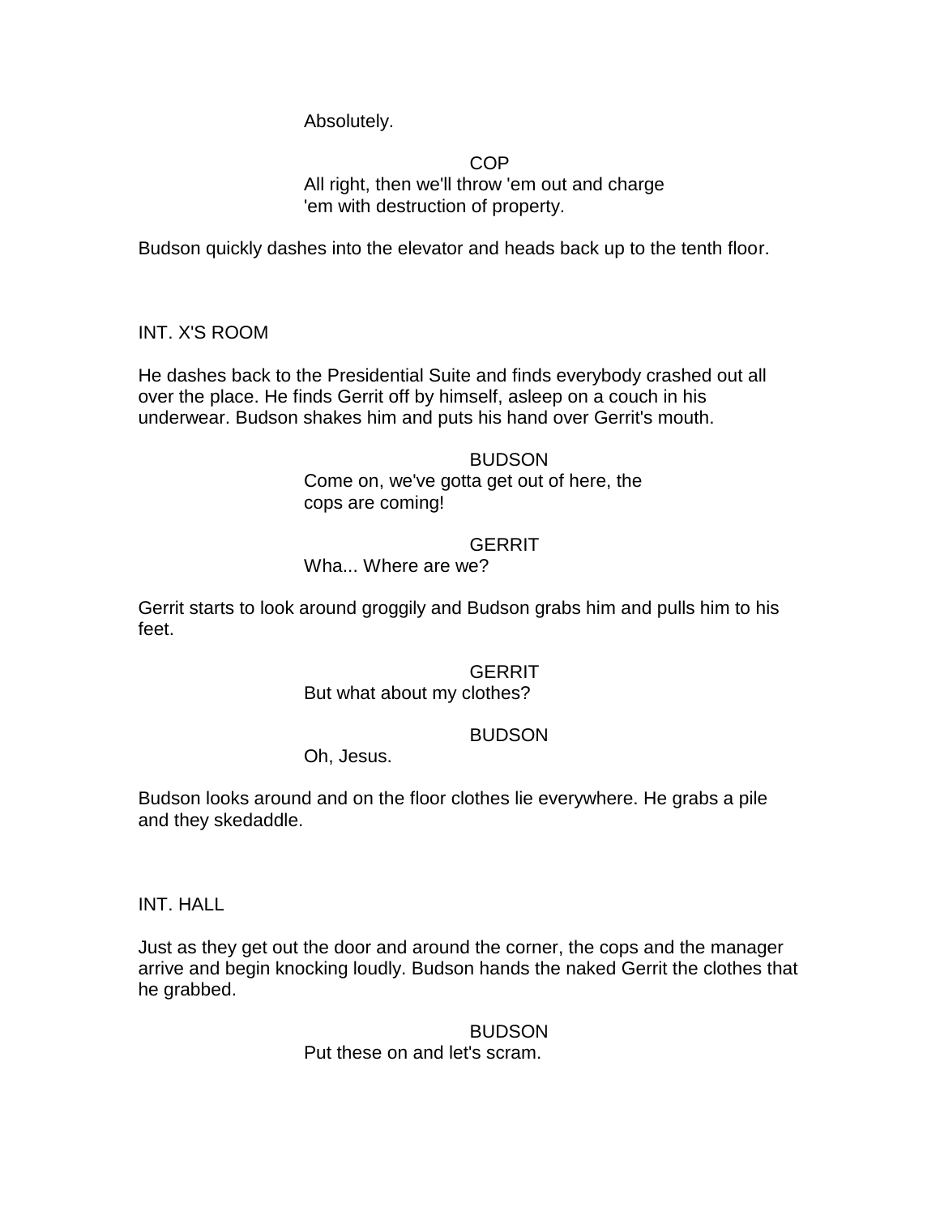Absolutely.

COP
All right, then we'll throw 'em out and charge 'em with destruction of property.

Budson quickly dashes into the elevator and heads back up to the tenth floor.

INT. X'S ROOM

He dashes back to the Presidential Suite and finds everybody crashed out all over the place. He finds Gerrit off by himself, asleep on a couch in his underwear. Budson shakes him and puts his hand over Gerrit's mouth.

BUDSON
Come on, we've gotta get out of here, the cops are coming!

GERRIT
Wha... Where are we?

Gerrit starts to look around groggily and Budson grabs him and pulls him to his feet.

GERRIT
But what about my clothes?

BUDSON
Oh, Jesus.

Budson looks around and on the floor clothes lie everywhere. He grabs a pile and they skedaddle.

INT. HALL

Just as they get out the door and around the corner, the cops and the manager arrive and begin knocking loudly. Budson hands the naked Gerrit the clothes that he grabbed.

BUDSON
Put these on and let's scram.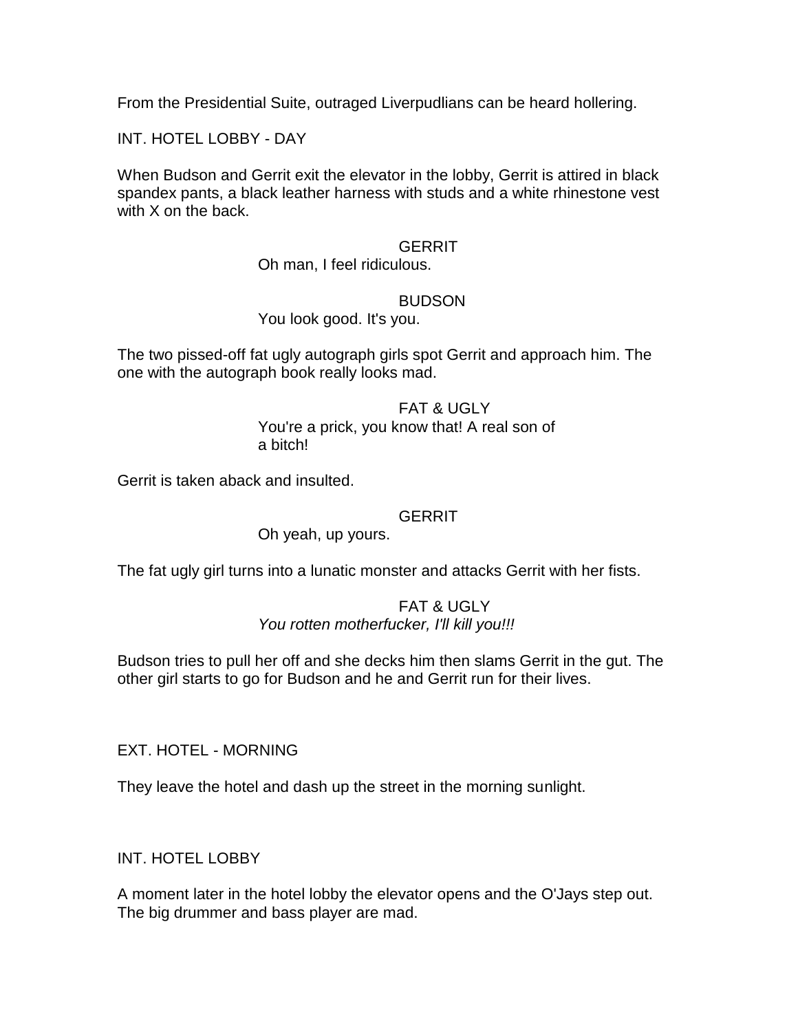From the Presidential Suite, outraged Liverpudlians can be heard hollering.

INT. HOTEL LOBBY - DAY

When Budson and Gerrit exit the elevator in the lobby, Gerrit is attired in black spandex pants, a black leather harness with studs and a white rhinestone vest with X on the back.

GERRIT
Oh man, I feel ridiculous.

BUDSON
You look good. It's you.

The two pissed-off fat ugly autograph girls spot Gerrit and approach him. The one with the autograph book really looks mad.

FAT & UGLY
You're a prick, you know that! A real son of a bitch!

Gerrit is taken aback and insulted.

GERRIT
Oh yeah, up yours.

The fat ugly girl turns into a lunatic monster and attacks Gerrit with her fists.

FAT & UGLY
*You rotten motherfucker, I'll kill you!!!*

Budson tries to pull her off and she decks him then slams Gerrit in the gut. The other girl starts to go for Budson and he and Gerrit run for their lives.

EXT. HOTEL - MORNING

They leave the hotel and dash up the street in the morning sunlight.

INT. HOTEL LOBBY

A moment later in the hotel lobby the elevator opens and the O'Jays step out. The big drummer and bass player are mad.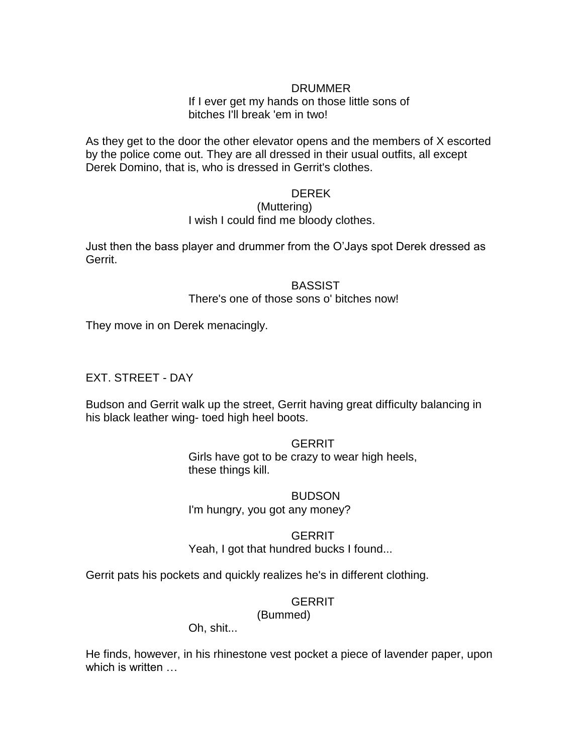DRUMMER

If I ever get my hands on those little sons of bitches I'll break 'em in two!

As they get to the door the other elevator opens and the members of X escorted by the police come out. They are all dressed in their usual outfits, all except Derek Domino, that is, who is dressed in Gerrit's clothes.

DEREK

(Muttering)

I wish I could find me bloody clothes.

Just then the bass player and drummer from the O'Jays spot Derek dressed as Gerrit.

BASSIST

There's one of those sons o' bitches now!

They move in on Derek menacingly.

EXT. STREET - DAY

Budson and Gerrit walk up the street, Gerrit having great difficulty balancing in his black leather wing- toed high heel boots.

GERRIT

Girls have got to be crazy to wear high heels, these things kill.

BUDSON

I'm hungry, you got any money?

GERRIT

Yeah, I got that hundred bucks I found...

Gerrit pats his pockets and quickly realizes he's in different clothing.

GERRIT

(Bummed)

Oh, shit...

He finds, however, in his rhinestone vest pocket a piece of lavender paper, upon which is written …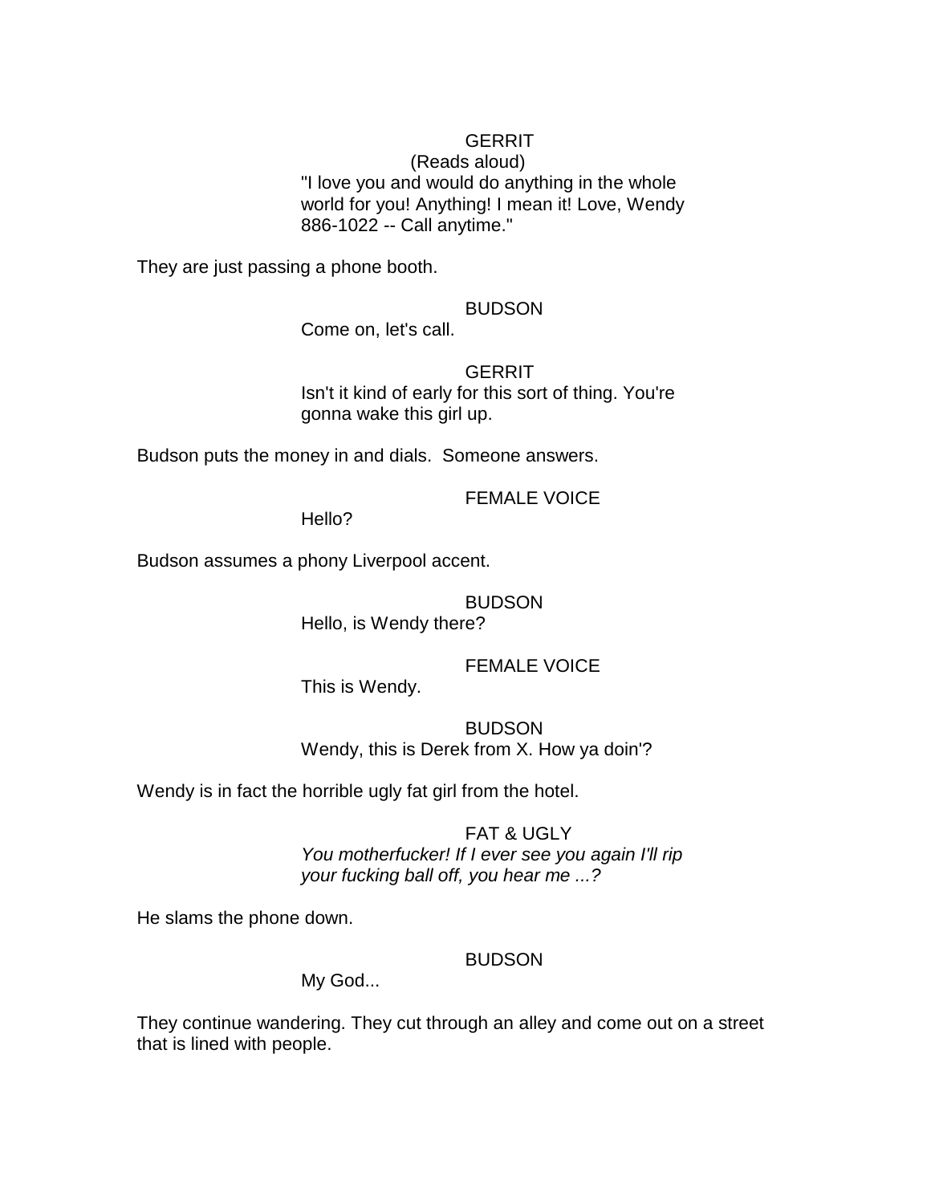GERRIT
(Reads aloud)
"I love you and would do anything in the whole world for you! Anything! I mean it! Love, Wendy 886-1022 -- Call anytime."

They are just passing a phone booth.

BUDSON
Come on, let's call.

GERRIT
Isn't it kind of early for this sort of thing. You're gonna wake this girl up.

Budson puts the money in and dials. Someone answers.

FEMALE VOICE
Hello?

Budson assumes a phony Liverpool accent.

BUDSON
Hello, is Wendy there?

FEMALE VOICE
This is Wendy.

BUDSON
Wendy, this is Derek from X. How ya doin'?

Wendy is in fact the horrible ugly fat girl from the hotel.

FAT & UGLY
*You motherfucker! If I ever see you again I'll rip your fucking ball off, you hear me ...?*

He slams the phone down.

BUDSON
My God...

They continue wandering. They cut through an alley and come out on a street that is lined with people.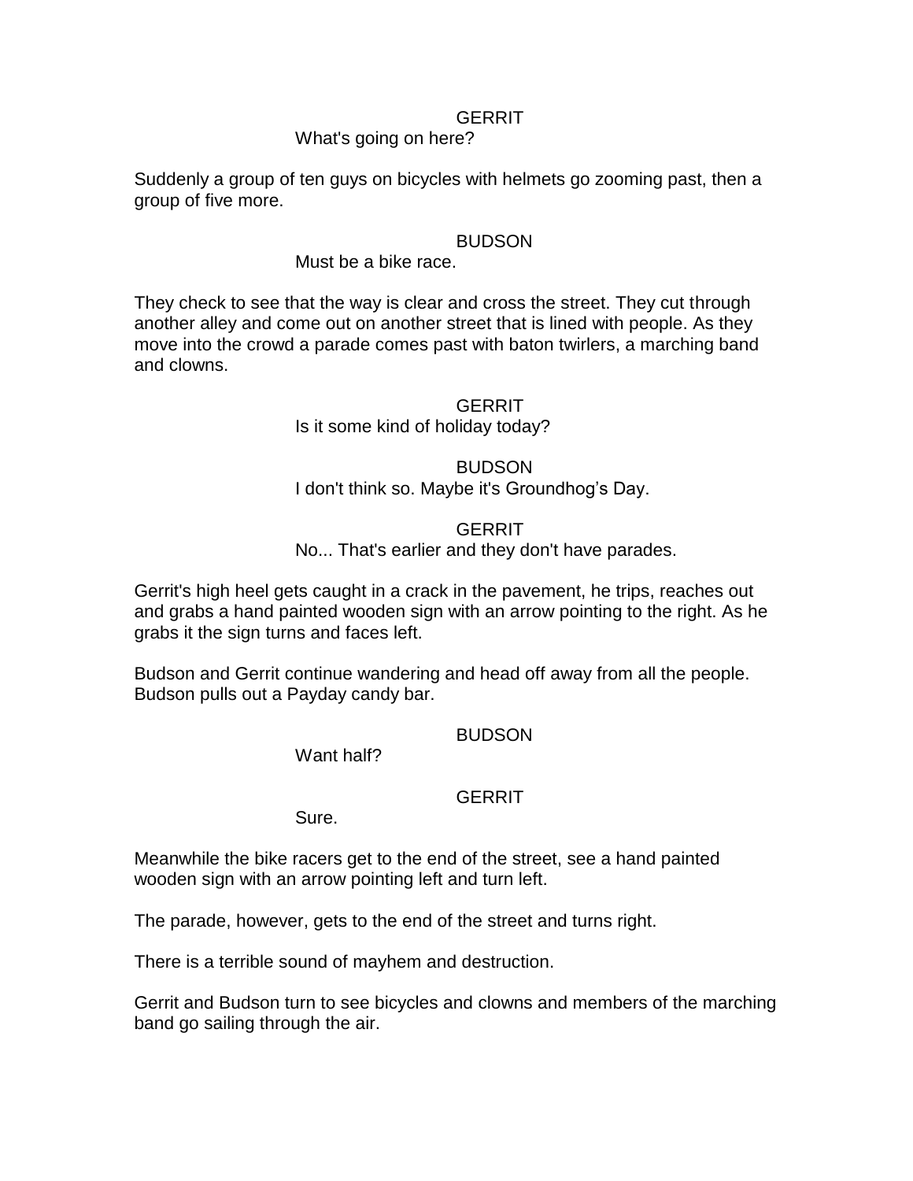GERRIT

What's going on here?

Suddenly a group of ten guys on bicycles with helmets go zooming past, then a group of five more.

BUDSON

Must be a bike race.

They check to see that the way is clear and cross the street. They cut through another alley and come out on another street that is lined with people. As they move into the crowd a parade comes past with baton twirlers, a marching band and clowns.

GERRIT

Is it some kind of holiday today?

BUDSON

I don't think so. Maybe it's Groundhog's Day.

GERRIT

No... That's earlier and they don't have parades.

Gerrit's high heel gets caught in a crack in the pavement, he trips, reaches out and grabs a hand painted wooden sign with an arrow pointing to the right. As he grabs it the sign turns and faces left.

Budson and Gerrit continue wandering and head off away from all the people. Budson pulls out a Payday candy bar.

BUDSON

Want half?

GERRIT

Sure.

Meanwhile the bike racers get to the end of the street, see a hand painted wooden sign with an arrow pointing left and turn left.

The parade, however, gets to the end of the street and turns right.

There is a terrible sound of mayhem and destruction.

Gerrit and Budson turn to see bicycles and clowns and members of the marching band go sailing through the air.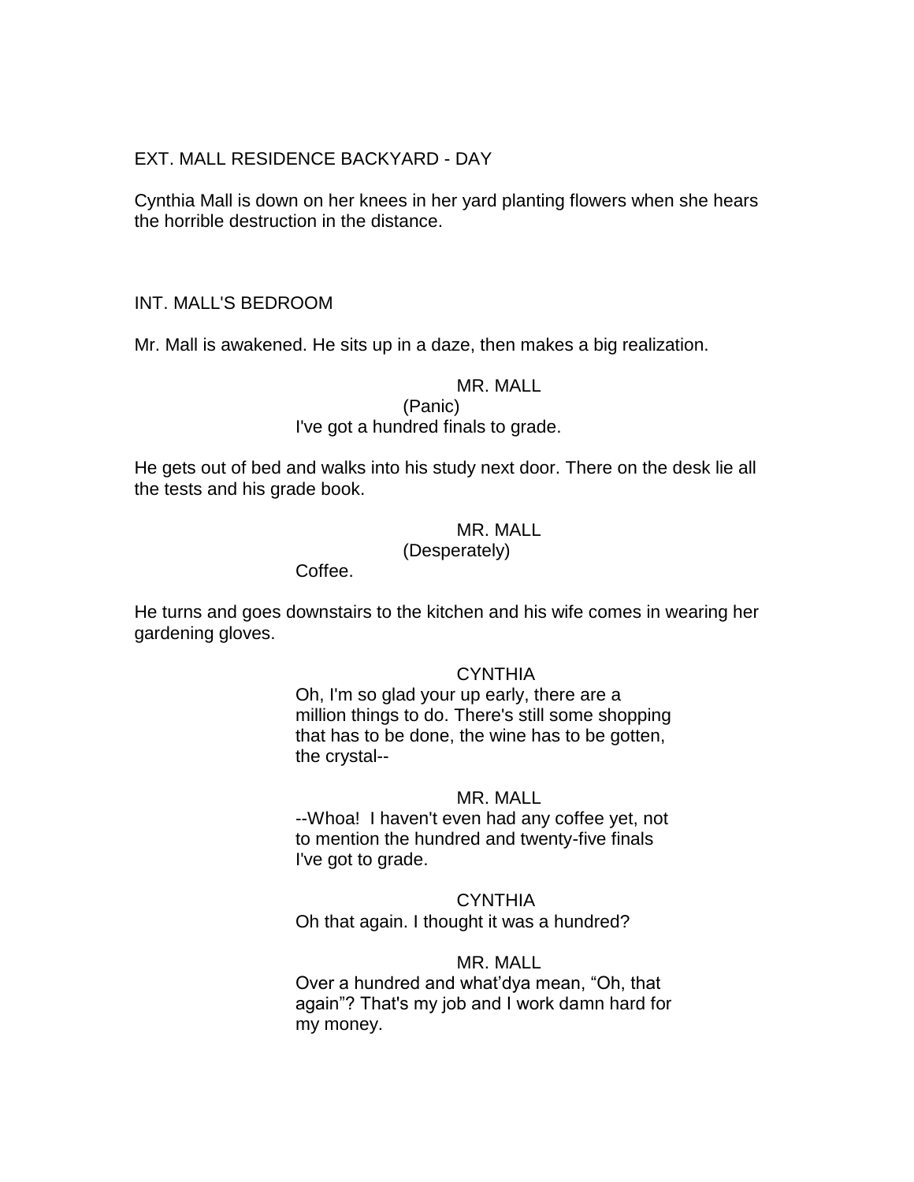EXT. MALL RESIDENCE BACKYARD - DAY

Cynthia Mall is down on her knees in her yard planting flowers when she hears the horrible destruction in the distance.

INT. MALL'S BEDROOM

Mr. Mall is awakened. He sits up in a daze, then makes a big realization.

MR. MALL
(Panic)
I've got a hundred finals to grade.

He gets out of bed and walks into his study next door. There on the desk lie all the tests and his grade book.

MR. MALL
(Desperately)
Coffee.

He turns and goes downstairs to the kitchen and his wife comes in wearing her gardening gloves.

CYNTHIA
Oh, I'm so glad your up early, there are a million things to do. There's still some shopping that has to be done, the wine has to be gotten, the crystal--

MR. MALL
--Whoa! I haven't even had any coffee yet, not to mention the hundred and twenty-five finals I've got to grade.

CYNTHIA
Oh that again. I thought it was a hundred?

MR. MALL
Over a hundred and what'dya mean, "Oh, that again"? That's my job and I work damn hard for my money.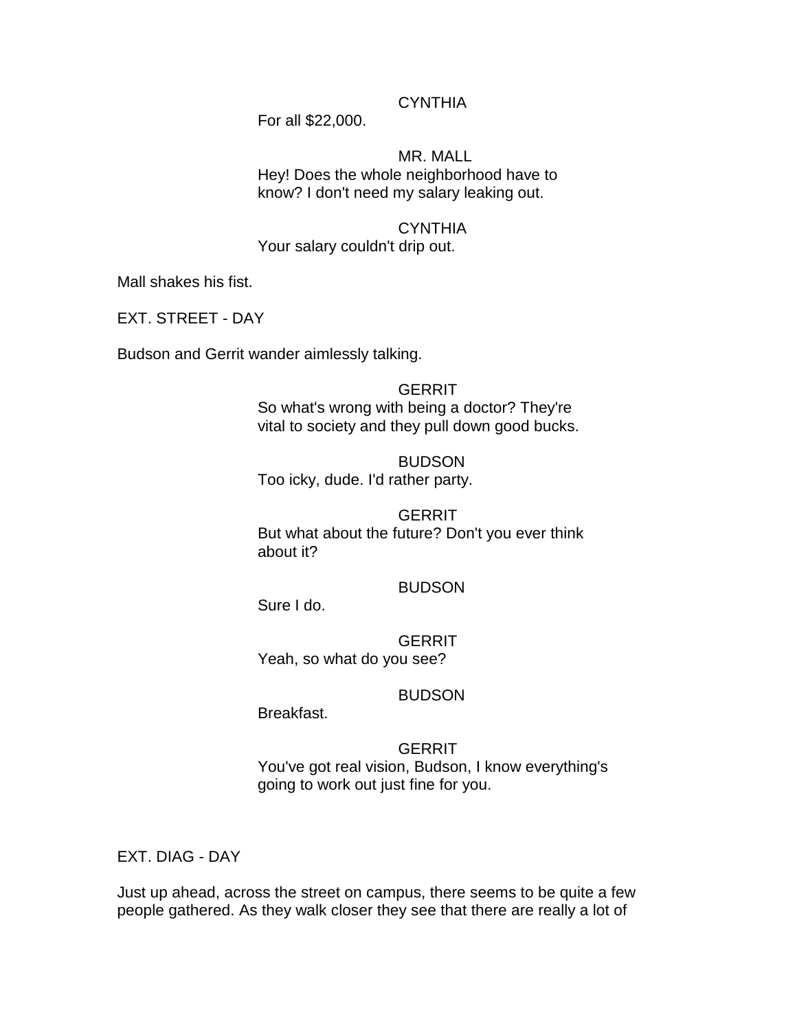CYNTHIA
For all $22,000.

MR. MALL
Hey! Does the whole neighborhood have to know? I don't need my salary leaking out.

CYNTHIA
Your salary couldn't drip out.

Mall shakes his fist.

EXT. STREET - DAY

Budson and Gerrit wander aimlessly talking.

GERRIT
So what's wrong with being a doctor? They're vital to society and they pull down good bucks.

BUDSON
Too icky, dude. I'd rather party.

GERRIT
But what about the future? Don't you ever think about it?

BUDSON
Sure I do.

GERRIT
Yeah, so what do you see?

BUDSON
Breakfast.

GERRIT
You've got real vision, Budson, I know everything's going to work out just fine for you.

EXT. DIAG - DAY

Just up ahead, across the street on campus, there seems to be quite a few people gathered. As they walk closer they see that there are really a lot of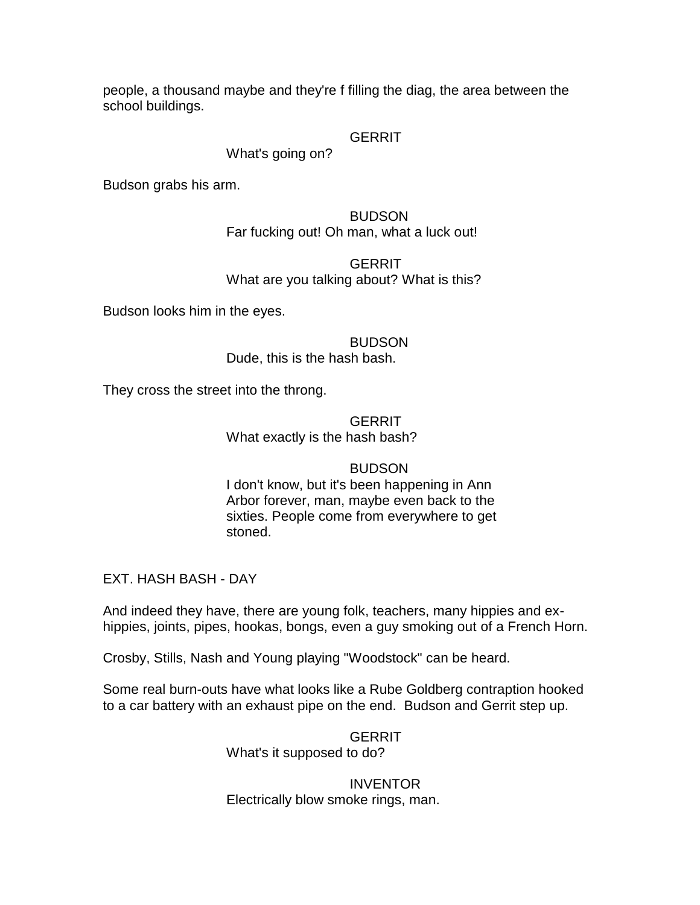people, a thousand maybe and they're f filling the diag, the area between the school buildings.

GERRIT
What's going on?

Budson grabs his arm.

BUDSON
Far fucking out! Oh man, what a luck out!

GERRIT
What are you talking about? What is this?

Budson looks him in the eyes.

BUDSON
Dude, this is the hash bash.

They cross the street into the throng.

GERRIT
What exactly is the hash bash?

BUDSON
I don't know, but it's been happening in Ann Arbor forever, man, maybe even back to the sixties. People come from everywhere to get stoned.

EXT. HASH BASH - DAY

And indeed they have, there are young folk, teachers, many hippies and ex-hippies, joints, pipes, hookas, bongs, even a guy smoking out of a French Horn.

Crosby, Stills, Nash and Young playing "Woodstock" can be heard.

Some real burn-outs have what looks like a Rube Goldberg contraption hooked to a car battery with an exhaust pipe on the end. Budson and Gerrit step up.

GERRIT
What's it supposed to do?

INVENTOR
Electrically blow smoke rings, man.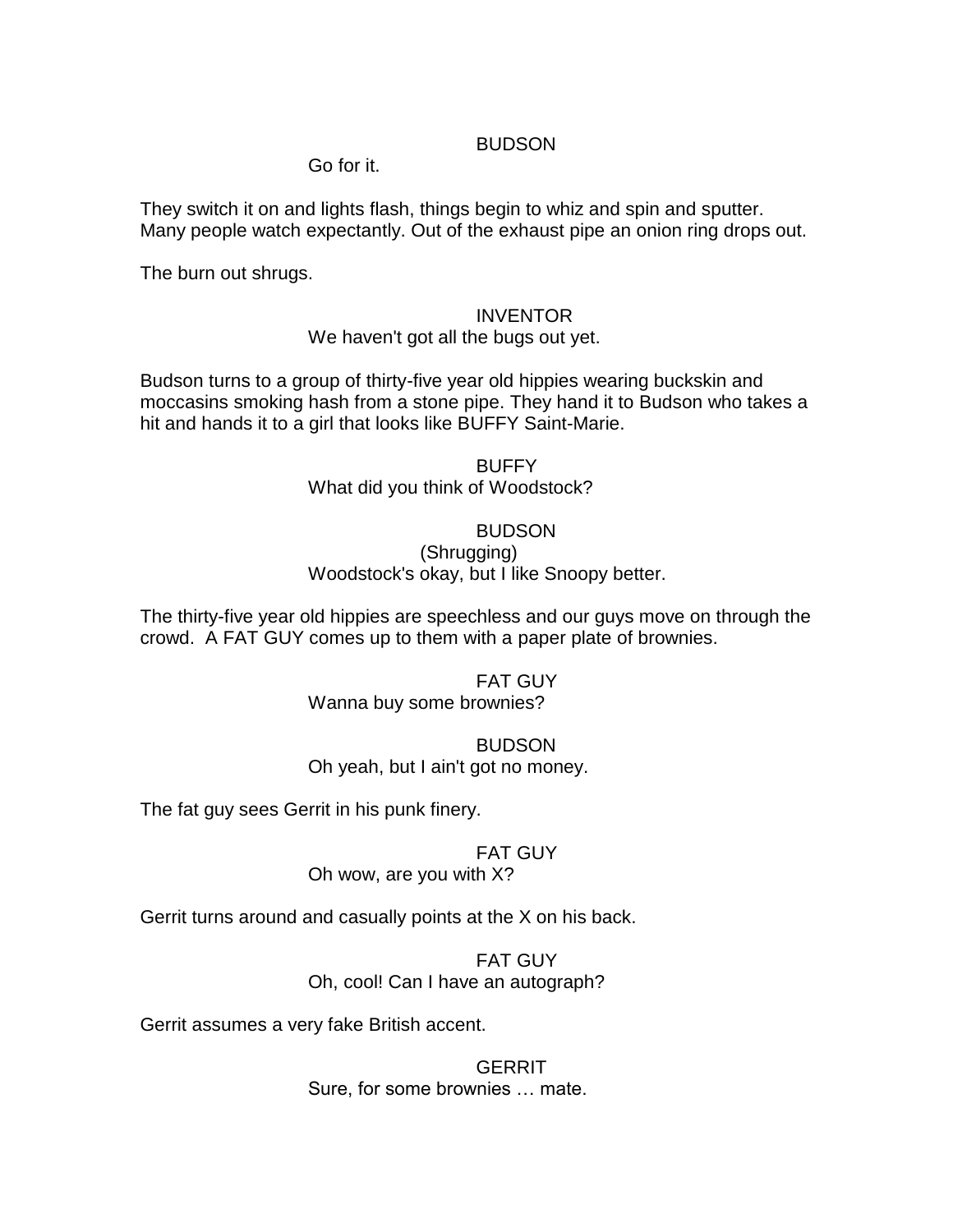BUDSON

Go for it.

They switch it on and lights flash, things begin to whiz and spin and sputter. Many people watch expectantly. Out of the exhaust pipe an onion ring drops out.

The burn out shrugs.

INVENTOR

We haven't got all the bugs out yet.

Budson turns to a group of thirty-five year old hippies wearing buckskin and moccasins smoking hash from a stone pipe. They hand it to Budson who takes a hit and hands it to a girl that looks like BUFFY Saint-Marie.

BUFFY

What did you think of Woodstock?

BUDSON

(Shrugging)

Woodstock's okay, but I like Snoopy better.

The thirty-five year old hippies are speechless and our guys move on through the crowd. A FAT GUY comes up to them with a paper plate of brownies.

FAT GUY

Wanna buy some brownies?

BUDSON

Oh yeah, but I ain't got no money.

The fat guy sees Gerrit in his punk finery.

FAT GUY

Oh wow, are you with X?

Gerrit turns around and casually points at the X on his back.

FAT GUY

Oh, cool! Can I have an autograph?

Gerrit assumes a very fake British accent.

GERRIT

Sure, for some brownies … mate.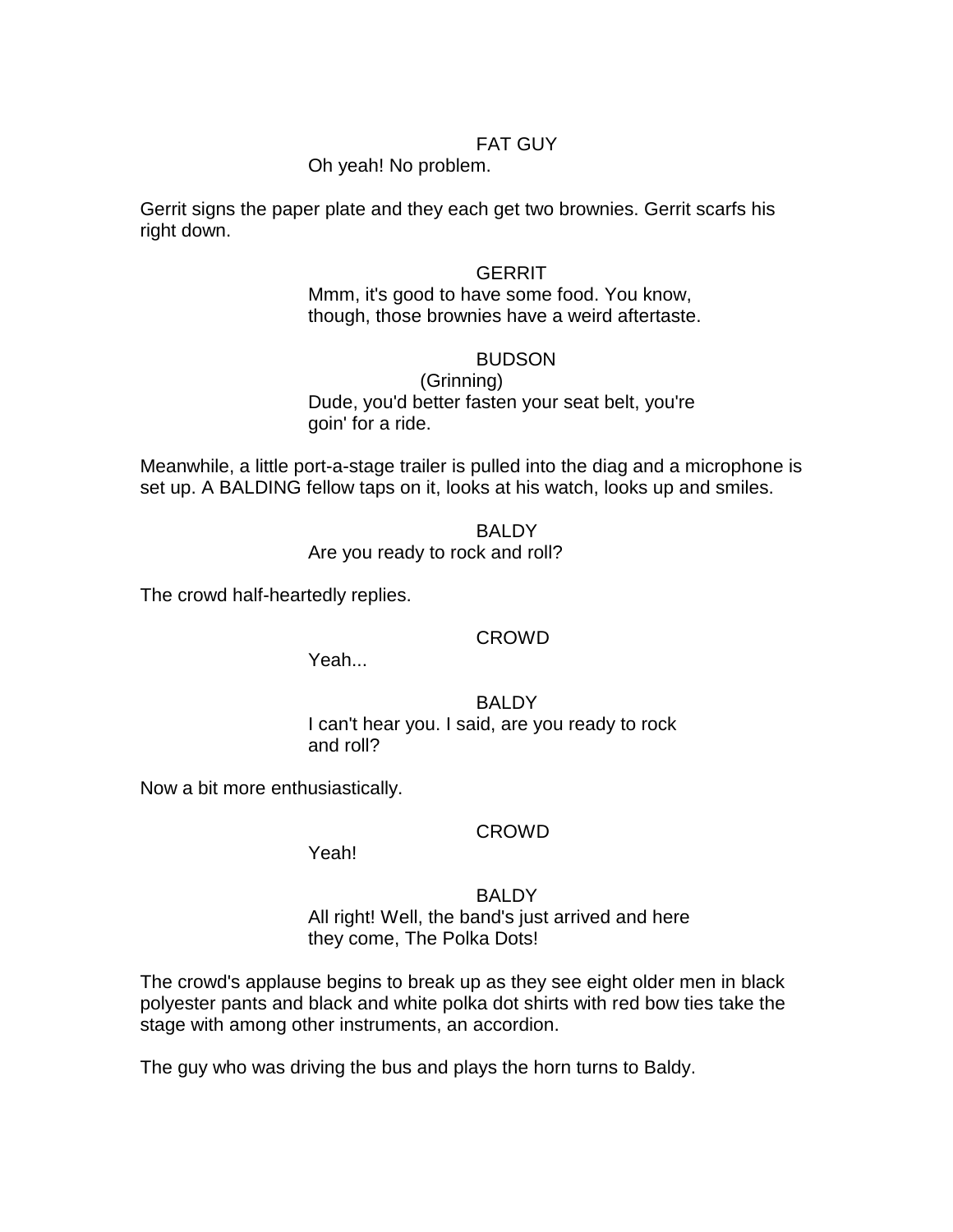FAT GUY

Oh yeah! No problem.

Gerrit signs the paper plate and they each get two brownies. Gerrit scarfs his right down.

GERRIT

Mmm, it's good to have some food. You know, though, those brownies have a weird aftertaste.

BUDSON

(Grinning)

Dude, you'd better fasten your seat belt, you're goin' for a ride.

Meanwhile, a little port-a-stage trailer is pulled into the diag and a microphone is set up. A BALDING fellow taps on it, looks at his watch, looks up and smiles.

BALDY

Are you ready to rock and roll?

The crowd half-heartedly replies.

CROWD

Yeah...

BALDY

I can't hear you. I said, are you ready to rock and roll?

Now a bit more enthusiastically.

CROWD

Yeah!

BALDY

All right! Well, the band's just arrived and here they come, The Polka Dots!

The crowd's applause begins to break up as they see eight older men in black polyester pants and black and white polka dot shirts with red bow ties take the stage with among other instruments, an accordion.

The guy who was driving the bus and plays the horn turns to Baldy.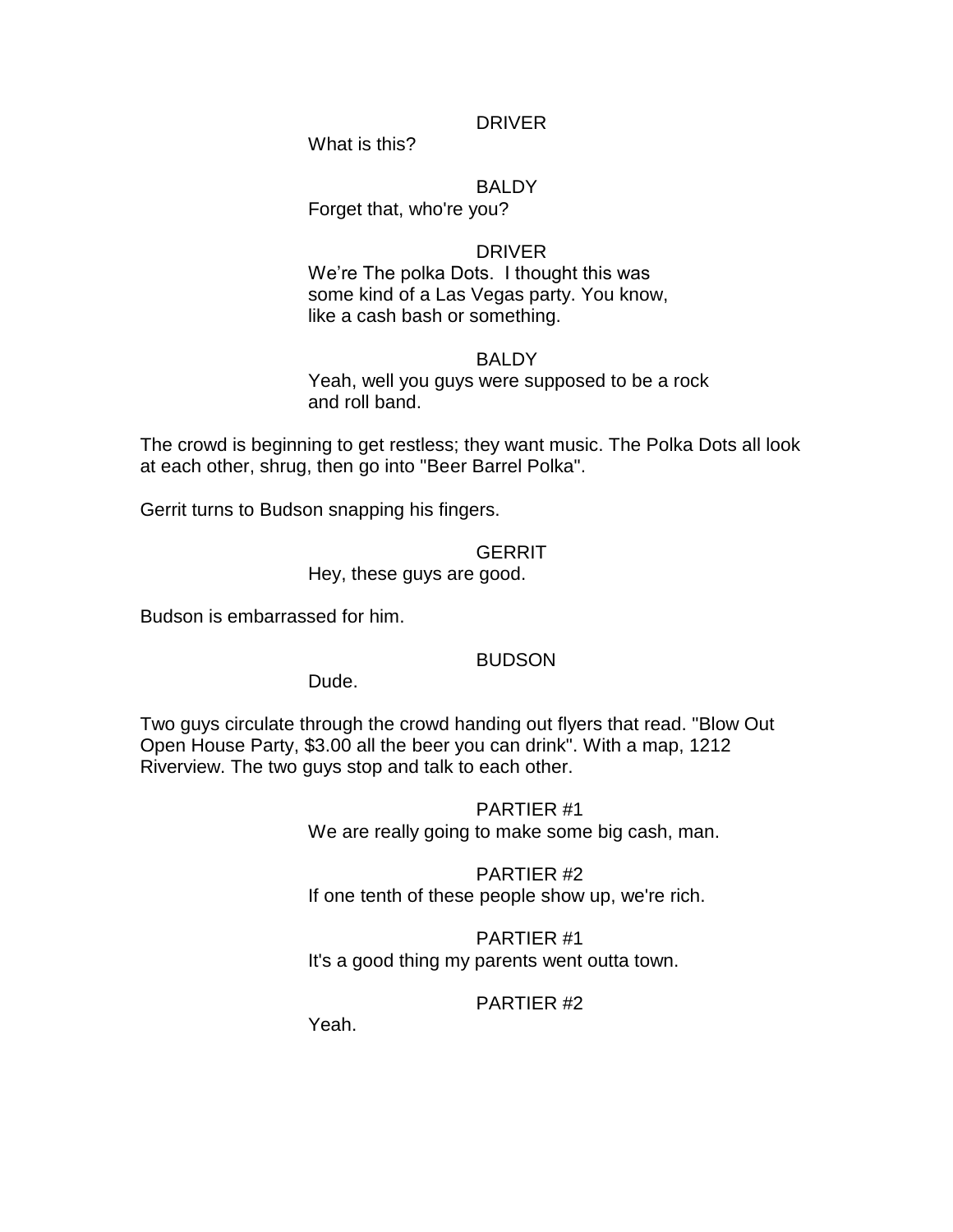DRIVER

What is this?

BALDY

Forget that, who're you?

DRIVER

We're The polka Dots. I thought this was some kind of a Las Vegas party. You know, like a cash bash or something.

BALDY

Yeah, well you guys were supposed to be a rock and roll band.

The crowd is beginning to get restless; they want music. The Polka Dots all look at each other, shrug, then go into "Beer Barrel Polka".

Gerrit turns to Budson snapping his fingers.

GERRIT

Hey, these guys are good.

Budson is embarrassed for him.

BUDSON

Dude.

Two guys circulate through the crowd handing out flyers that read. "Blow Out Open House Party, $3.00 all the beer you can drink". With a map, 1212 Riverview. The two guys stop and talk to each other.

PARTIER #1

We are really going to make some big cash, man.

PARTIER #2

If one tenth of these people show up, we're rich.

PARTIER #1

It's a good thing my parents went outta town.

PARTIER #2

Yeah.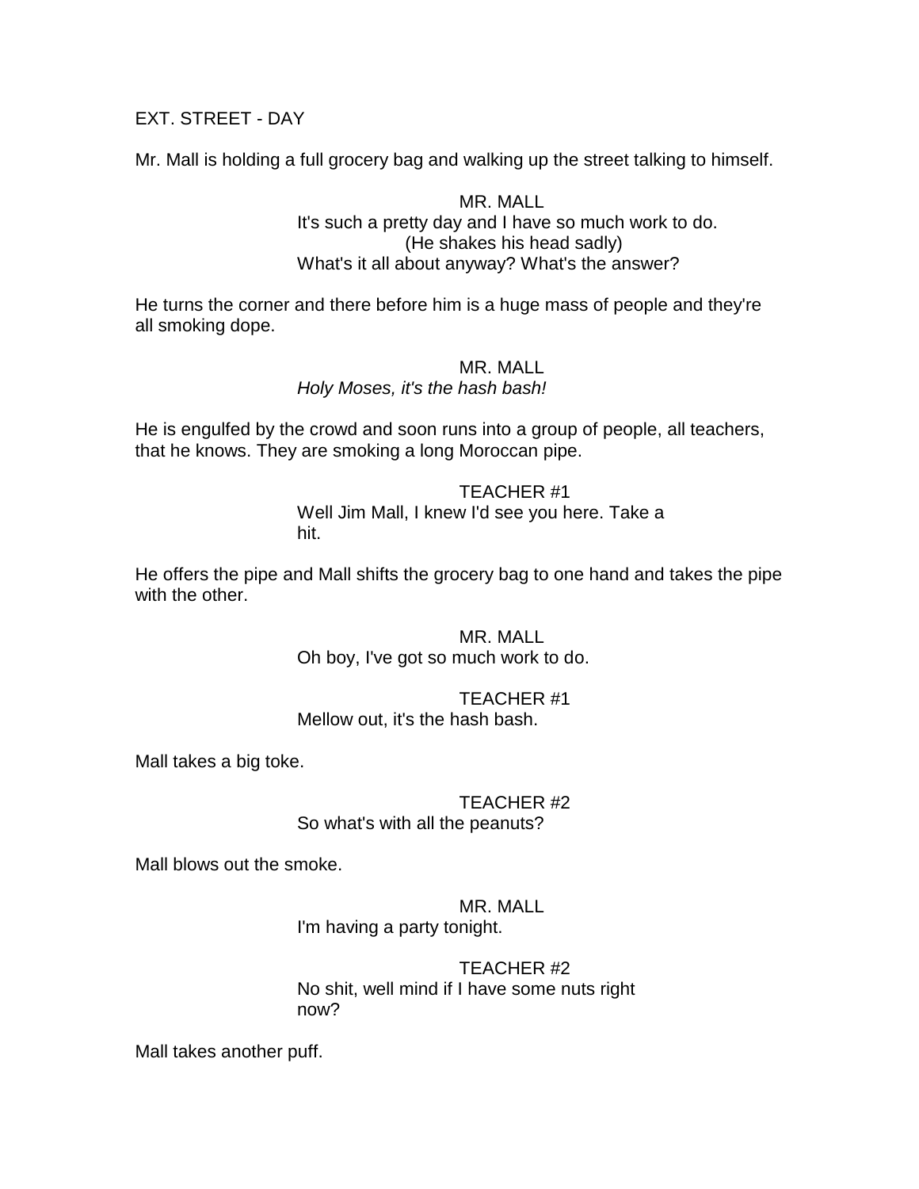EXT. STREET - DAY

Mr. Mall is holding a full grocery bag and walking up the street talking to himself.

MR. MALL
It's such a pretty day and I have so much work to do.
(He shakes his head sadly)
What's it all about anyway? What's the answer?

He turns the corner and there before him is a huge mass of people and they're all smoking dope.

MR. MALL
*Holy Moses, it's the hash bash!*

He is engulfed by the crowd and soon runs into a group of people, all teachers, that he knows. They are smoking a long Moroccan pipe.

TEACHER #1
Well Jim Mall, I knew I'd see you here. Take a hit.

He offers the pipe and Mall shifts the grocery bag to one hand and takes the pipe with the other.

MR. MALL
Oh boy, I've got so much work to do.

TEACHER #1
Mellow out, it's the hash bash.

Mall takes a big toke.

TEACHER #2
So what's with all the peanuts?

Mall blows out the smoke.

MR. MALL
I'm having a party tonight.

TEACHER #2
No shit, well mind if I have some nuts right now?

Mall takes another puff.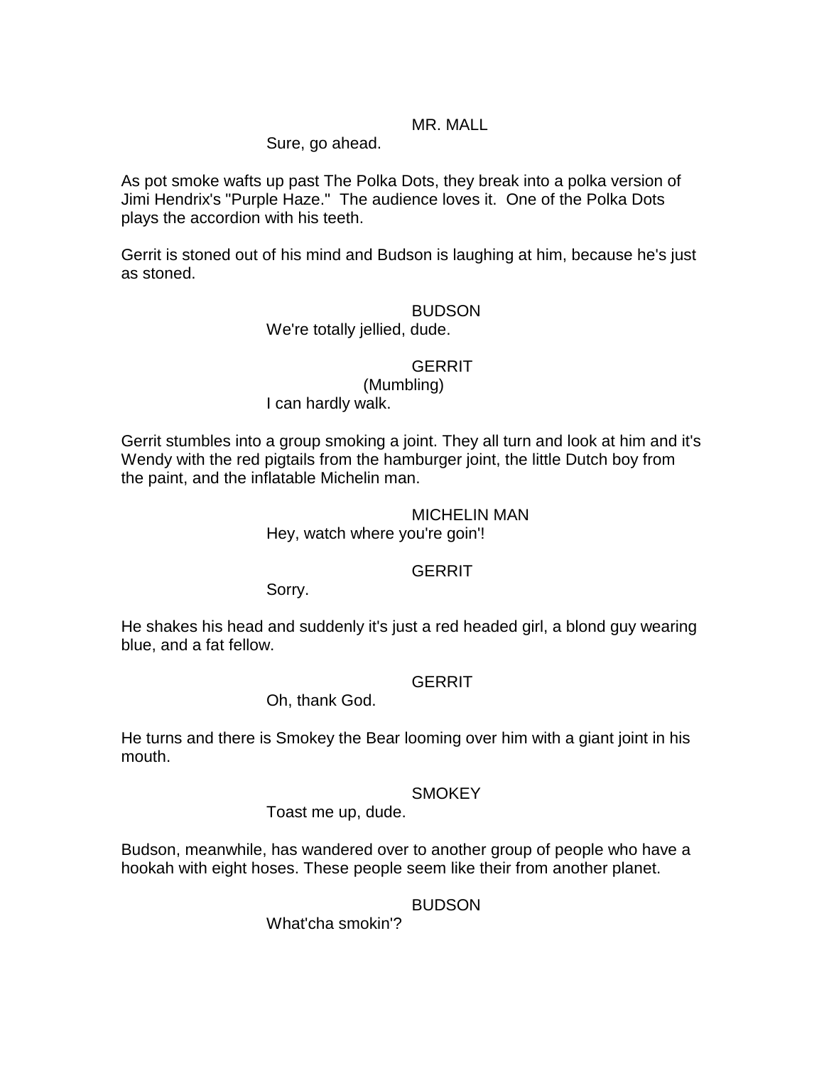MR. MALL

Sure, go ahead.

As pot smoke wafts up past The Polka Dots, they break into a polka version of Jimi Hendrix's "Purple Haze." The audience loves it. One of the Polka Dots plays the accordion with his teeth.

Gerrit is stoned out of his mind and Budson is laughing at him, because he's just as stoned.

BUDSON

We're totally jellied, dude.

GERRIT

(Mumbling)

I can hardly walk.

Gerrit stumbles into a group smoking a joint. They all turn and look at him and it's Wendy with the red pigtails from the hamburger joint, the little Dutch boy from the paint, and the inflatable Michelin man.

MICHELIN MAN

Hey, watch where you're goin'!

GERRIT

Sorry.

He shakes his head and suddenly it's just a red headed girl, a blond guy wearing blue, and a fat fellow.

GERRIT

Oh, thank God.

He turns and there is Smokey the Bear looming over him with a giant joint in his mouth.

SMOKEY

Toast me up, dude.

Budson, meanwhile, has wandered over to another group of people who have a hookah with eight hoses. These people seem like their from another planet.

BUDSON

What'cha smokin'?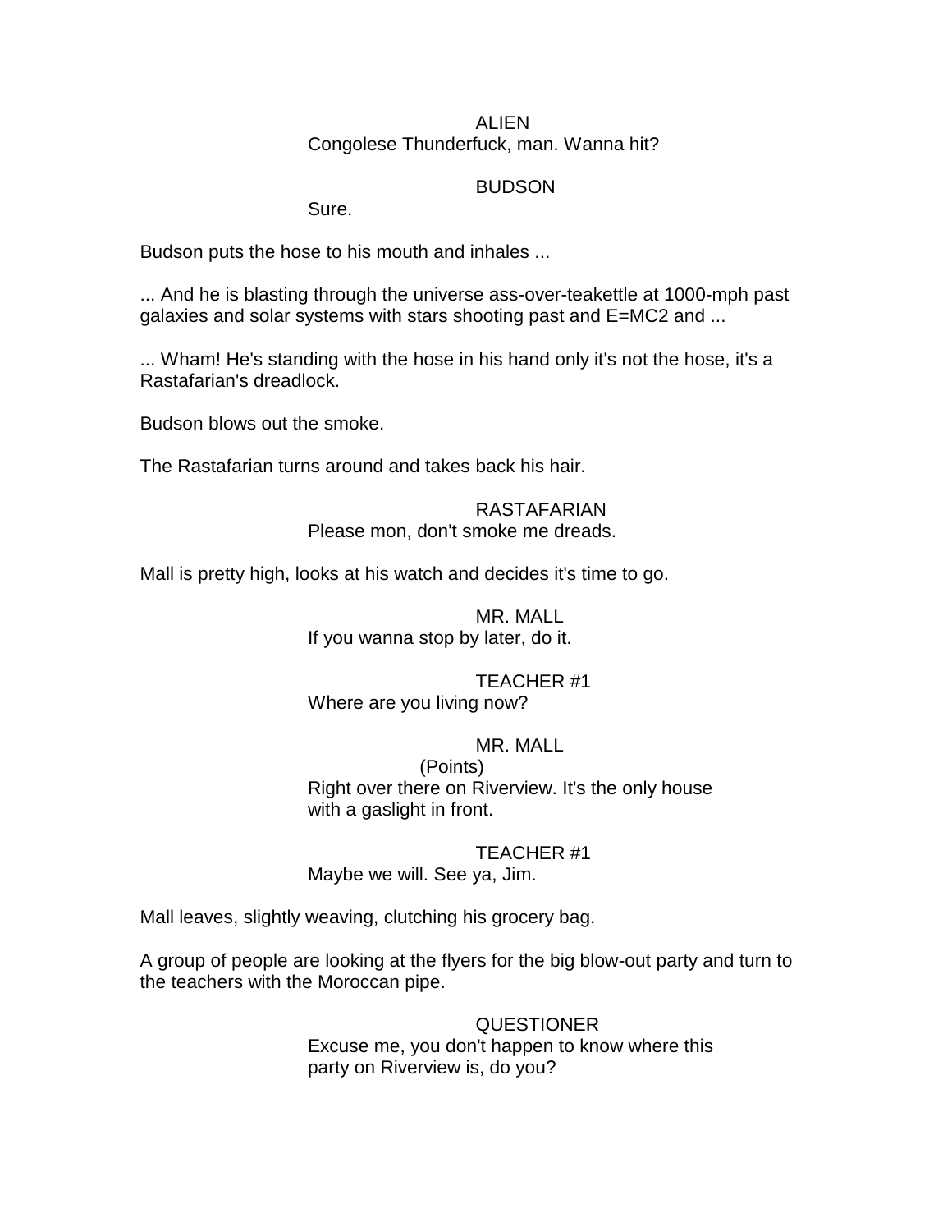ALIEN
Congolese Thunderfuck, man. Wanna hit?

BUDSON
Sure.

Budson puts the hose to his mouth and inhales ...

... And he is blasting through the universe ass-over-teakettle at 1000-mph past galaxies and solar systems with stars shooting past and E=MC2 and ...

... Wham! He's standing with the hose in his hand only it's not the hose, it's a Rastafarian's dreadlock.

Budson blows out the smoke.

The Rastafarian turns around and takes back his hair.

RASTAFARIAN
Please mon, don't smoke me dreads.

Mall is pretty high, looks at his watch and decides it's time to go.

MR. MALL
If you wanna stop by later, do it.

TEACHER #1
Where are you living now?

MR. MALL
(Points)
Right over there on Riverview. It's the only house with a gaslight in front.

TEACHER #1
Maybe we will. See ya, Jim.

Mall leaves, slightly weaving, clutching his grocery bag.

A group of people are looking at the flyers for the big blow-out party and turn to the teachers with the Moroccan pipe.

QUESTIONER
Excuse me, you don't happen to know where this party on Riverview is, do you?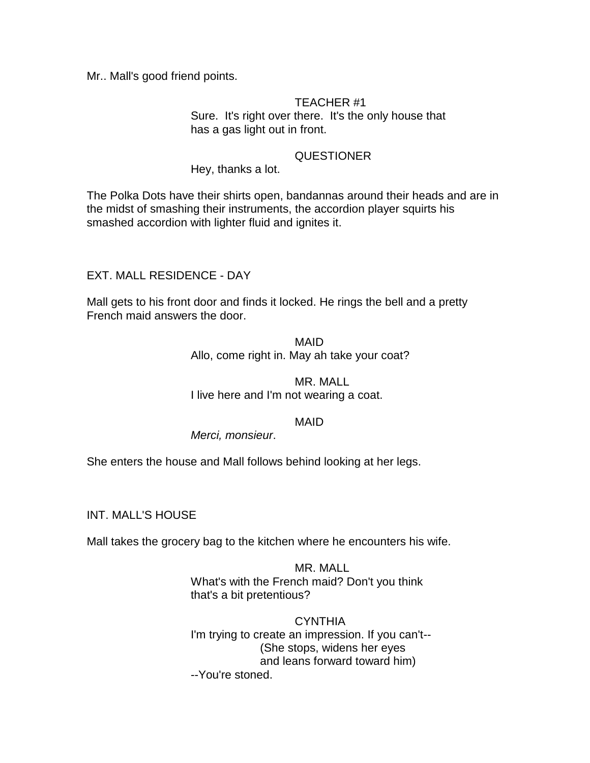Mr.. Mall's good friend points.

TEACHER #1
Sure. It's right over there. It's the only house that has a gas light out in front.

QUESTIONER
Hey, thanks a lot.

The Polka Dots have their shirts open, bandannas around their heads and are in the midst of smashing their instruments, the accordion player squirts his smashed accordion with lighter fluid and ignites it.

EXT. MALL RESIDENCE - DAY

Mall gets to his front door and finds it locked. He rings the bell and a pretty French maid answers the door.

MAID
Allo, come right in. May ah take your coat?

MR. MALL
I live here and I'm not wearing a coat.

MAID
*Merci, monsieur*.

She enters the house and Mall follows behind looking at her legs.

INT. MALL'S HOUSE

Mall takes the grocery bag to the kitchen where he encounters his wife.

MR. MALL
What's with the French maid? Don't you think that's a bit pretentious?

CYNTHIA
I'm trying to create an impression. If you can't--
(She stops, widens her eyes and leans forward toward him)
--You're stoned.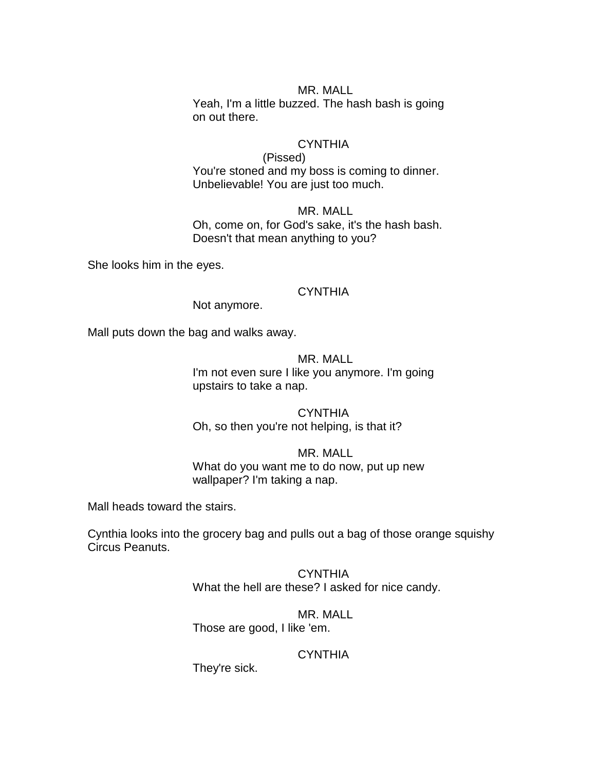MR. MALL
Yeah, I'm a little buzzed. The hash bash is going on out there.

CYNTHIA
(Pissed)
You're stoned and my boss is coming to dinner. Unbelievable! You are just too much.

MR. MALL
Oh, come on, for God's sake, it's the hash bash. Doesn't that mean anything to you?

She looks him in the eyes.

CYNTHIA
Not anymore.

Mall puts down the bag and walks away.

MR. MALL
I'm not even sure I like you anymore. I'm going upstairs to take a nap.

CYNTHIA
Oh, so then you're not helping, is that it?

MR. MALL
What do you want me to do now, put up new wallpaper? I'm taking a nap.

Mall heads toward the stairs.

Cynthia looks into the grocery bag and pulls out a bag of those orange squishy Circus Peanuts.

CYNTHIA
What the hell are these? I asked for nice candy.

MR. MALL
Those are good, I like 'em.

CYNTHIA
They're sick.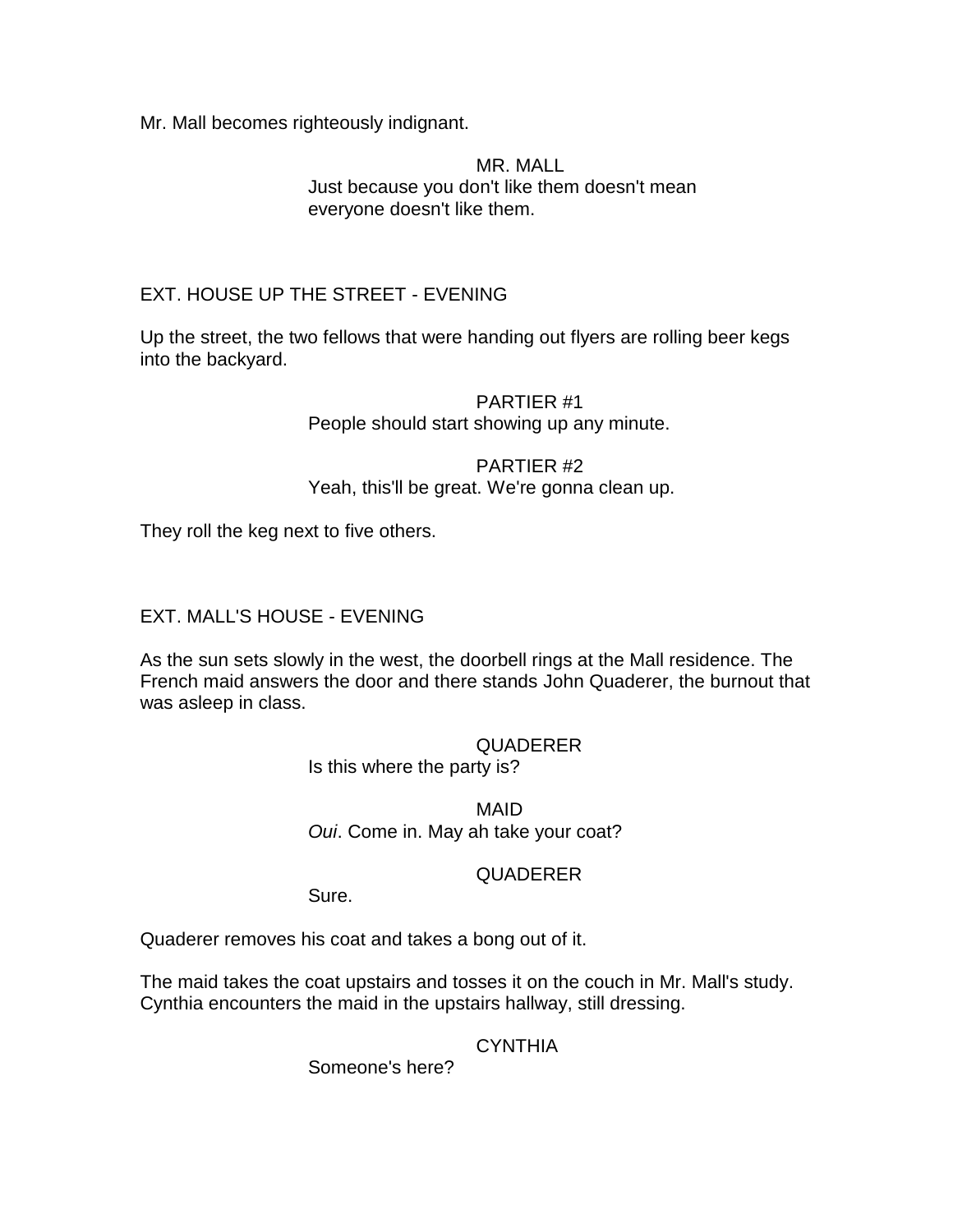Mr. Mall becomes righteously indignant.

MR. MALL

Just because you don't like them doesn't mean everyone doesn't like them.

EXT. HOUSE UP THE STREET - EVENING

Up the street, the two fellows that were handing out flyers are rolling beer kegs into the backyard.

PARTIER #1

People should start showing up any minute.

PARTIER #2

Yeah, this'll be great. We're gonna clean up.

They roll the keg next to five others.

EXT. MALL'S HOUSE - EVENING

As the sun sets slowly in the west, the doorbell rings at the Mall residence. The French maid answers the door and there stands John Quaderer, the burnout that was asleep in class.

QUADERER

Is this where the party is?

MAID

*Oui*. Come in. May ah take your coat?

QUADERER

Sure.

Quaderer removes his coat and takes a bong out of it.

The maid takes the coat upstairs and tosses it on the couch in Mr. Mall's study. Cynthia encounters the maid in the upstairs hallway, still dressing.

CYNTHIA

Someone's here?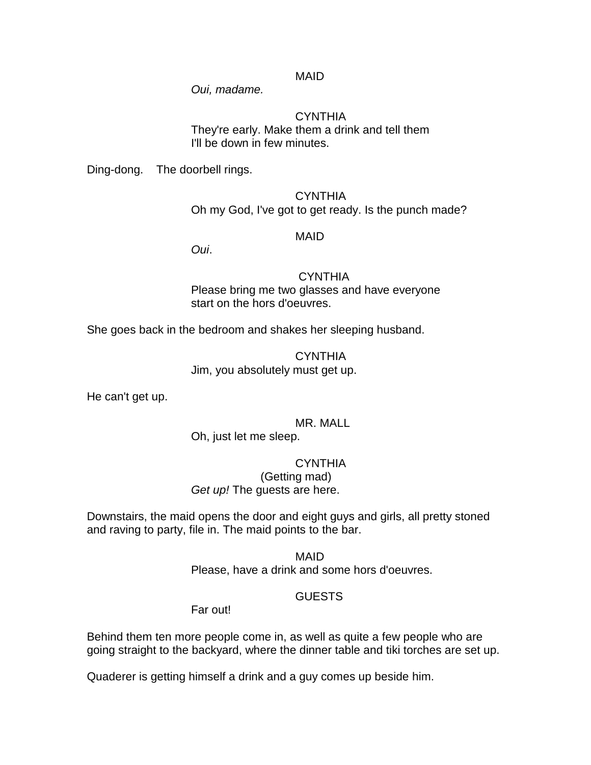MAID

*Oui, madame.*

CYNTHIA

They're early. Make them a drink and tell them I'll be down in few minutes.

Ding-dong. The doorbell rings.

CYNTHIA

Oh my God, I've got to get ready. Is the punch made?

MAID

*Oui*.

CYNTHIA

Please bring me two glasses and have everyone start on the hors d'oeuvres.

She goes back in the bedroom and shakes her sleeping husband.

CYNTHIA

Jim, you absolutely must get up.

He can't get up.

MR. MALL

Oh, just let me sleep.

CYNTHIA

(Getting mad)

*Get up!* The guests are here.

Downstairs, the maid opens the door and eight guys and girls, all pretty stoned and raving to party, file in. The maid points to the bar.

MAID

Please, have a drink and some hors d'oeuvres.

GUESTS

Far out!

Behind them ten more people come in, as well as quite a few people who are going straight to the backyard, where the dinner table and tiki torches are set up.

Quaderer is getting himself a drink and a guy comes up beside him.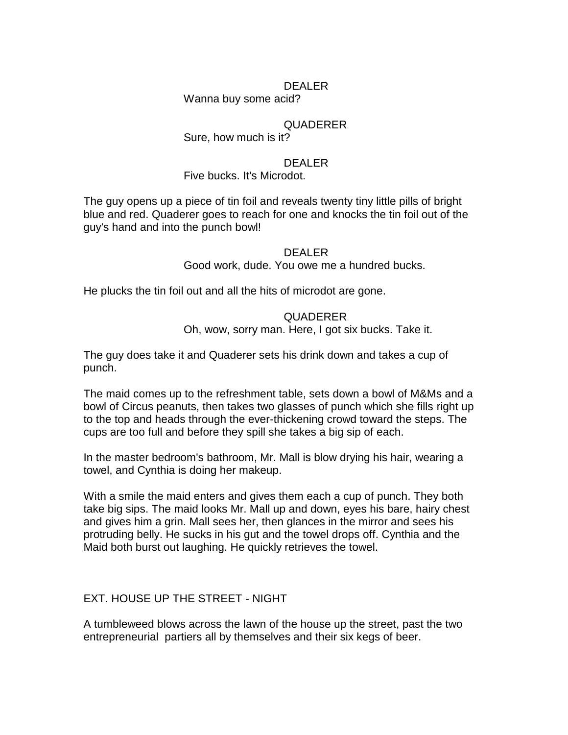DEALER
Wanna buy some acid?

QUADERER
Sure, how much is it?

DEALER
Five bucks. It's Microdot.

The guy opens up a piece of tin foil and reveals twenty tiny little pills of bright blue and red. Quaderer goes to reach for one and knocks the tin foil out of the guy's hand and into the punch bowl!

DEALER
Good work, dude. You owe me a hundred bucks.

He plucks the tin foil out and all the hits of microdot are gone.

QUADERER
Oh, wow, sorry man. Here, I got six bucks. Take it.

The guy does take it and Quaderer sets his drink down and takes a cup of punch.

The maid comes up to the refreshment table, sets down a bowl of M&Ms and a bowl of Circus peanuts, then takes two glasses of punch which she fills right up to the top and heads through the ever-thickening crowd toward the steps. The cups are too full and before they spill she takes a big sip of each.

In the master bedroom's bathroom, Mr. Mall is blow drying his hair, wearing a towel, and Cynthia is doing her makeup.

With a smile the maid enters and gives them each a cup of punch. They both take big sips. The maid looks Mr. Mall up and down, eyes his bare, hairy chest and gives him a grin. Mall sees her, then glances in the mirror and sees his protruding belly. He sucks in his gut and the towel drops off. Cynthia and the Maid both burst out laughing. He quickly retrieves the towel.

EXT. HOUSE UP THE STREET - NIGHT

A tumbleweed blows across the lawn of the house up the street, past the two entrepreneurial partiers all by themselves and their six kegs of beer.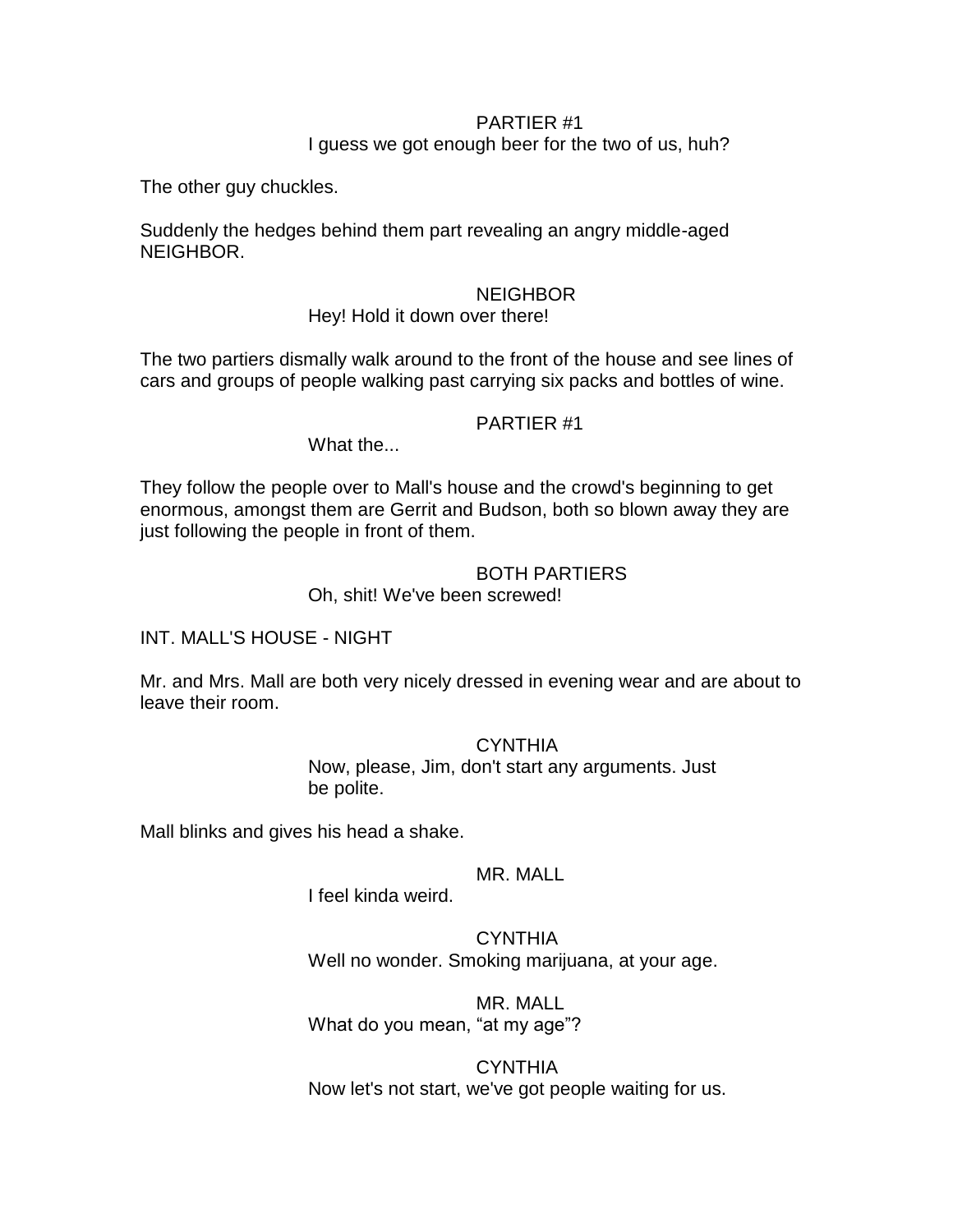PARTIER #1

I guess we got enough beer for the two of us, huh?

The other guy chuckles.

Suddenly the hedges behind them part revealing an angry middle-aged NEIGHBOR.

NEIGHBOR

Hey! Hold it down over there!

The two partiers dismally walk around to the front of the house and see lines of cars and groups of people walking past carrying six packs and bottles of wine.

PARTIER #1

What the...

They follow the people over to Mall's house and the crowd's beginning to get enormous, amongst them are Gerrit and Budson, both so blown away they are just following the people in front of them.

BOTH PARTIERS

Oh, shit! We've been screwed!

INT. MALL'S HOUSE - NIGHT

Mr. and Mrs. Mall are both very nicely dressed in evening wear and are about to leave their room.

CYNTHIA

Now, please, Jim, don't start any arguments. Just be polite.

Mall blinks and gives his head a shake.

MR. MALL

I feel kinda weird.

CYNTHIA

Well no wonder. Smoking marijuana, at your age.

MR. MALL

What do you mean, "at my age"?

CYNTHIA

Now let's not start, we've got people waiting for us.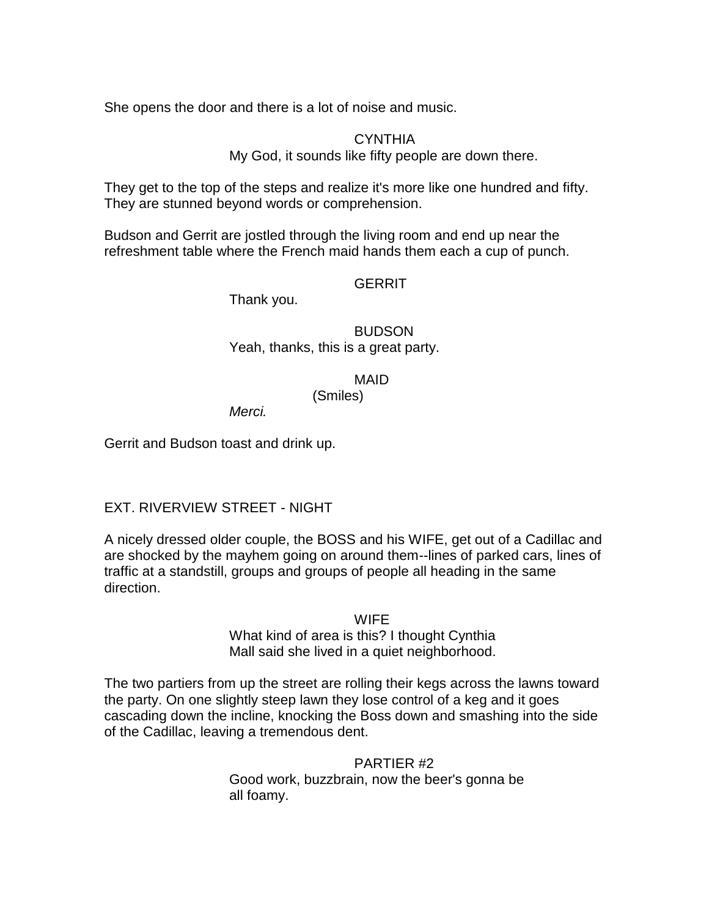She opens the door and there is a lot of noise and music.

CYNTHIA
My God, it sounds like fifty people are down there.

They get to the top of the steps and realize it's more like one hundred and fifty. They are stunned beyond words or comprehension.

Budson and Gerrit are jostled through the living room and end up near the refreshment table where the French maid hands them each a cup of punch.

GERRIT
Thank you.

BUDSON
Yeah, thanks, this is a great party.

MAID
(Smiles)
*Merci.*

Gerrit and Budson toast and drink up.

EXT. RIVERVIEW STREET - NIGHT

A nicely dressed older couple, the BOSS and his WIFE, get out of a Cadillac and are shocked by the mayhem going on around them--lines of parked cars, lines of traffic at a standstill, groups and groups of people all heading in the same direction.

WIFE
What kind of area is this? I thought Cynthia Mall said she lived in a quiet neighborhood.

The two partiers from up the street are rolling their kegs across the lawns toward the party. On one slightly steep lawn they lose control of a keg and it goes cascading down the incline, knocking the Boss down and smashing into the side of the Cadillac, leaving a tremendous dent.

PARTIER #2
Good work, buzzbrain, now the beer's gonna be all foamy.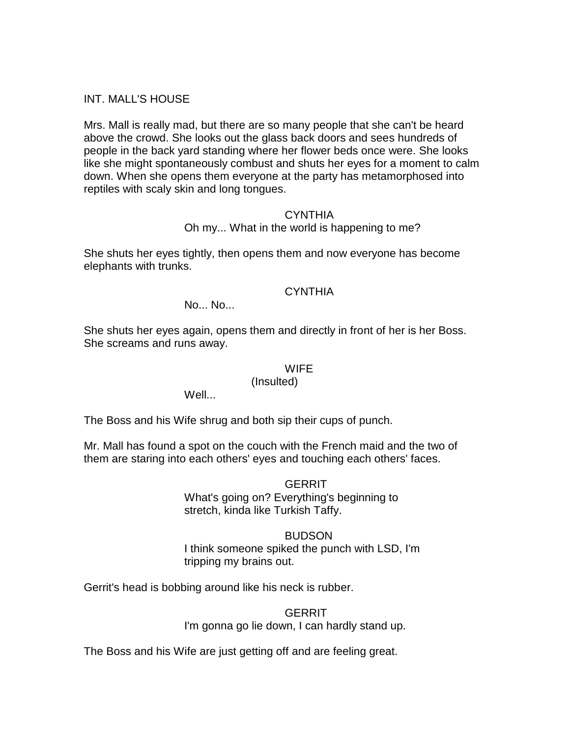INT. MALL'S HOUSE

Mrs. Mall is really mad, but there are so many people that she can't be heard above the crowd. She looks out the glass back doors and sees hundreds of people in the back yard standing where her flower beds once were. She looks like she might spontaneously combust and shuts her eyes for a moment to calm down. When she opens them everyone at the party has metamorphosed into reptiles with scaly skin and long tongues.

CYNTHIA
Oh my... What in the world is happening to me?

She shuts her eyes tightly, then opens them and now everyone has become elephants with trunks.

CYNTHIA
No... No...

She shuts her eyes again, opens them and directly in front of her is her Boss. She screams and runs away.

WIFE
(Insulted)
Well...

The Boss and his Wife shrug and both sip their cups of punch.

Mr. Mall has found a spot on the couch with the French maid and the two of them are staring into each others' eyes and touching each others' faces.

GERRIT
What's going on? Everything's beginning to stretch, kinda like Turkish Taffy.

BUDSON
I think someone spiked the punch with LSD, I'm tripping my brains out.

Gerrit's head is bobbing around like his neck is rubber.

GERRIT
I'm gonna go lie down, I can hardly stand up.

The Boss and his Wife are just getting off and are feeling great.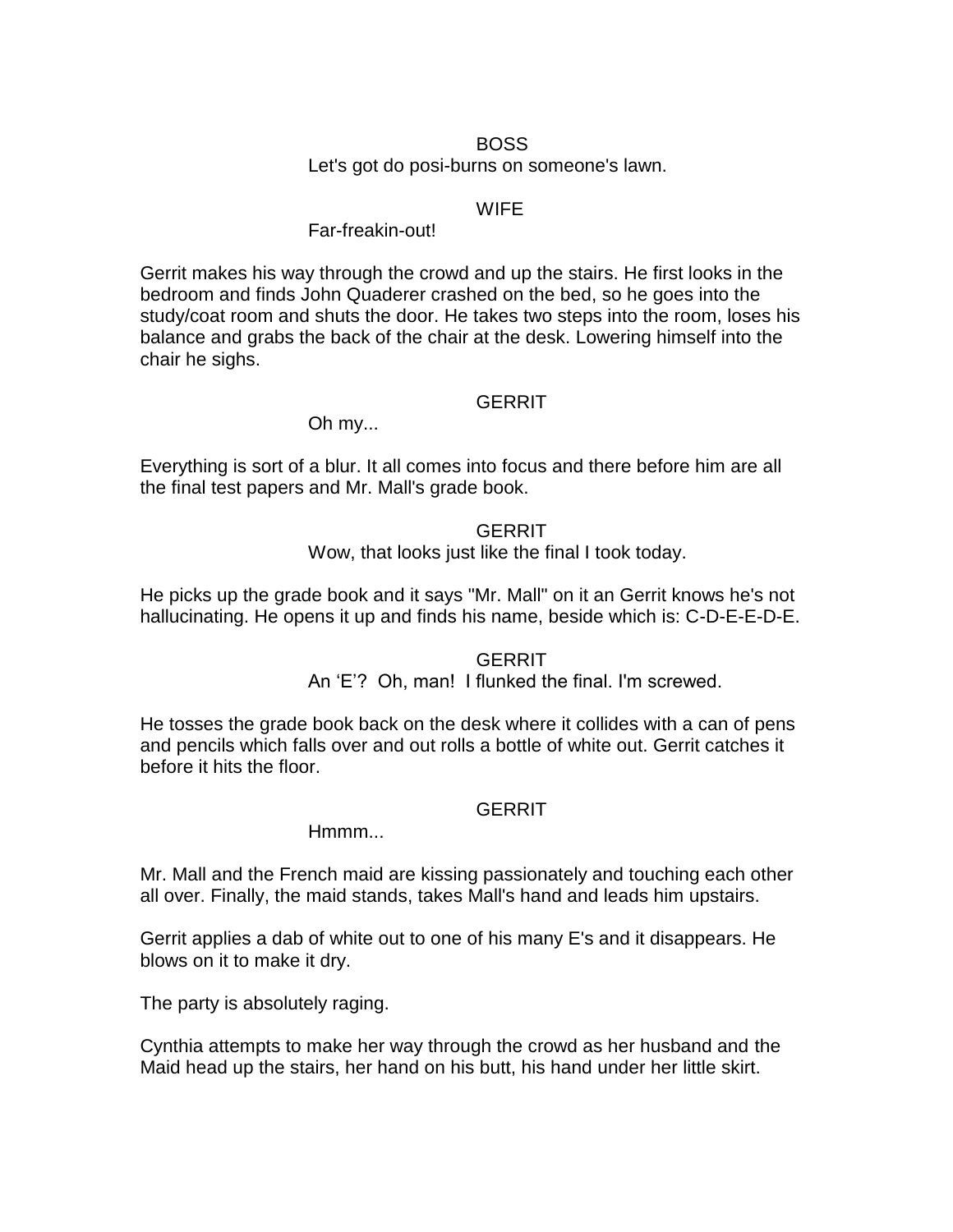BOSS

Let's got do posi-burns on someone's lawn.

WIFE

Far-freakin-out!

Gerrit makes his way through the crowd and up the stairs. He first looks in the bedroom and finds John Quaderer crashed on the bed, so he goes into the study/coat room and shuts the door. He takes two steps into the room, loses his balance and grabs the back of the chair at the desk. Lowering himself into the chair he sighs.

GERRIT

Oh my...

Everything is sort of a blur. It all comes into focus and there before him are all the final test papers and Mr. Mall's grade book.

GERRIT

Wow, that looks just like the final I took today.

He picks up the grade book and it says "Mr. Mall" on it an Gerrit knows he's not hallucinating. He opens it up and finds his name, beside which is: C-D-E-E-D-E.

GERRIT

An 'E'? Oh, man! I flunked the final. I'm screwed.

He tosses the grade book back on the desk where it collides with a can of pens and pencils which falls over and out rolls a bottle of white out. Gerrit catches it before it hits the floor.

GERRIT

Hmmm...

Mr. Mall and the French maid are kissing passionately and touching each other all over. Finally, the maid stands, takes Mall's hand and leads him upstairs.

Gerrit applies a dab of white out to one of his many E's and it disappears. He blows on it to make it dry.

The party is absolutely raging.

Cynthia attempts to make her way through the crowd as her husband and the Maid head up the stairs, her hand on his butt, his hand under her little skirt.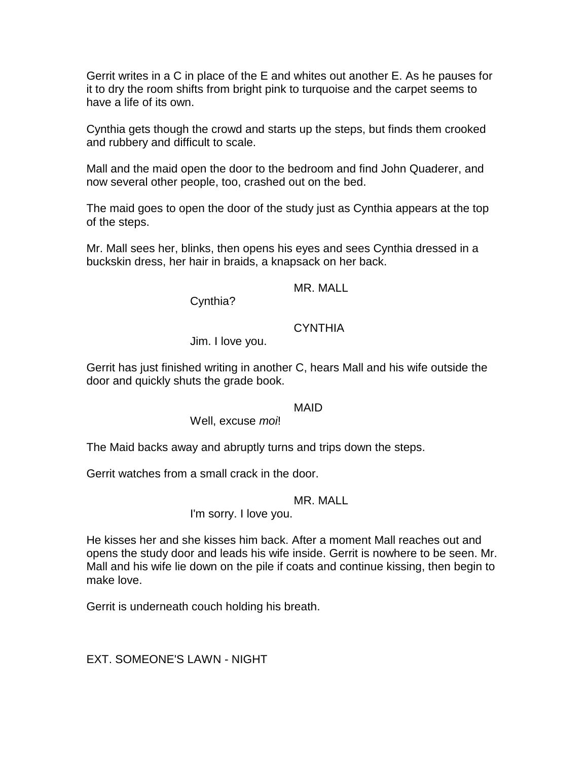Gerrit writes in a C in place of the E and whites out another E. As he pauses for it to dry the room shifts from bright pink to turquoise and the carpet seems to have a life of its own.

Cynthia gets though the crowd and starts up the steps, but finds them crooked and rubbery and difficult to scale.

Mall and the maid open the door to the bedroom and find John Quaderer, and now several other people, too, crashed out on the bed.

The maid goes to open the door of the study just as Cynthia appears at the top of the steps.

Mr. Mall sees her, blinks, then opens his eyes and sees Cynthia dressed in a buckskin dress, her hair in braids, a knapsack on her back.

MR. MALL

Cynthia?

CYNTHIA

Jim. I love you.

Gerrit has just finished writing in another C, hears Mall and his wife outside the door and quickly shuts the grade book.

MAID

Well, excuse *moi*!

The Maid backs away and abruptly turns and trips down the steps.

Gerrit watches from a small crack in the door.

MR. MALL

I'm sorry. I love you.

He kisses her and she kisses him back. After a moment Mall reaches out and opens the study door and leads his wife inside. Gerrit is nowhere to be seen. Mr. Mall and his wife lie down on the pile if coats and continue kissing, then begin to make love.

Gerrit is underneath couch holding his breath.

EXT. SOMEONE'S LAWN - NIGHT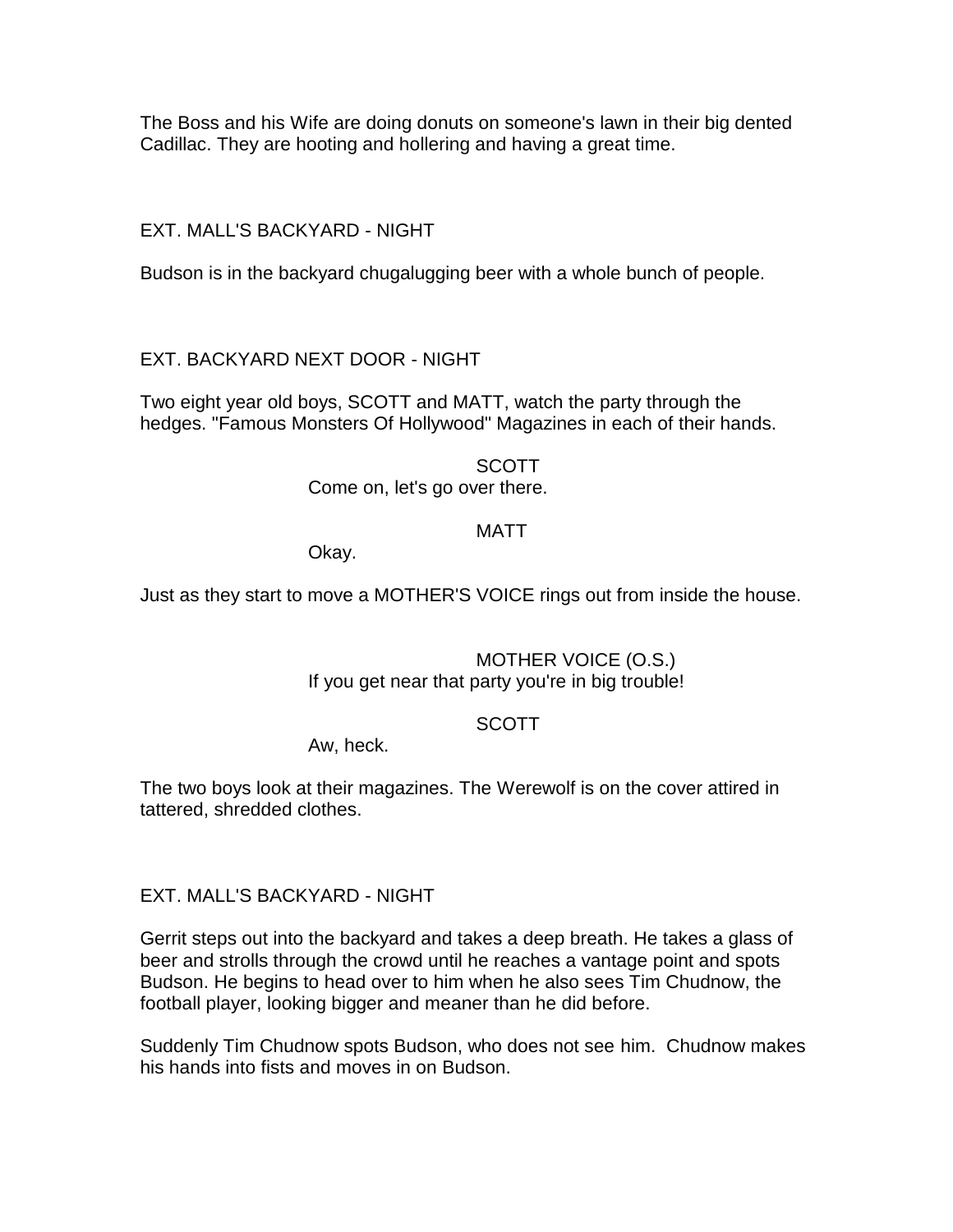The Boss and his Wife are doing donuts on someone's lawn in their big dented Cadillac. They are hooting and hollering and having a great time.

EXT. MALL'S BACKYARD - NIGHT

Budson is in the backyard chugalugging beer with a whole bunch of people.

EXT. BACKYARD NEXT DOOR - NIGHT

Two eight year old boys, SCOTT and MATT, watch the party through the hedges. "Famous Monsters Of Hollywood" Magazines in each of their hands.

SCOTT
Come on, let's go over there.

MATT
Okay.

Just as they start to move a MOTHER'S VOICE rings out from inside the house.

MOTHER VOICE (O.S.)
If you get near that party you're in big trouble!

SCOTT
Aw, heck.

The two boys look at their magazines. The Werewolf is on the cover attired in tattered, shredded clothes.

EXT. MALL'S BACKYARD - NIGHT

Gerrit steps out into the backyard and takes a deep breath. He takes a glass of beer and strolls through the crowd until he reaches a vantage point and spots Budson. He begins to head over to him when he also sees Tim Chudnow, the football player, looking bigger and meaner than he did before.

Suddenly Tim Chudnow spots Budson, who does not see him. Chudnow makes his hands into fists and moves in on Budson.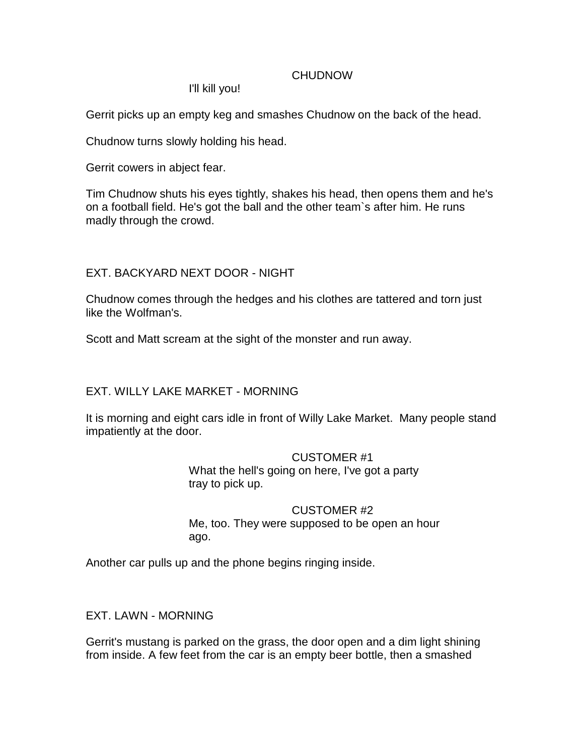CHUDNOW

I'll kill you!

Gerrit picks up an empty keg and smashes Chudnow on the back of the head.

Chudnow turns slowly holding his head.

Gerrit cowers in abject fear.

Tim Chudnow shuts his eyes tightly, shakes his head, then opens them and he's on a football field. He's got the ball and the other team`s after him. He runs madly through the crowd.

EXT. BACKYARD NEXT DOOR - NIGHT

Chudnow comes through the hedges and his clothes are tattered and torn just like the Wolfman's.

Scott and Matt scream at the sight of the monster and run away.

EXT. WILLY LAKE MARKET - MORNING

It is morning and eight cars idle in front of Willy Lake Market. Many people stand impatiently at the door.

CUSTOMER #1

What the hell's going on here, I've got a party tray to pick up.

CUSTOMER #2

Me, too. They were supposed to be open an hour ago.

Another car pulls up and the phone begins ringing inside.

EXT. LAWN - MORNING

Gerrit's mustang is parked on the grass, the door open and a dim light shining from inside. A few feet from the car is an empty beer bottle, then a smashed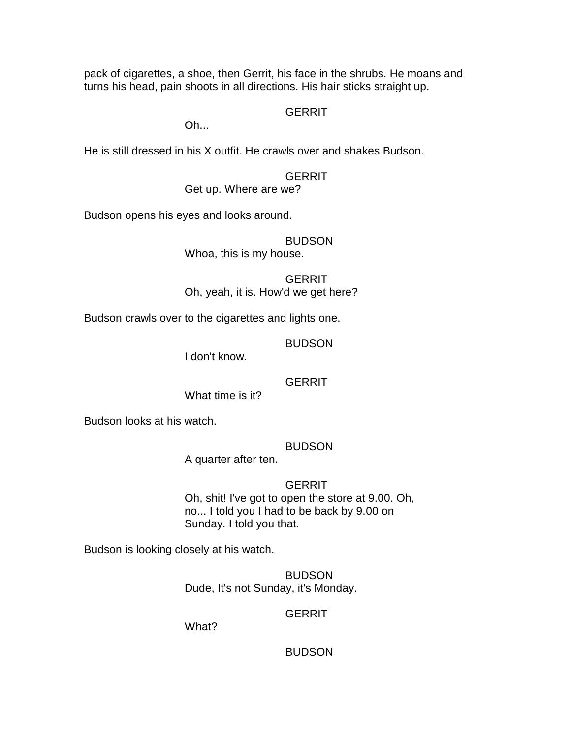pack of cigarettes, a shoe, then Gerrit, his face in the shrubs. He moans and turns his head, pain shoots in all directions. His hair sticks straight up.

GERRIT
Oh...

He is still dressed in his X outfit. He crawls over and shakes Budson.

GERRIT
Get up. Where are we?

Budson opens his eyes and looks around.

BUDSON
Whoa, this is my house.

GERRIT
Oh, yeah, it is. How'd we get here?

Budson crawls over to the cigarettes and lights one.

BUDSON
I don't know.

GERRIT
What time is it?

Budson looks at his watch.

BUDSON
A quarter after ten.

GERRIT
Oh, shit! I've got to open the store at 9.00. Oh, no... I told you I had to be back by 9.00 on Sunday. I told you that.

Budson is looking closely at his watch.

BUDSON
Dude, It's not Sunday, it's Monday.

GERRIT
What?

BUDSON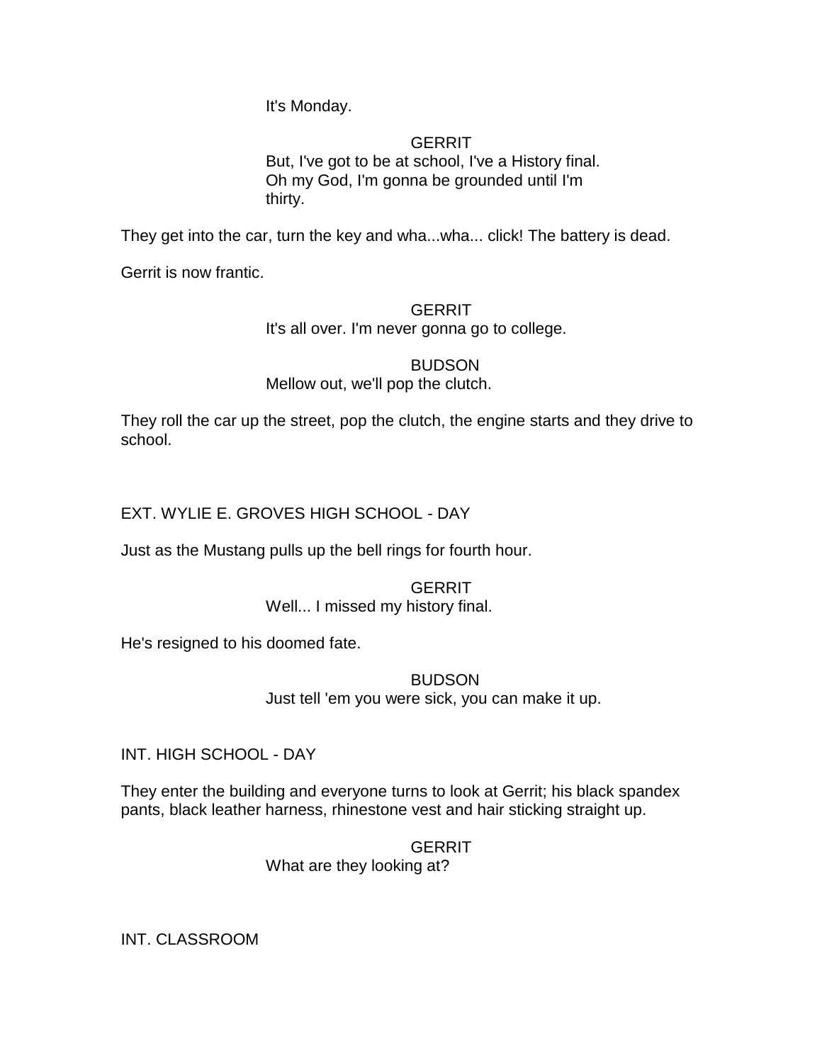It's Monday.

GERRIT
But, I've got to be at school, I've a History final. Oh my God, I'm gonna be grounded until I'm thirty.

They get into the car, turn the key and wha...wha... click! The battery is dead.

Gerrit is now frantic.

GERRIT
It's all over. I'm never gonna go to college.

BUDSON
Mellow out, we'll pop the clutch.

They roll the car up the street, pop the clutch, the engine starts and they drive to school.

EXT. WYLIE E. GROVES HIGH SCHOOL - DAY

Just as the Mustang pulls up the bell rings for fourth hour.

GERRIT
Well... I missed my history final.

He's resigned to his doomed fate.

BUDSON
Just tell 'em you were sick, you can make it up.

INT. HIGH SCHOOL - DAY

They enter the building and everyone turns to look at Gerrit; his black spandex pants, black leather harness, rhinestone vest and hair sticking straight up.

GERRIT
What are they looking at?

INT. CLASSROOM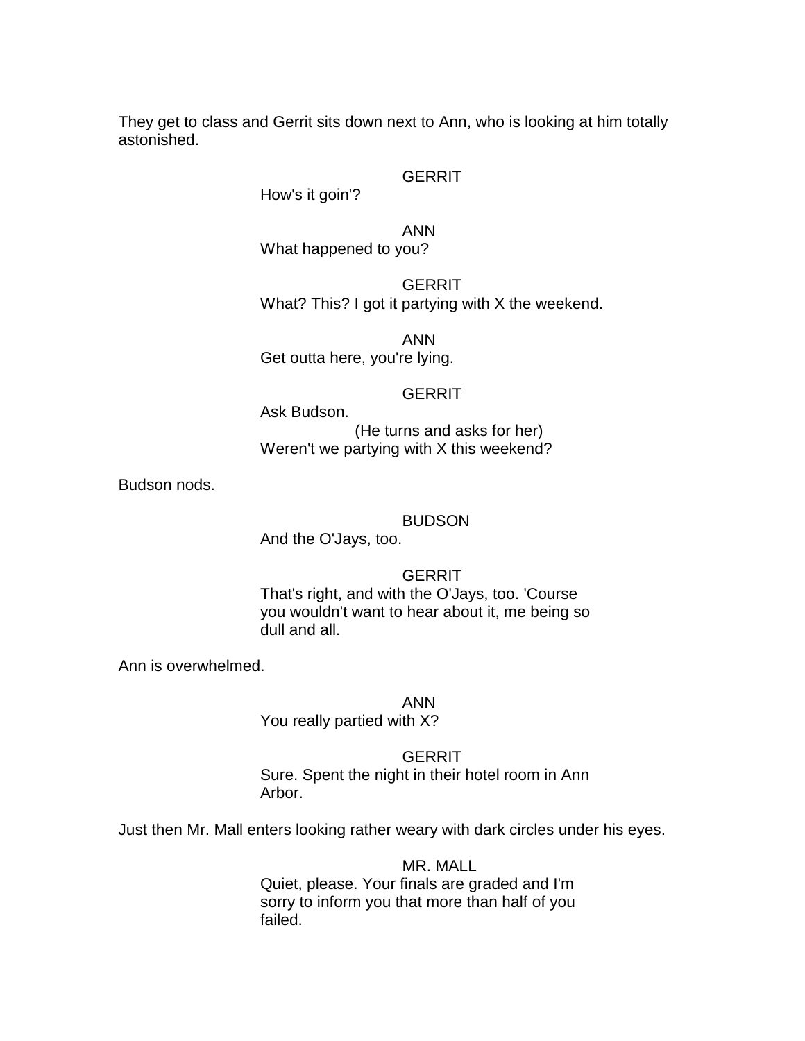They get to class and Gerrit sits down next to Ann, who is looking at him totally astonished.

GERRIT
How's it goin'?

ANN
What happened to you?

GERRIT
What? This? I got it partying with X the weekend.

ANN
Get outta here, you're lying.

GERRIT
Ask Budson.
(He turns and asks for her)
Weren't we partying with X this weekend?

Budson nods.

BUDSON
And the O'Jays, too.

GERRIT
That's right, and with the O'Jays, too. 'Course you wouldn't want to hear about it, me being so dull and all.

Ann is overwhelmed.

ANN
You really partied with X?

GERRIT
Sure. Spent the night in their hotel room in Ann Arbor.

Just then Mr. Mall enters looking rather weary with dark circles under his eyes.

MR. MALL
Quiet, please. Your finals are graded and I'm sorry to inform you that more than half of you failed.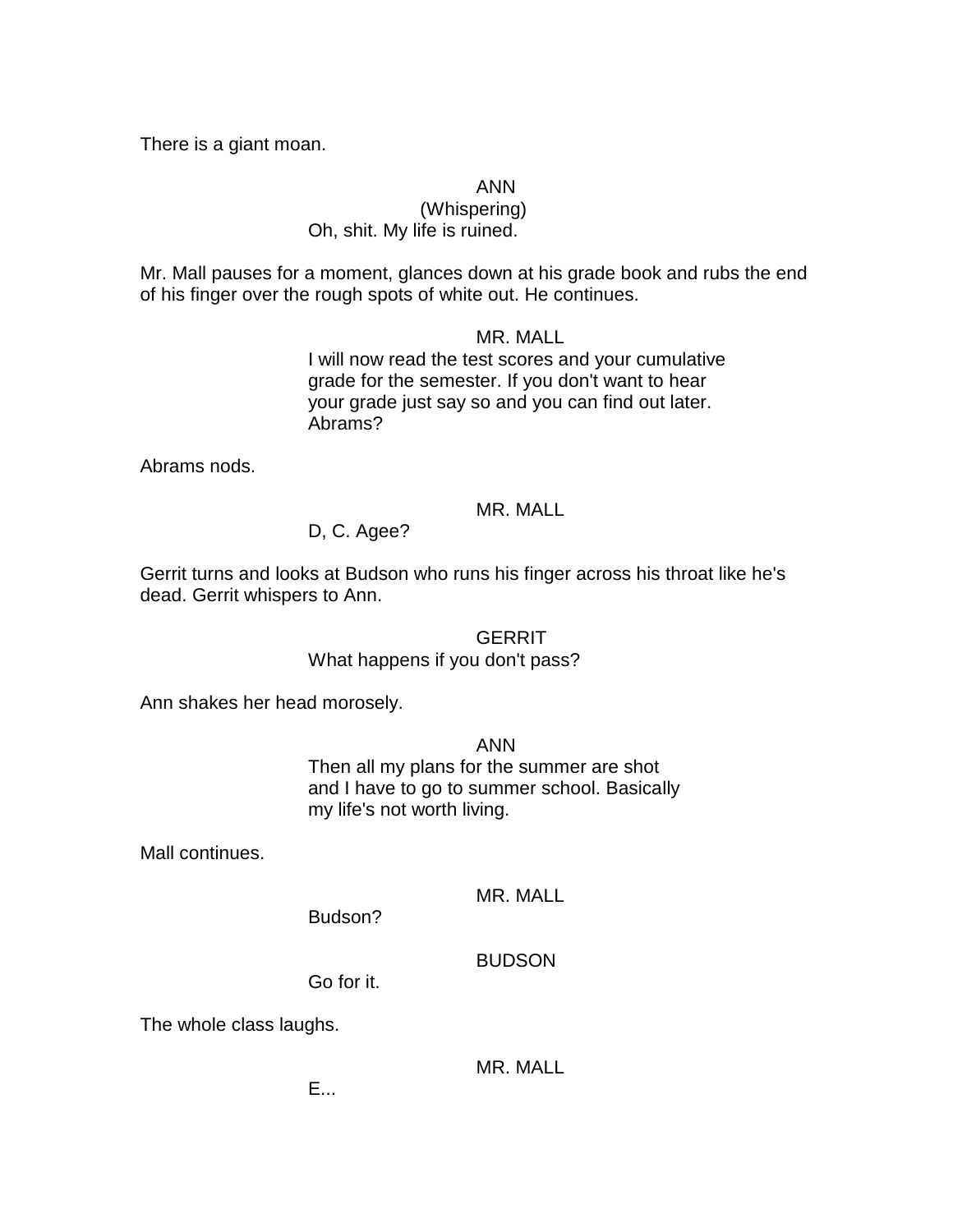There is a giant moan.

ANN
(Whispering)
Oh, shit. My life is ruined.

Mr. Mall pauses for a moment, glances down at his grade book and rubs the end of his finger over the rough spots of white out. He continues.

MR. MALL
I will now read the test scores and your cumulative grade for the semester. If you don't want to hear your grade just say so and you can find out later. Abrams?

Abrams nods.

MR. MALL
D, C. Agee?

Gerrit turns and looks at Budson who runs his finger across his throat like he's dead. Gerrit whispers to Ann.

GERRIT
What happens if you don't pass?

Ann shakes her head morosely.

ANN
Then all my plans for the summer are shot and I have to go to summer school. Basically my life's not worth living.

Mall continues.

MR. MALL
Budson?

BUDSON
Go for it.

The whole class laughs.

MR. MALL
E...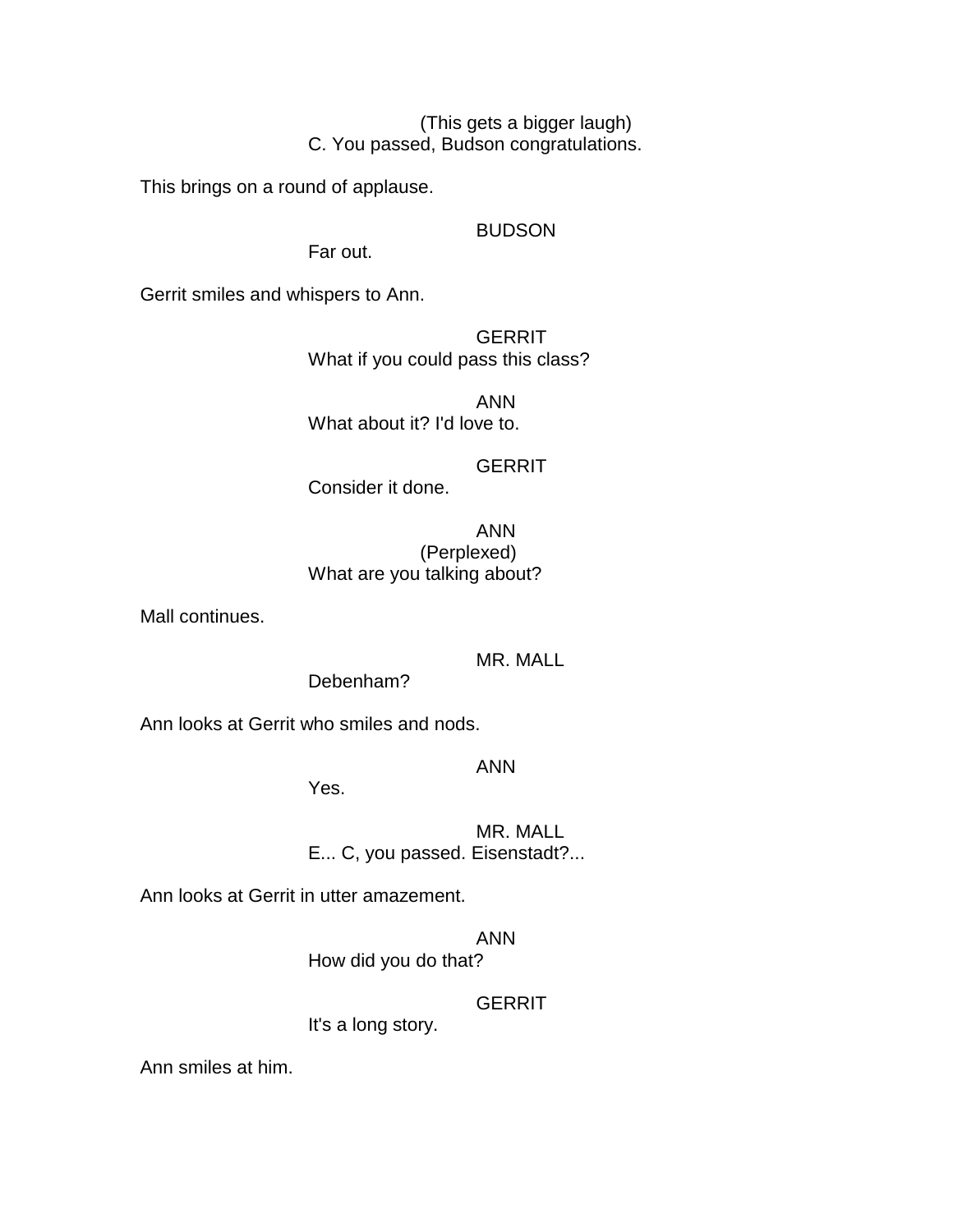(This gets a bigger laugh)
C. You passed, Budson congratulations.

This brings on a round of applause.

BUDSON

Far out.

Gerrit smiles and whispers to Ann.

GERRIT

What if you could pass this class?

ANN

What about it? I'd love to.

GERRIT

Consider it done.

ANN

(Perplexed)
What are you talking about?

Mall continues.

MR. MALL

Debenham?

Ann looks at Gerrit who smiles and nods.

ANN

Yes.

MR. MALL

E... C, you passed. Eisenstadt?...

Ann looks at Gerrit in utter amazement.

ANN

How did you do that?

GERRIT

It's a long story.

Ann smiles at him.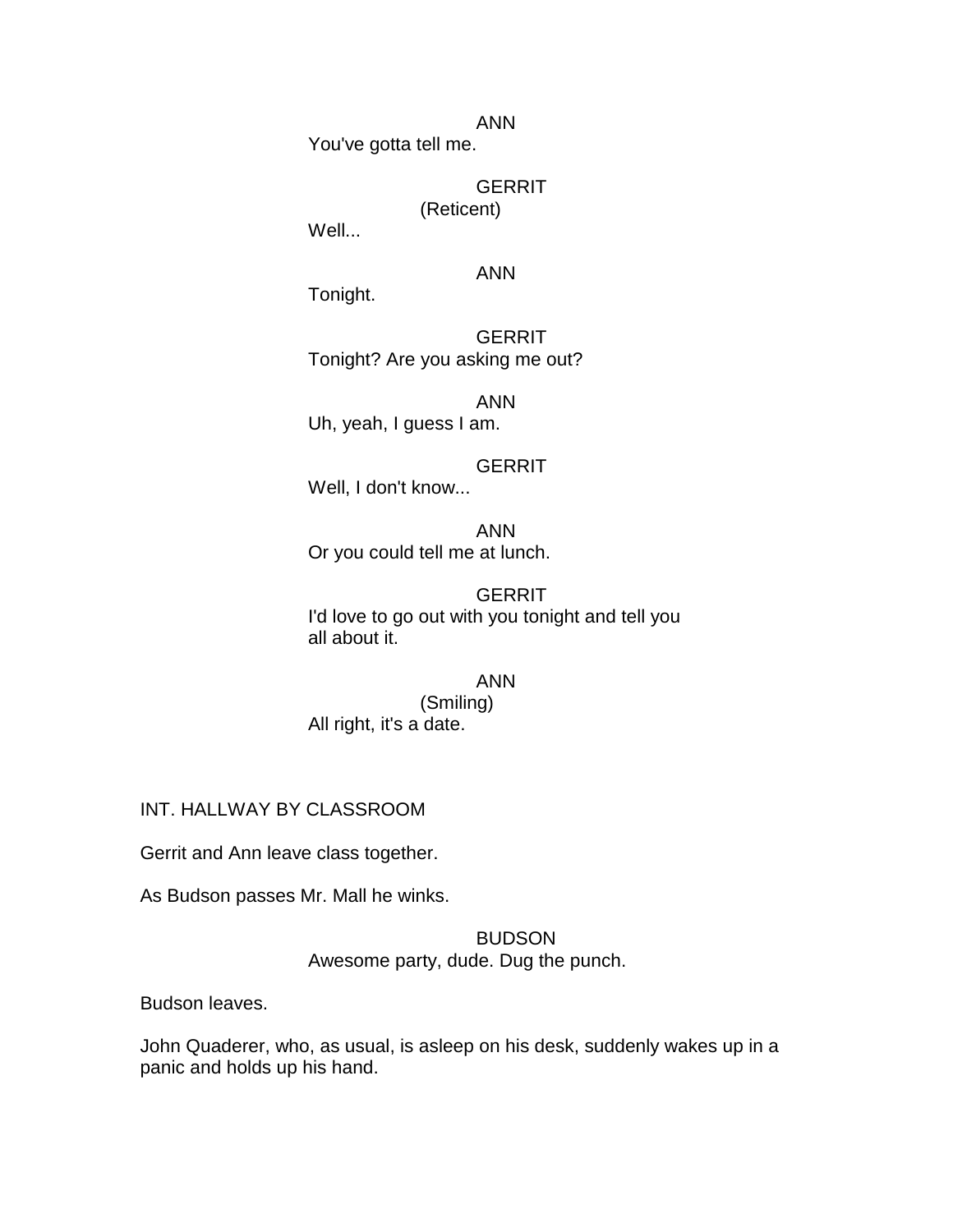ANN
You've gotta tell me.

GERRIT
(Reticent)
Well...

ANN
Tonight.

GERRIT
Tonight? Are you asking me out?

ANN
Uh, yeah, I guess I am.

GERRIT
Well, I don't know...

ANN
Or you could tell me at lunch.

GERRIT
I'd love to go out with you tonight and tell you all about it.

ANN
(Smiling)
All right, it's a date.

INT. HALLWAY BY CLASSROOM

Gerrit and Ann leave class together.

As Budson passes Mr. Mall he winks.

BUDSON
Awesome party, dude. Dug the punch.

Budson leaves.

John Quaderer, who, as usual, is asleep on his desk, suddenly wakes up in a panic and holds up his hand.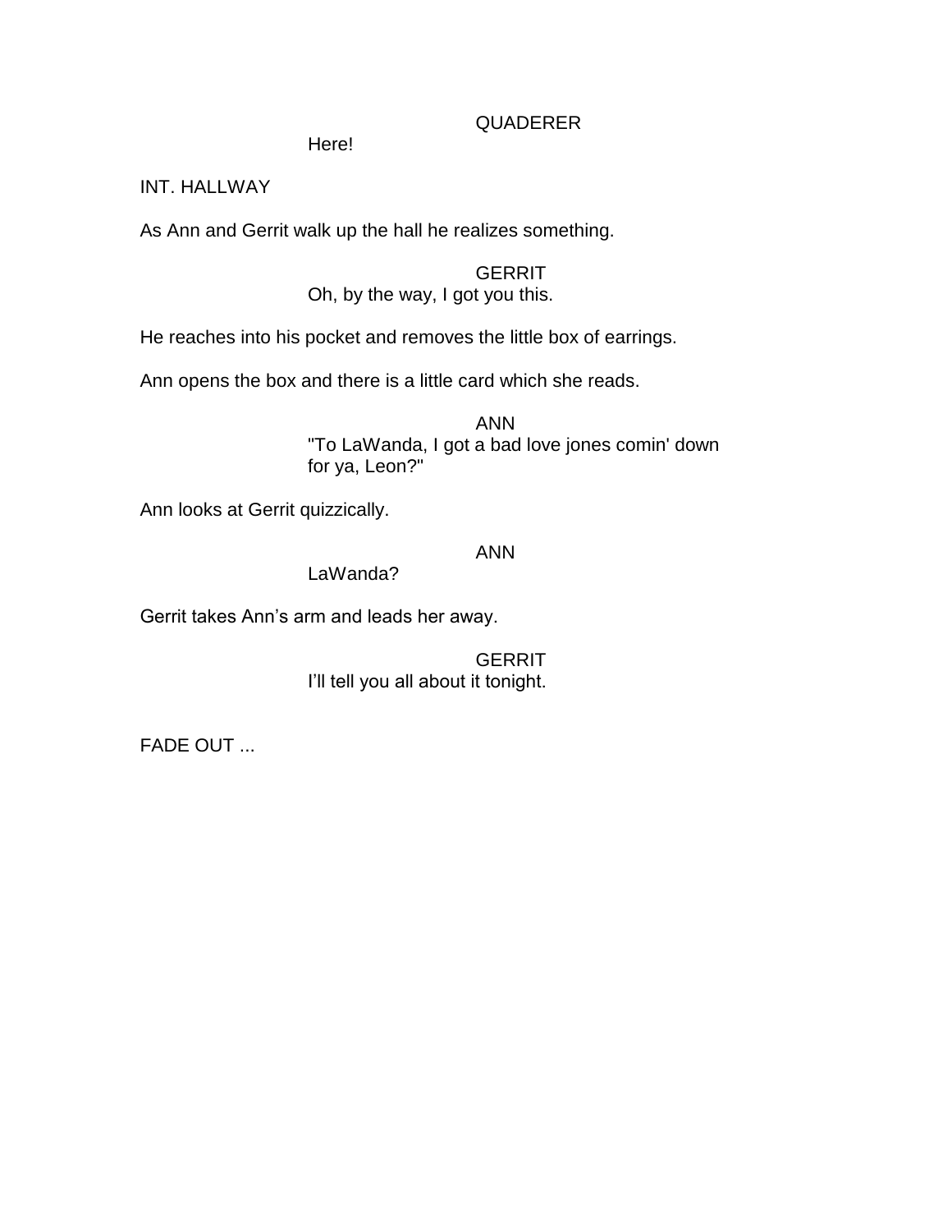QUADERER

Here!

INT. HALLWAY

As Ann and Gerrit walk up the hall he realizes something.

GERRIT

Oh, by the way, I got you this.

He reaches into his pocket and removes the little box of earrings.

Ann opens the box and there is a little card which she reads.

ANN

"To LaWanda, I got a bad love jones comin' down for ya, Leon?"

Ann looks at Gerrit quizzically.

ANN

LaWanda?

Gerrit takes Ann's arm and leads her away.

GERRIT

I'll tell you all about it tonight.

FADE OUT ...